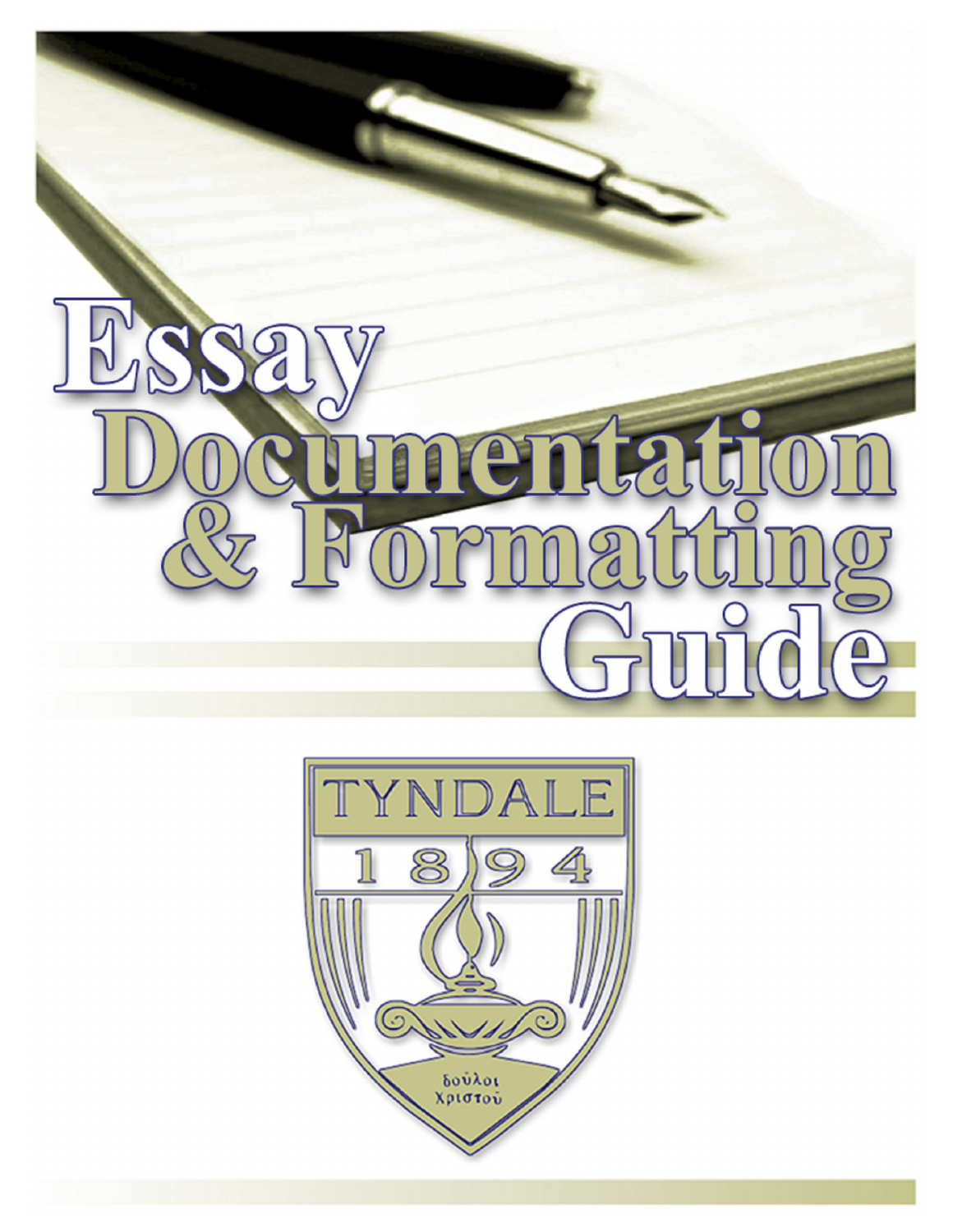# Essay Documentation & Formatting Guide

TYNDALE

1894

δοῦλοι Χριστοῦ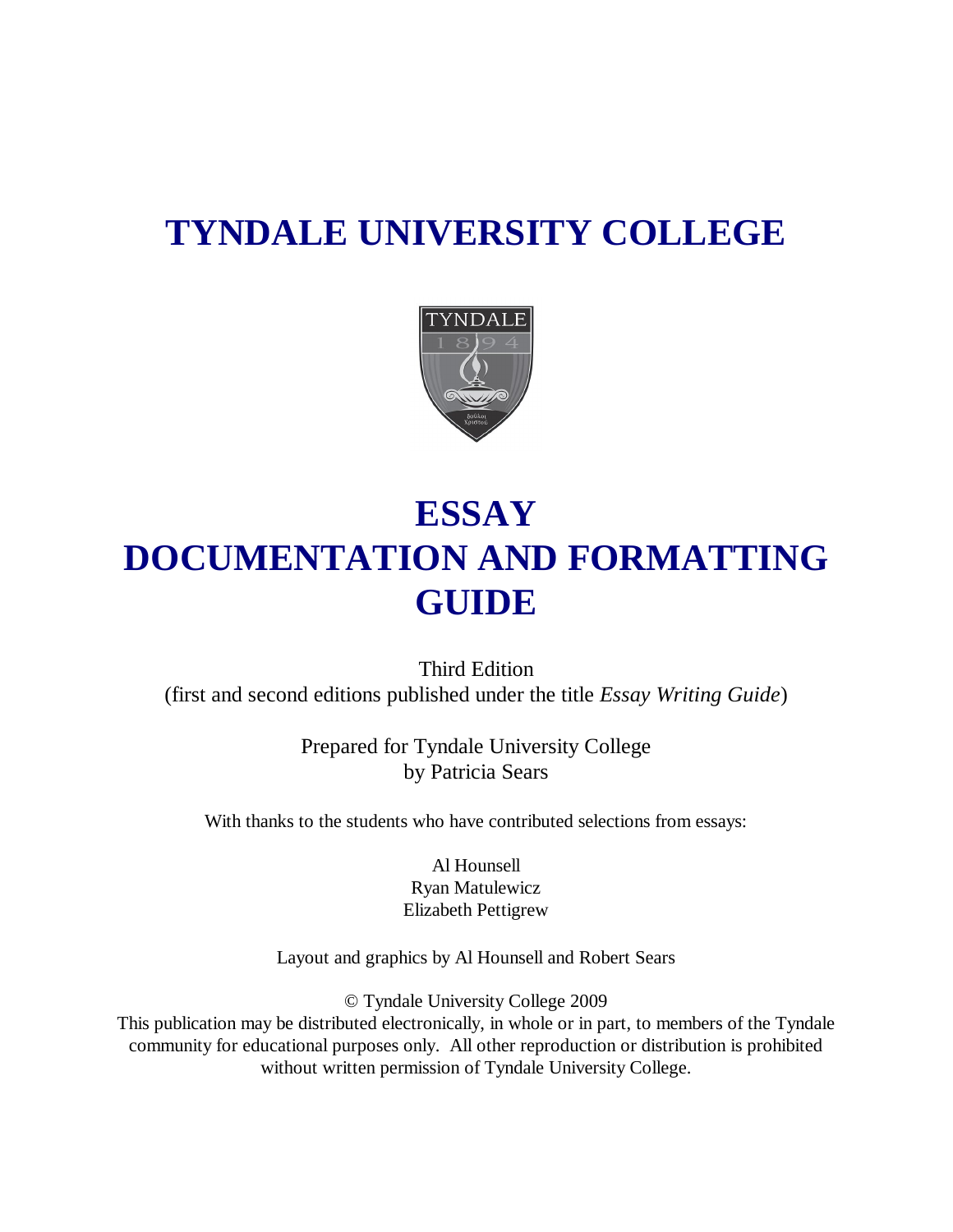# TYNDALE UNIVERSITY COLLEGE

# ESSAY
# DOCUMENTATION AND FORMATTING GUIDE

Third Edition
(first and second editions published under the title *Essay Writing Guide*)

Prepared for Tyndale University College
by Patricia Sears

With thanks to the students who have contributed selections from essays:

Al Hounsell
Ryan Matulewicz
Elizabeth Pettigrew

Layout and graphics by Al Hounsell and Robert Sears

© Tyndale University College 2009
This publication may be distributed electronically, in whole or in part, to members of the Tyndale community for educational purposes only. All other reproduction or distribution is prohibited without written permission of Tyndale University College.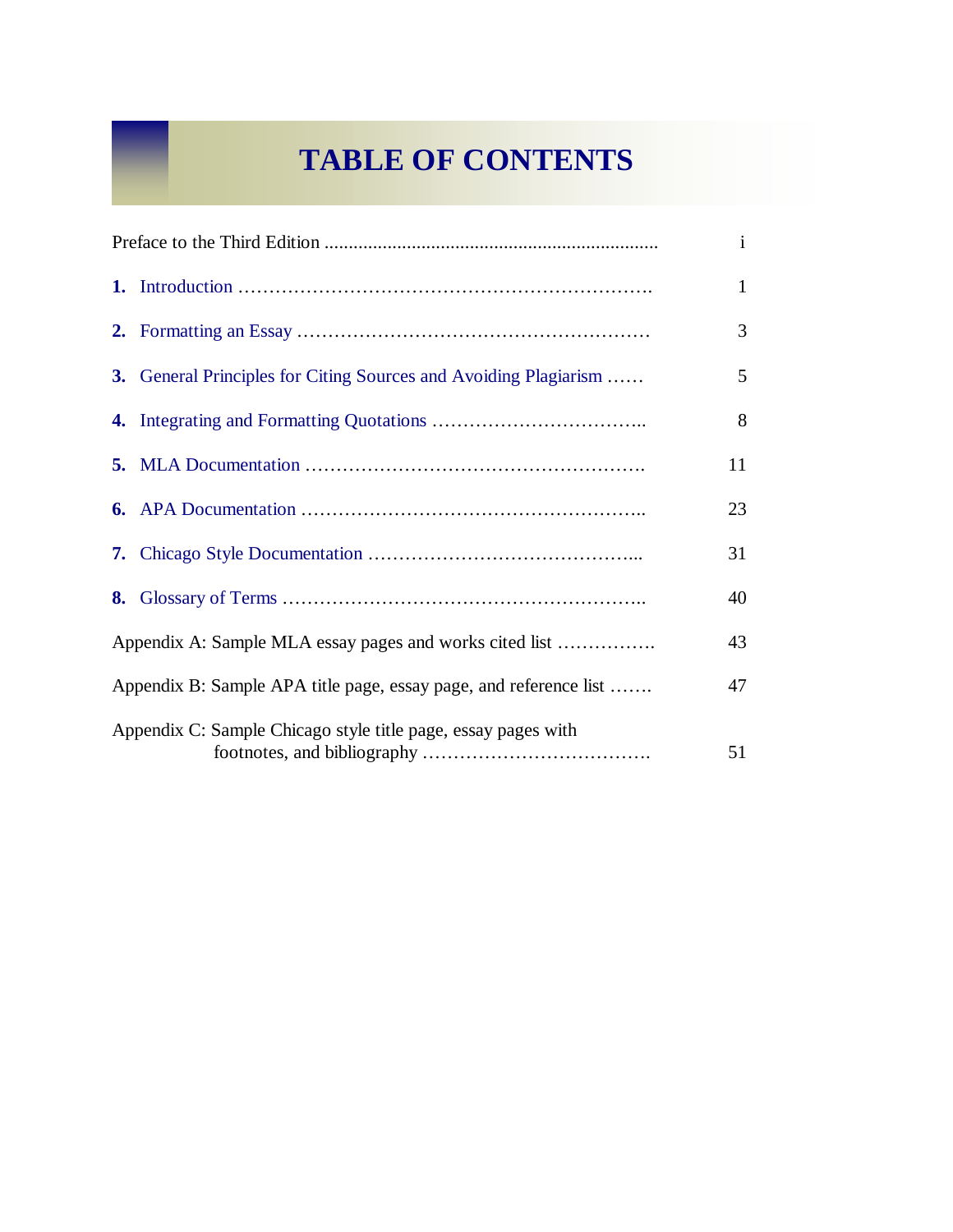# TABLE OF CONTENTS

| | |
|---|---|
| Preface to the Third Edition | i |
| **1.** Introduction | 1 |
| **2.** Formatting an Essay | 3 |
| **3.** General Principles for Citing Sources and Avoiding Plagiarism | 5 |
| **4.** Integrating and Formatting Quotations | 8 |
| **5.** MLA Documentation | 11 |
| **6.** APA Documentation | 23 |
| **7.** Chicago Style Documentation | 31 |
| **8.** Glossary of Terms | 40 |
| Appendix A: Sample MLA essay pages and works cited list | 43 |
| Appendix B: Sample APA title page, essay page, and reference list | 47 |
| Appendix C: Sample Chicago style title page, essay pages with footnotes, and bibliography | 51 |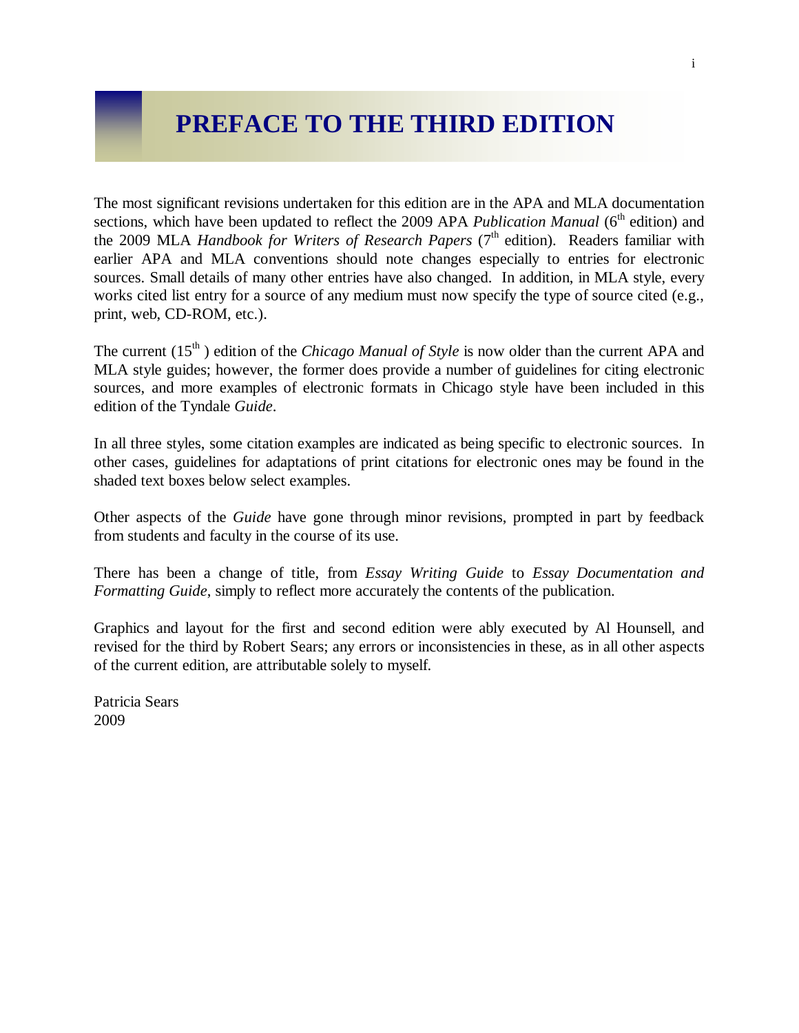# PREFACE TO THE THIRD EDITION

The most significant revisions undertaken for this edition are in the APA and MLA documentation sections, which have been updated to reflect the 2009 APA *Publication Manual* ($6^{th}$ edition) and the 2009 MLA *Handbook for Writers of Research Papers* ($7^{th}$ edition). Readers familiar with earlier APA and MLA conventions should note changes especially to entries for electronic sources. Small details of many other entries have also changed. In addition, in MLA style, every works cited list entry for a source of any medium must now specify the type of source cited (e.g., print, web, CD-ROM, etc.).

The current ($15^{th}$ ) edition of the *Chicago Manual of Style* is now older than the current APA and MLA style guides; however, the former does provide a number of guidelines for citing electronic sources, and more examples of electronic formats in Chicago style have been included in this edition of the Tyndale *Guide*.

In all three styles, some citation examples are indicated as being specific to electronic sources. In other cases, guidelines for adaptations of print citations for electronic ones may be found in the shaded text boxes below select examples.

Other aspects of the *Guide* have gone through minor revisions, prompted in part by feedback from students and faculty in the course of its use.

There has been a change of title, from *Essay Writing Guide* to *Essay Documentation and Formatting Guide*, simply to reflect more accurately the contents of the publication.

Graphics and layout for the first and second edition were ably executed by Al Hounsell, and revised for the third by Robert Sears; any errors or inconsistencies in these, as in all other aspects of the current edition, are attributable solely to myself.

Patricia Sears
2009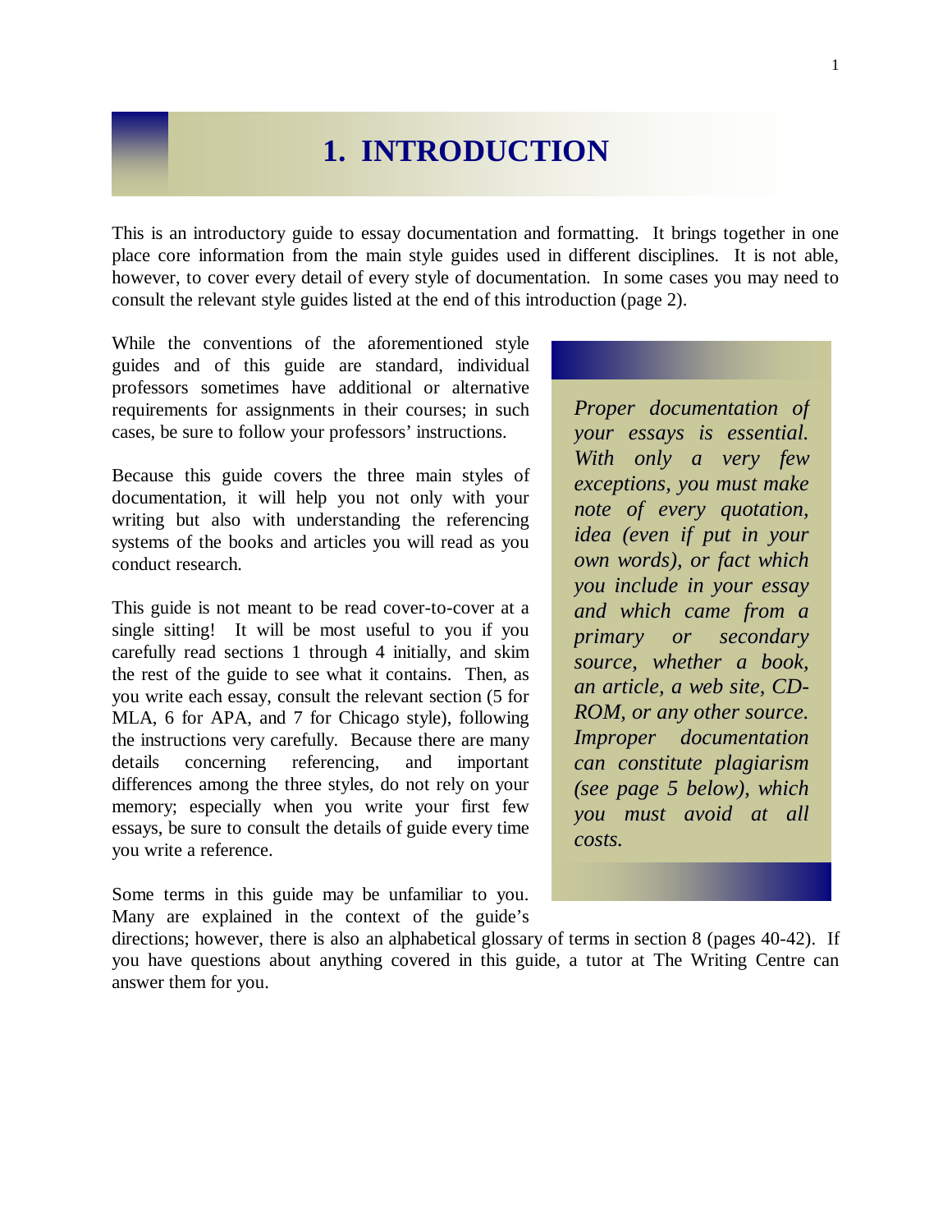# 1. INTRODUCTION

This is an introductory guide to essay documentation and formatting. It brings together in one place core information from the main style guides used in different disciplines. It is not able, however, to cover every detail of every style of documentation. In some cases you may need to consult the relevant style guides listed at the end of this introduction (page 2).

While the conventions of the aforementioned style guides and of this guide are standard, individual professors sometimes have additional or alternative requirements for assignments in their courses; in such cases, be sure to follow your professors' instructions.

Because this guide covers the three main styles of documentation, it will help you not only with your writing but also with understanding the referencing systems of the books and articles you will read as you conduct research.

This guide is not meant to be read cover-to-cover at a single sitting! It will be most useful to you if you carefully read sections 1 through 4 initially, and skim the rest of the guide to see what it contains. Then, as you write each essay, consult the relevant section (5 for MLA, 6 for APA, and 7 for Chicago style), following the instructions very carefully. Because there are many details concerning referencing, and important differences among the three styles, do not rely on your memory; especially when you write your first few essays, be sure to consult the details of guide every time you write a reference.

Some terms in this guide may be unfamiliar to you. Many are explained in the context of the guide's directions; however, there is also an alphabetical glossary of terms in section 8 (pages 40-42). If you have questions about anything covered in this guide, a tutor at The Writing Centre can answer them for you.

> *Proper documentation of your essays is essential. With only a very few exceptions, you must make note of every quotation, idea (even if put in your own words), or fact which you include in your essay and which came from a primary or secondary source, whether a book, an article, a web site, CD-ROM, or any other source. Improper documentation can constitute plagiarism (see page 5 below), which you must avoid at all costs.*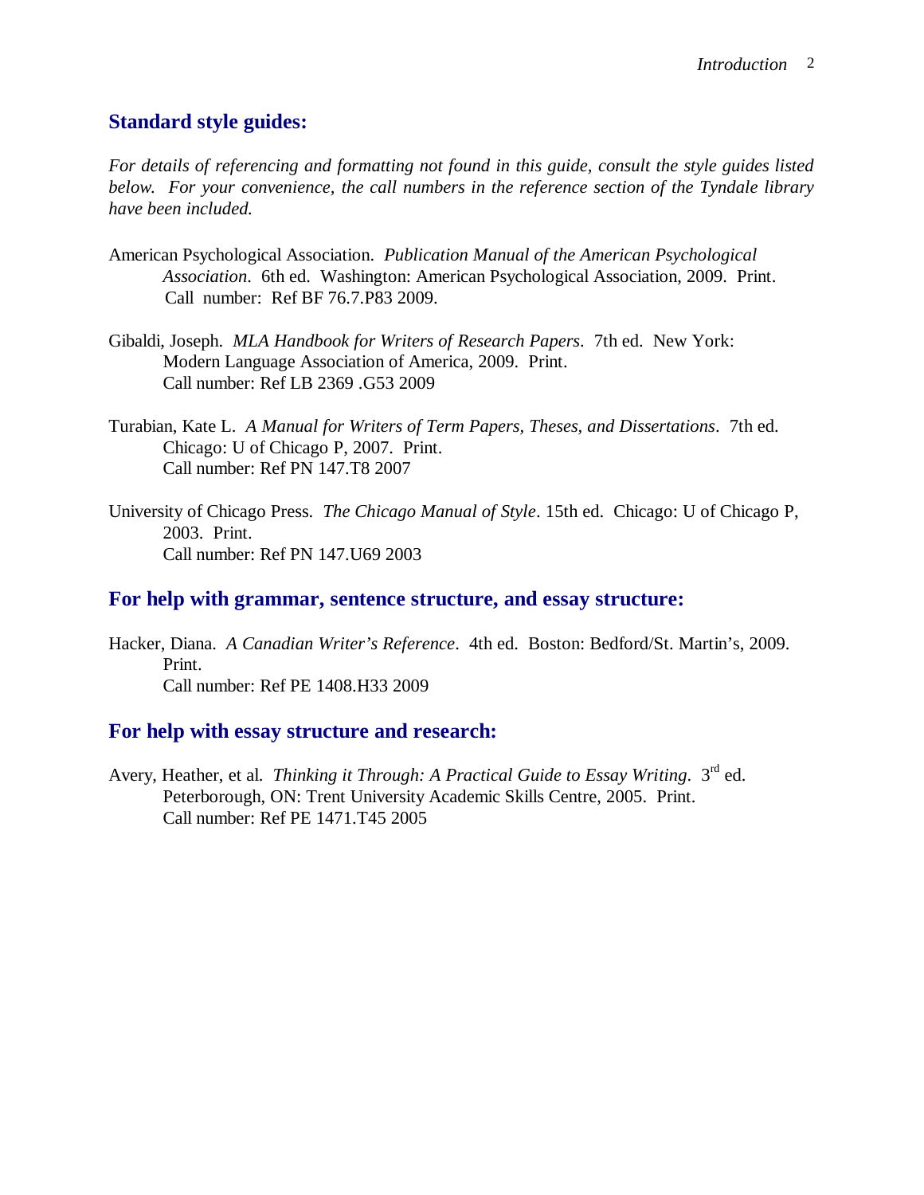## Standard style guides:

*For details of referencing and formatting not found in this guide, consult the style guides listed below. For your convenience, the call numbers in the reference section of the Tyndale library have been included.*

American Psychological Association. *Publication Manual of the American Psychological Association*. 6th ed. Washington: American Psychological Association, 2009. Print.
Call number: Ref BF 76.7.P83 2009.

Gibaldi, Joseph. *MLA Handbook for Writers of Research Papers*. 7th ed. New York: Modern Language Association of America, 2009. Print.
Call number: Ref LB 2369 .G53 2009

Turabian, Kate L. *A Manual for Writers of Term Papers, Theses, and Dissertations*. 7th ed. Chicago: U of Chicago P, 2007. Print.
Call number: Ref PN 147.T8 2007

University of Chicago Press. *The Chicago Manual of Style*. 15th ed. Chicago: U of Chicago P, 2003. Print.
Call number: Ref PN 147.U69 2003

## For help with grammar, sentence structure, and essay structure:

Hacker, Diana. *A Canadian Writer's Reference*. 4th ed. Boston: Bedford/St. Martin's, 2009. Print.
Call number: Ref PE 1408.H33 2009

## For help with essay structure and research:

Avery, Heather, et al. *Thinking it Through: A Practical Guide to Essay Writing*. 3rd ed. Peterborough, ON: Trent University Academic Skills Centre, 2005. Print.
Call number: Ref PE 1471.T45 2005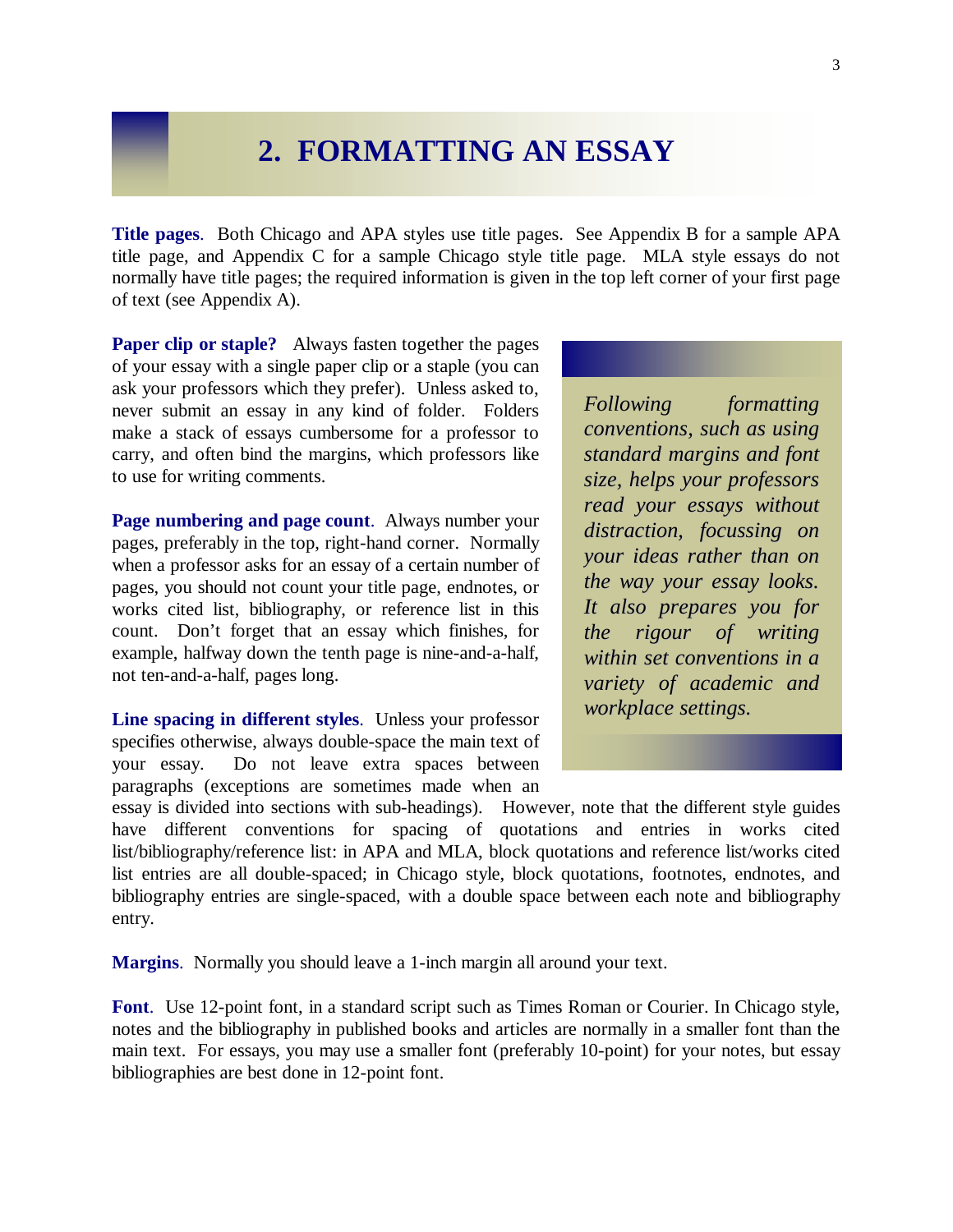## 2. FORMATTING AN ESSAY

**Title pages**. Both Chicago and APA styles use title pages. See Appendix B for a sample APA title page, and Appendix C for a sample Chicago style title page. MLA style essays do not normally have title pages; the required information is given in the top left corner of your first page of text (see Appendix A).

**Paper clip or staple?** Always fasten together the pages of your essay with a single paper clip or a staple (you can ask your professors which they prefer). Unless asked to, never submit an essay in any kind of folder. Folders make a stack of essays cumbersome for a professor to carry, and often bind the margins, which professors like to use for writing comments.

**Page numbering and page count**. Always number your pages, preferably in the top, right-hand corner. Normally when a professor asks for an essay of a certain number of pages, you should not count your title page, endnotes, or works cited list, bibliography, or reference list in this count. Don't forget that an essay which finishes, for example, halfway down the tenth page is nine-and-a-half, not ten-and-a-half, pages long.

**Line spacing in different styles**. Unless your professor specifies otherwise, always double-space the main text of your essay. Do not leave extra spaces between paragraphs (exceptions are sometimes made when an essay is divided into sections with sub-headings). However, note that the different style guides have different conventions for spacing of quotations and entries in works cited list/bibliography/reference list: in APA and MLA, block quotations and reference list/works cited list entries are all double-spaced; in Chicago style, block quotations, footnotes, endnotes, and bibliography entries are single-spaced, with a double space between each note and bibliography entry.

> *Following formatting conventions, such as using standard margins and font size, helps your professors read your essays without distraction, focussing on your ideas rather than on the way your essay looks. It also prepares you for the rigour of writing within set conventions in a variety of academic and workplace settings.*

**Margins**. Normally you should leave a 1-inch margin all around your text.

**Font**. Use 12-point font, in a standard script such as Times Roman or Courier. In Chicago style, notes and the bibliography in published books and articles are normally in a smaller font than the main text. For essays, you may use a smaller font (preferably 10-point) for your notes, but essay bibliographies are best done in 12-point font.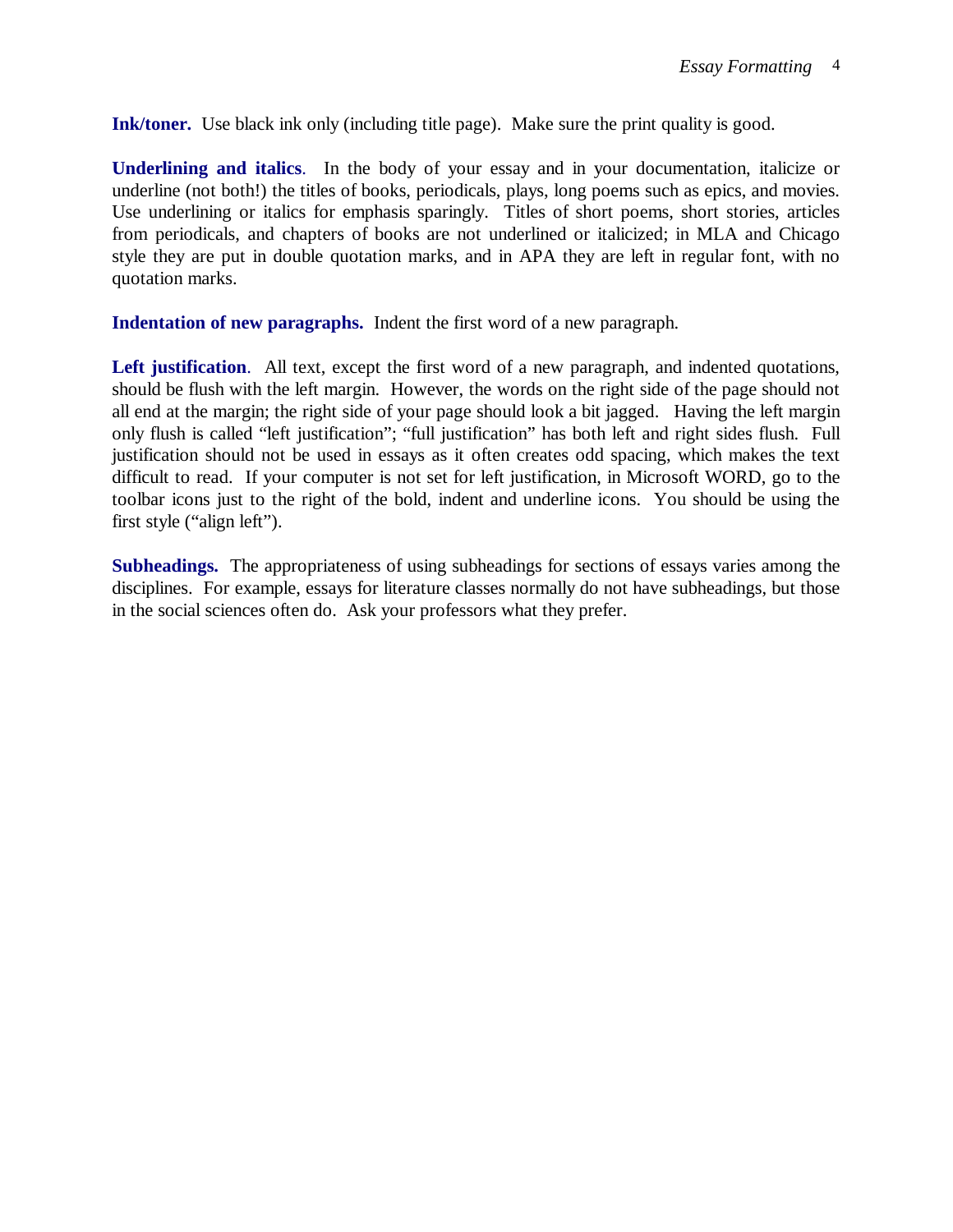**Ink/toner.** Use black ink only (including title page). Make sure the print quality is good.

**Underlining and italics**. In the body of your essay and in your documentation, italicize or underline (not both!) the titles of books, periodicals, plays, long poems such as epics, and movies. Use underlining or italics for emphasis sparingly. Titles of short poems, short stories, articles from periodicals, and chapters of books are not underlined or italicized; in MLA and Chicago style they are put in double quotation marks, and in APA they are left in regular font, with no quotation marks.

**Indentation of new paragraphs.** Indent the first word of a new paragraph.

**Left justification**. All text, except the first word of a new paragraph, and indented quotations, should be flush with the left margin. However, the words on the right side of the page should not all end at the margin; the right side of your page should look a bit jagged. Having the left margin only flush is called "left justification"; "full justification" has both left and right sides flush. Full justification should not be used in essays as it often creates odd spacing, which makes the text difficult to read. If your computer is not set for left justification, in Microsoft WORD, go to the toolbar icons just to the right of the bold, indent and underline icons. You should be using the first style ("align left").

**Subheadings.** The appropriateness of using subheadings for sections of essays varies among the disciplines. For example, essays for literature classes normally do not have subheadings, but those in the social sciences often do. Ask your professors what they prefer.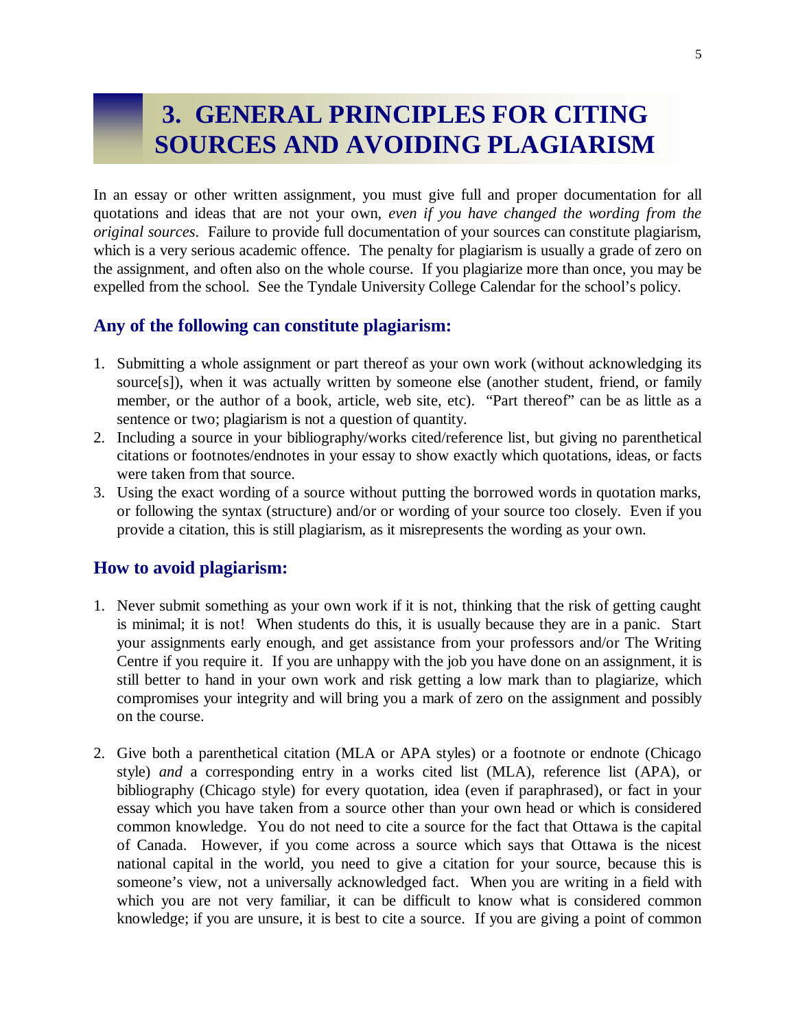# 3. GENERAL PRINCIPLES FOR CITING SOURCES AND AVOIDING PLAGIARISM

In an essay or other written assignment, you must give full and proper documentation for all quotations and ideas that are not your own, *even if you have changed the wording from the original sources*. Failure to provide full documentation of your sources can constitute plagiarism, which is a very serious academic offence. The penalty for plagiarism is usually a grade of zero on the assignment, and often also on the whole course. If you plagiarize more than once, you may be expelled from the school. See the Tyndale University College Calendar for the school's policy.

## Any of the following can constitute plagiarism:

1. Submitting a whole assignment or part thereof as your own work (without acknowledging its source[s]), when it was actually written by someone else (another student, friend, or family member, or the author of a book, article, web site, etc). "Part thereof" can be as little as a sentence or two; plagiarism is not a question of quantity.
2. Including a source in your bibliography/works cited/reference list, but giving no parenthetical citations or footnotes/endnotes in your essay to show exactly which quotations, ideas, or facts were taken from that source.
3. Using the exact wording of a source without putting the borrowed words in quotation marks, or following the syntax (structure) and/or or wording of your source too closely. Even if you provide a citation, this is still plagiarism, as it misrepresents the wording as your own.

## How to avoid plagiarism:

1. Never submit something as your own work if it is not, thinking that the risk of getting caught is minimal; it is not! When students do this, it is usually because they are in a panic. Start your assignments early enough, and get assistance from your professors and/or The Writing Centre if you require it. If you are unhappy with the job you have done on an assignment, it is still better to hand in your own work and risk getting a low mark than to plagiarize, which compromises your integrity and will bring you a mark of zero on the assignment and possibly on the course.

2. Give both a parenthetical citation (MLA or APA styles) or a footnote or endnote (Chicago style) *and* a corresponding entry in a works cited list (MLA), reference list (APA), or bibliography (Chicago style) for every quotation, idea (even if paraphrased), or fact in your essay which you have taken from a source other than your own head or which is considered common knowledge. You do not need to cite a source for the fact that Ottawa is the capital of Canada. However, if you come across a source which says that Ottawa is the nicest national capital in the world, you need to give a citation for your source, because this is someone's view, not a universally acknowledged fact. When you are writing in a field with which you are not very familiar, it can be difficult to know what is considered common knowledge; if you are unsure, it is best to cite a source. If you are giving a point of common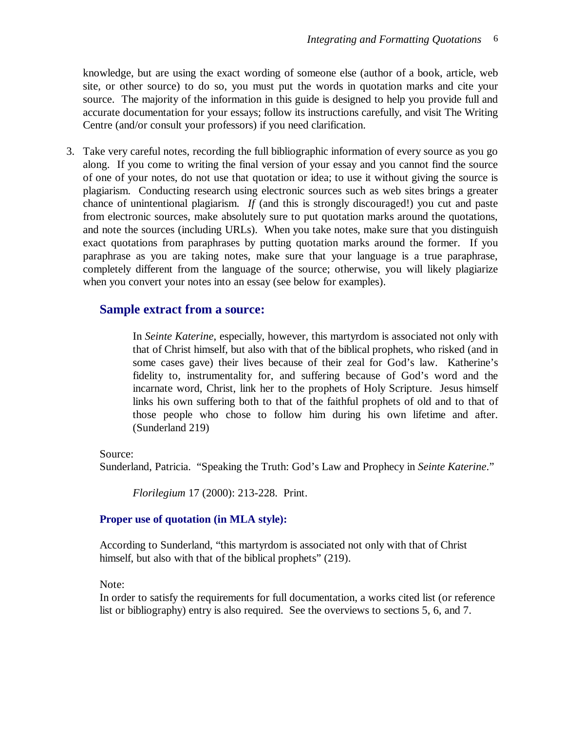knowledge, but are using the exact wording of someone else (author of a book, article, web site, or other source) to do so, you must put the words in quotation marks and cite your source. The majority of the information in this guide is designed to help you provide full and accurate documentation for your essays; follow its instructions carefully, and visit The Writing Centre (and/or consult your professors) if you need clarification.

3. Take very careful notes, recording the full bibliographic information of every source as you go along. If you come to writing the final version of your essay and you cannot find the source of one of your notes, do not use that quotation or idea; to use it without giving the source is plagiarism. Conducting research using electronic sources such as web sites brings a greater chance of unintentional plagiarism. *If* (and this is strongly discouraged!) you cut and paste from electronic sources, make absolutely sure to put quotation marks around the quotations, and note the sources (including URLs). When you take notes, make sure that you distinguish exact quotations from paraphrases by putting quotation marks around the former. If you paraphrase as you are taking notes, make sure that your language is a true paraphrase, completely different from the language of the source; otherwise, you will likely plagiarize when you convert your notes into an essay (see below for examples).

## Sample extract from a source:

> In *Seinte Katerine*, especially, however, this martyrdom is associated not only with that of Christ himself, but also with that of the biblical prophets, who risked (and in some cases gave) their lives because of their zeal for God's law. Katherine's fidelity to, instrumentality for, and suffering because of God's word and the incarnate word, Christ, link her to the prophets of Holy Scripture. Jesus himself links his own suffering both to that of the faithful prophets of old and to that of those people who chose to follow him during his own lifetime and after. (Sunderland 219)

Source:
Sunderland, Patricia. "Speaking the Truth: God's Law and Prophecy in *Seinte Katerine*."

*Florilegium* 17 (2000): 213-228. Print.

### Proper use of quotation (in MLA style):

According to Sunderland, "this martyrdom is associated not only with that of Christ himself, but also with that of the biblical prophets" (219).

Note:
In order to satisfy the requirements for full documentation, a works cited list (or reference list or bibliography) entry is also required. See the overviews to sections 5, 6, and 7.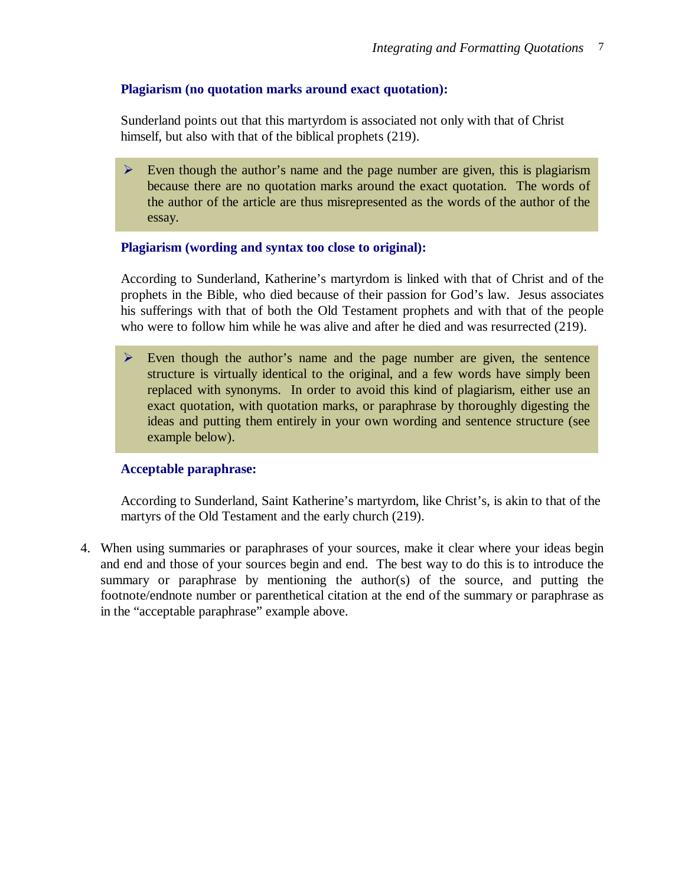**Plagiarism (no quotation marks around exact quotation):**

Sunderland points out that this martyrdom is associated not only with that of Christ himself, but also with that of the biblical prophets (219).

> - Even though the author's name and the page number are given, this is plagiarism because there are no quotation marks around the exact quotation. The words of the author of the article are thus misrepresented as the words of the author of the essay.

**Plagiarism (wording and syntax too close to original):**

According to Sunderland, Katherine's martyrdom is linked with that of Christ and of the prophets in the Bible, who died because of their passion for God's law. Jesus associates his sufferings with that of both the Old Testament prophets and with that of the people who were to follow him while he was alive and after he died and was resurrected (219).

> - Even though the author's name and the page number are given, the sentence structure is virtually identical to the original, and a few words have simply been replaced with synonyms. In order to avoid this kind of plagiarism, either use an exact quotation, with quotation marks, or paraphrase by thoroughly digesting the ideas and putting them entirely in your own wording and sentence structure (see example below).

**Acceptable paraphrase:**

According to Sunderland, Saint Katherine's martyrdom, like Christ's, is akin to that of the martyrs of the Old Testament and the early church (219).

4. When using summaries or paraphrases of your sources, make it clear where your ideas begin and end and those of your sources begin and end. The best way to do this is to introduce the summary or paraphrase by mentioning the author(s) of the source, and putting the footnote/endnote number or parenthetical citation at the end of the summary or paraphrase as in the "acceptable paraphrase" example above.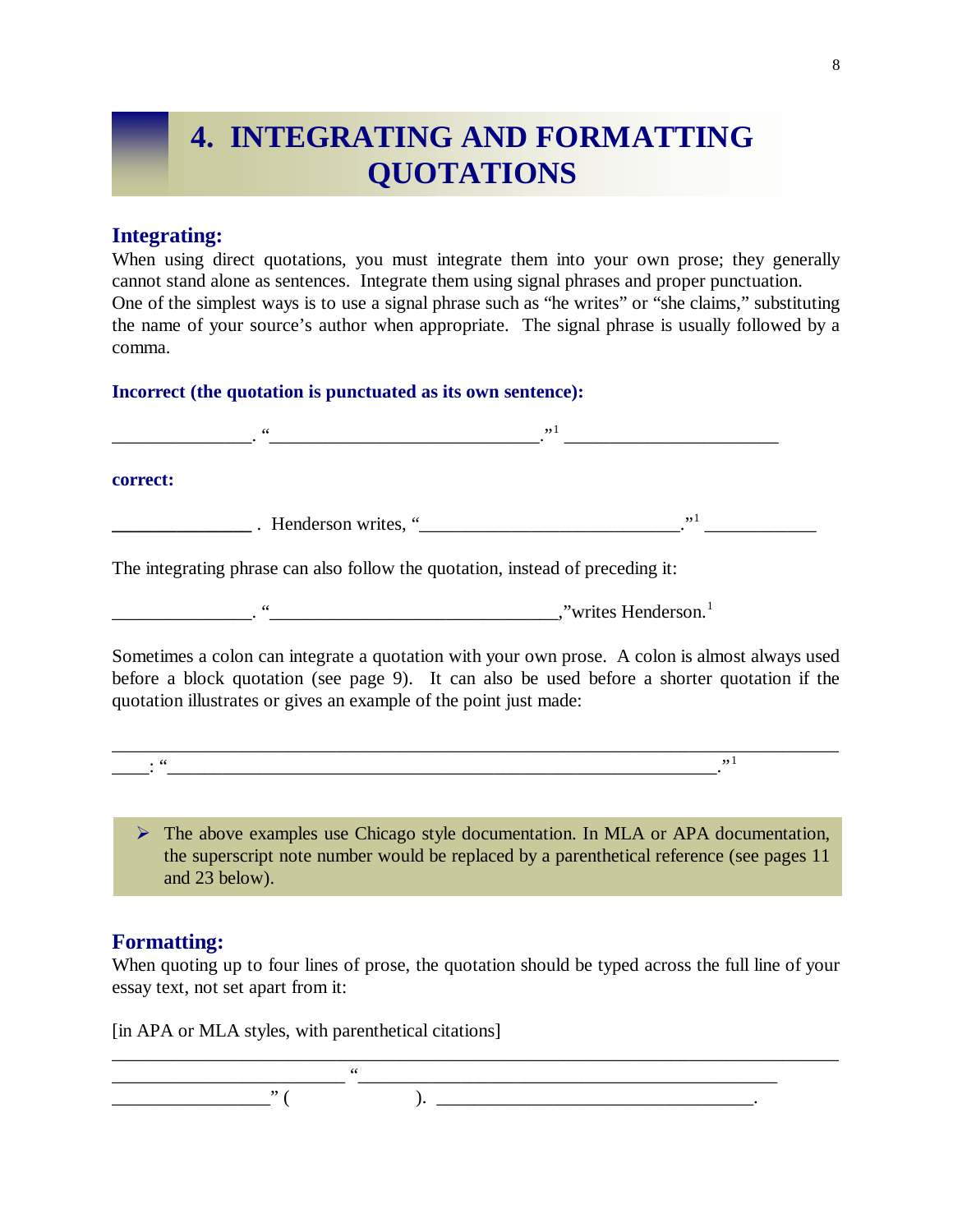# 4. INTEGRATING AND FORMATTING QUOTATIONS

## Integrating:

When using direct quotations, you must integrate them into your own prose; they generally cannot stand alone as sentences. Integrate them using signal phrases and proper punctuation. One of the simplest ways is to use a signal phrase such as "he writes" or "she claims," substituting the name of your source's author when appropriate. The signal phrase is usually followed by a comma.

**Incorrect (the quotation is punctuated as its own sentence):**

______________. "____________________________."[1] ______________________

**correct:**

______________ . Henderson writes, "___________________________."[1] ___________

The integrating phrase can also follow the quotation, instead of preceding it:

______________. "______________________________,"writes Henderson.[1]

Sometimes a colon can integrate a quotation with your own prose. A colon is almost always used before a block quotation (see page 9). It can also be used before a shorter quotation if the quotation illustrates or gives an example of the point just made:

_____________________________________________________________________
____: "__________________________________________________________."[1]

> ➤ The above examples use Chicago style documentation. In MLA or APA documentation, the superscript note number would be replaced by a parenthetical reference (see pages 11 and 23 below).

## Formatting:

When quoting up to four lines of prose, the quotation should be typed across the full line of your essay text, not set apart from it:

[in APA or MLA styles, with parenthetical citations]

_____________________________________________________________________
________________________ "____________________________________________
________________" (              ). ________________________________.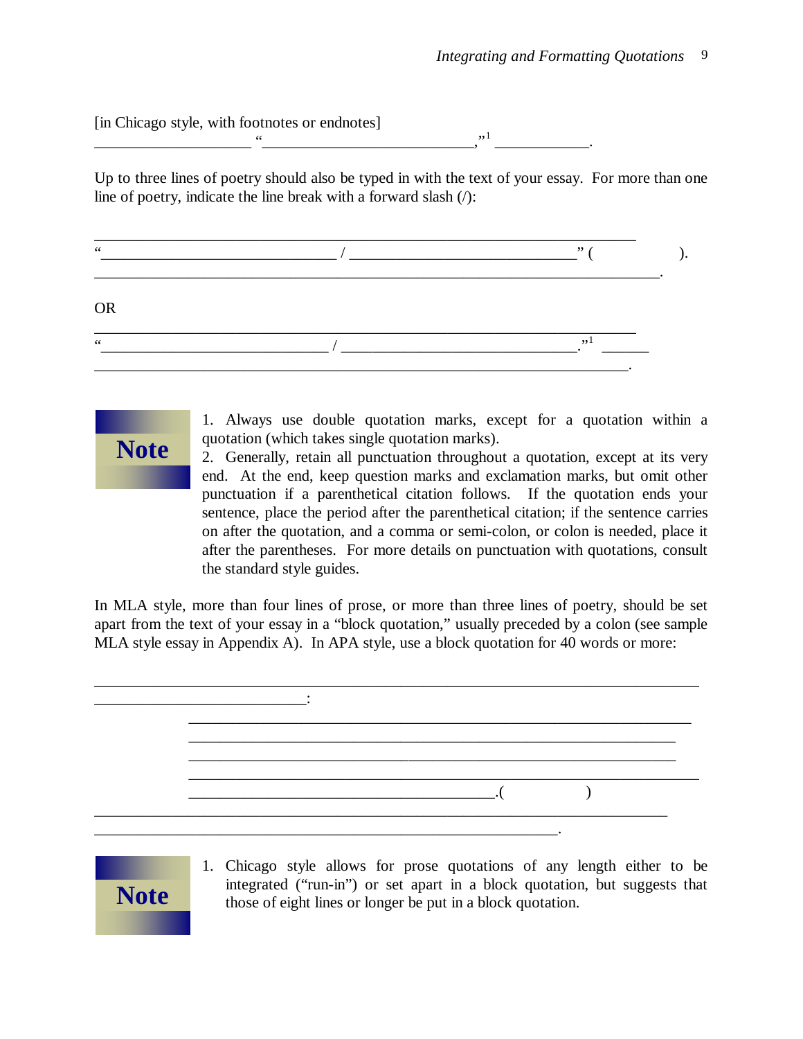[in Chicago style, with footnotes or endnotes]

____________________ "__________________________,"[1] ___________.

Up to three lines of poetry should also be typed in with the text of your essay. For more than one line of poetry, indicate the line break with a forward slash (/):

______________________________________________________________________

"______________________________ / _____________________________" (              ).

________________________________________________________________________.

OR

______________________________________________________________________

"______________________________ / ______________________________."[1] ______

_____________________________________________________________________.

**Note**

1. Always use double quotation marks, except for a quotation within a quotation (which takes single quotation marks).
2. Generally, retain all punctuation throughout a quotation, except at its very end. At the end, keep question marks and exclamation marks, but omit other punctuation if a parenthetical citation follows. If the quotation ends your sentence, place the period after the parenthetical citation; if the sentence carries on after the quotation, and a comma or semi-colon, or colon is needed, place it after the parentheses. For more details on punctuation with quotations, consult the standard style guides.

In MLA style, more than four lines of prose, or more than three lines of poetry, should be set apart from the text of your essay in a "block quotation," usually preceded by a colon (see sample MLA style essay in Appendix A). In APA style, use a block quotation for 40 words or more:

_____________________________________________________________________________

___________________________:

> ________________________________________________________________
> ______________________________________________________________
> ______________________________________________________________
> _________________________________________________________________
> _______________________________________.(              )

__________________________________________________________________________

___________________________________________________________.

**Note**

1. Chicago style allows for prose quotations of any length either to be integrated ("run-in") or set apart in a block quotation, but suggests that those of eight lines or longer be put in a block quotation.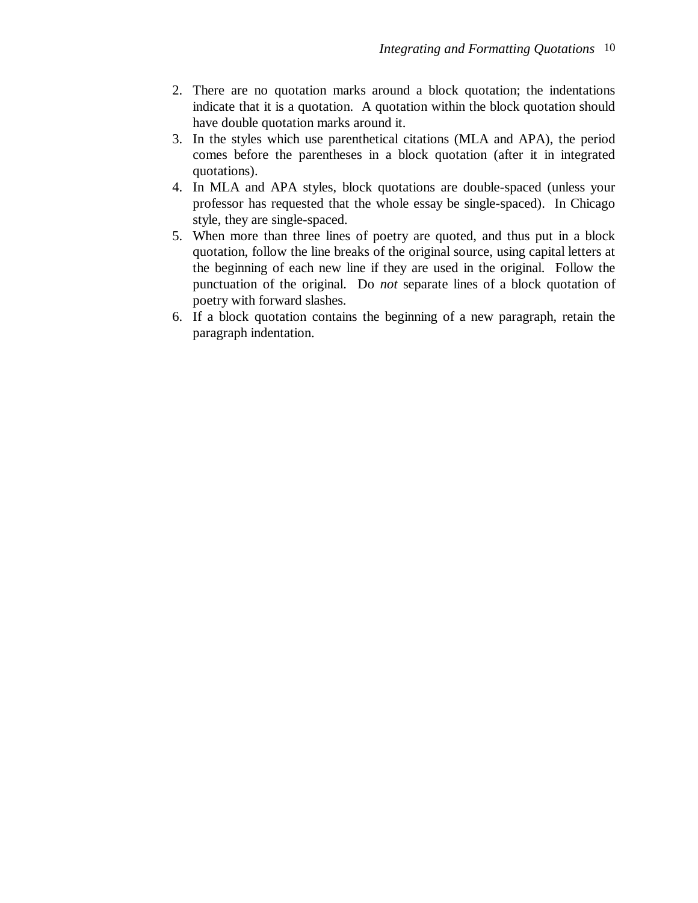2. There are no quotation marks around a block quotation; the indentations indicate that it is a quotation. A quotation within the block quotation should have double quotation marks around it.
3. In the styles which use parenthetical citations (MLA and APA), the period comes before the parentheses in a block quotation (after it in integrated quotations).
4. In MLA and APA styles, block quotations are double-spaced (unless your professor has requested that the whole essay be single-spaced). In Chicago style, they are single-spaced.
5. When more than three lines of poetry are quoted, and thus put in a block quotation, follow the line breaks of the original source, using capital letters at the beginning of each new line if they are used in the original. Follow the punctuation of the original. Do *not* separate lines of a block quotation of poetry with forward slashes.
6. If a block quotation contains the beginning of a new paragraph, retain the paragraph indentation.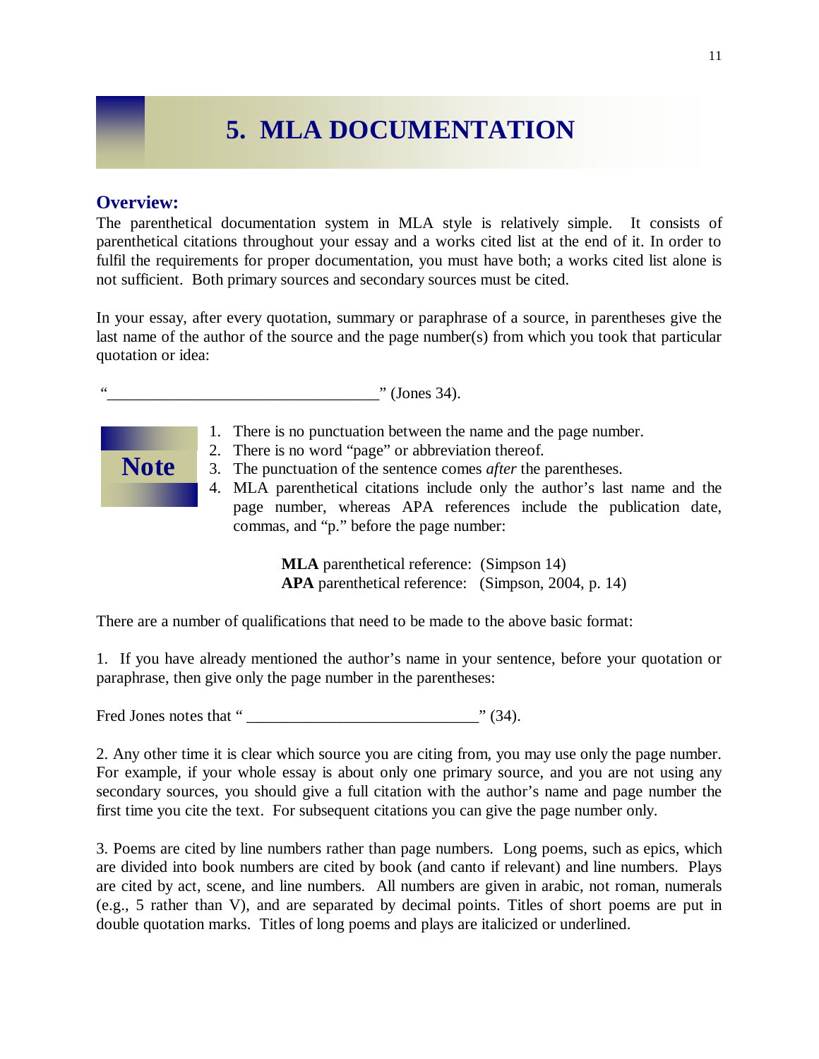# 5. MLA DOCUMENTATION

### Overview:

The parenthetical documentation system in MLA style is relatively simple. It consists of parenthetical citations throughout your essay and a works cited list at the end of it. In order to fulfil the requirements for proper documentation, you must have both; a works cited list alone is not sufficient. Both primary sources and secondary sources must be cited.

In your essay, after every quotation, summary or paraphrase of a source, in parentheses give the last name of the author of the source and the page number(s) from which you took that particular quotation or idea:

"__________________________________" (Jones 34).

**Note**

1. There is no punctuation between the name and the page number.
2. There is no word "page" or abbreviation thereof.
3. The punctuation of the sentence comes *after* the parentheses.
4. MLA parenthetical citations include only the author's last name and the page number, whereas APA references include the publication date, commas, and "p." before the page number:

   **MLA** parenthetical reference: (Simpson 14)
   **APA** parenthetical reference: (Simpson, 2004, p. 14)

There are a number of qualifications that need to be made to the above basic format:

1. If you have already mentioned the author's name in your sentence, before your quotation or paraphrase, then give only the page number in the parentheses:

Fred Jones notes that " _____________________________" (34).

2. Any other time it is clear which source you are citing from, you may use only the page number. For example, if your whole essay is about only one primary source, and you are not using any secondary sources, you should give a full citation with the author's name and page number the first time you cite the text. For subsequent citations you can give the page number only.

3. Poems are cited by line numbers rather than page numbers. Long poems, such as epics, which are divided into book numbers are cited by book (and canto if relevant) and line numbers. Plays are cited by act, scene, and line numbers. All numbers are given in arabic, not roman, numerals (e.g., 5 rather than V), and are separated by decimal points. Titles of short poems are put in double quotation marks. Titles of long poems and plays are italicized or underlined.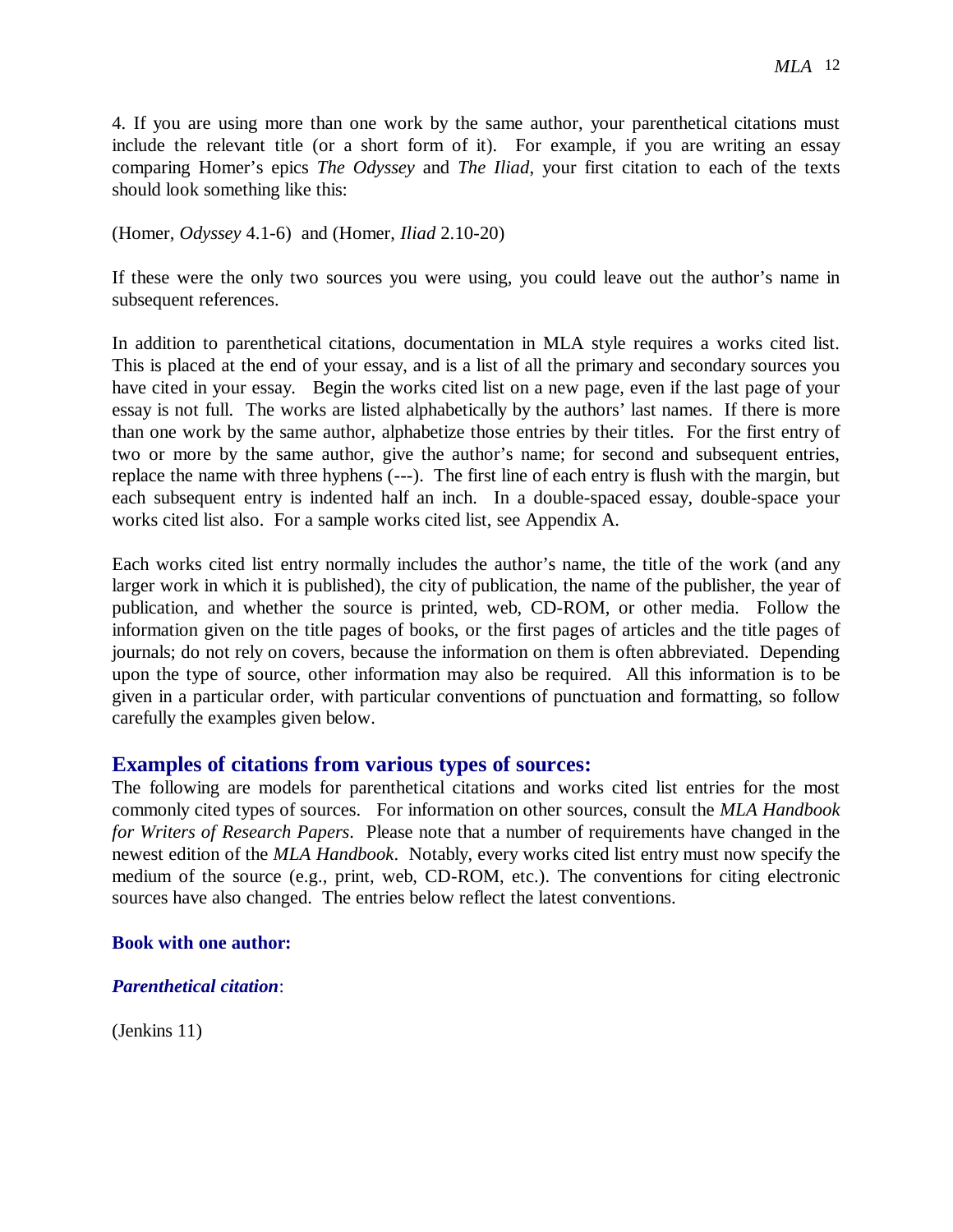4. If you are using more than one work by the same author, your parenthetical citations must include the relevant title (or a short form of it). For example, if you are writing an essay comparing Homer's epics *The Odyssey* and *The Iliad*, your first citation to each of the texts should look something like this:

(Homer, *Odyssey* 4.1-6) and (Homer, *Iliad* 2.10-20)

If these were the only two sources you were using, you could leave out the author's name in subsequent references.

In addition to parenthetical citations, documentation in MLA style requires a works cited list. This is placed at the end of your essay, and is a list of all the primary and secondary sources you have cited in your essay. Begin the works cited list on a new page, even if the last page of your essay is not full. The works are listed alphabetically by the authors' last names. If there is more than one work by the same author, alphabetize those entries by their titles. For the first entry of two or more by the same author, give the author's name; for second and subsequent entries, replace the name with three hyphens (---). The first line of each entry is flush with the margin, but each subsequent entry is indented half an inch. In a double-spaced essay, double-space your works cited list also. For a sample works cited list, see Appendix A.

Each works cited list entry normally includes the author's name, the title of the work (and any larger work in which it is published), the city of publication, the name of the publisher, the year of publication, and whether the source is printed, web, CD-ROM, or other media. Follow the information given on the title pages of books, or the first pages of articles and the title pages of journals; do not rely on covers, because the information on them is often abbreviated. Depending upon the type of source, other information may also be required. All this information is to be given in a particular order, with particular conventions of punctuation and formatting, so follow carefully the examples given below.

## Examples of citations from various types of sources:

The following are models for parenthetical citations and works cited list entries for the most commonly cited types of sources. For information on other sources, consult the *MLA Handbook for Writers of Research Papers*. Please note that a number of requirements have changed in the newest edition of the *MLA Handbook*. Notably, every works cited list entry must now specify the medium of the source (e.g., print, web, CD-ROM, etc.). The conventions for citing electronic sources have also changed. The entries below reflect the latest conventions.

### Book with one author:

***Parenthetical citation***:

(Jenkins 11)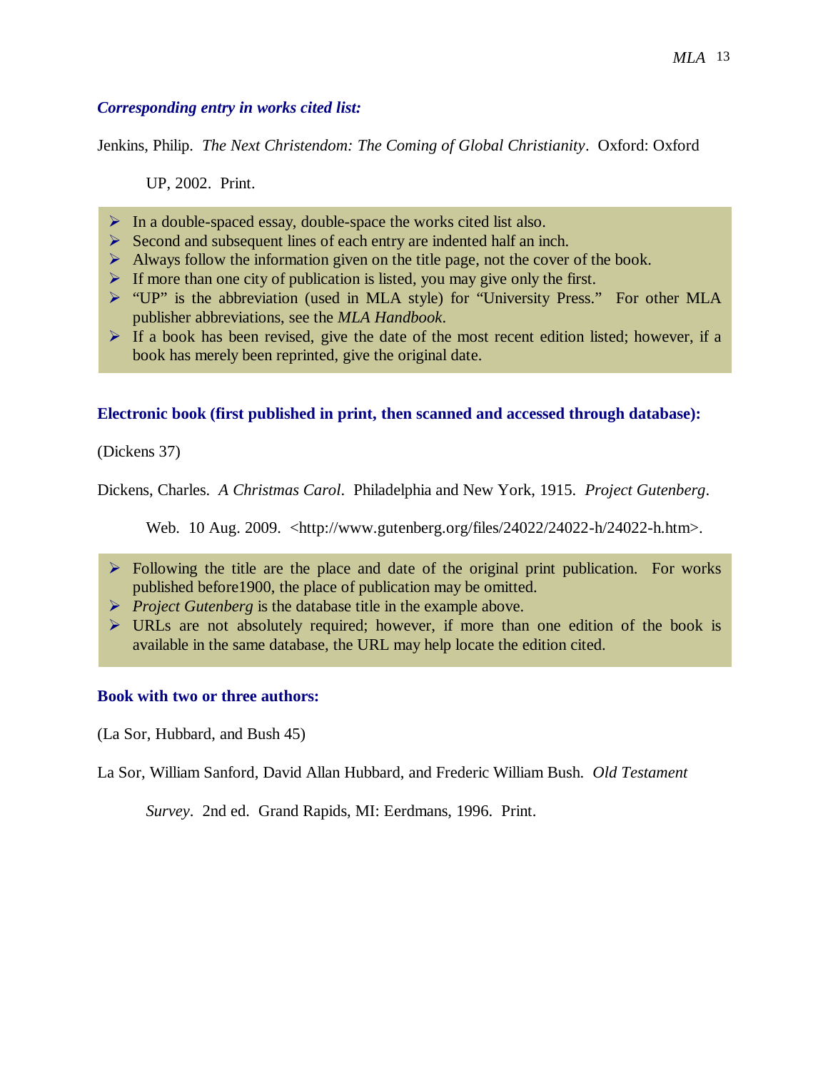***Corresponding entry in works cited list:***

Jenkins, Philip. *The Next Christendom: The Coming of Global Christianity*. Oxford: Oxford UP, 2002. Print.

- In a double-spaced essay, double-space the works cited list also.
- Second and subsequent lines of each entry are indented half an inch.
- Always follow the information given on the title page, not the cover of the book.
- If more than one city of publication is listed, you may give only the first.
- "UP" is the abbreviation (used in MLA style) for "University Press." For other MLA publisher abbreviations, see the *MLA Handbook*.
- If a book has been revised, give the date of the most recent edition listed; however, if a book has merely been reprinted, give the original date.

**Electronic book (first published in print, then scanned and accessed through database):**

(Dickens 37)

Dickens, Charles. *A Christmas Carol*. Philadelphia and New York, 1915. *Project Gutenberg*. Web. 10 Aug. 2009. <http://www.gutenberg.org/files/24022/24022-h/24022-h.htm>.

- Following the title are the place and date of the original print publication. For works published before1900, the place of publication may be omitted.
- *Project Gutenberg* is the database title in the example above.
- URLs are not absolutely required; however, if more than one edition of the book is available in the same database, the URL may help locate the edition cited.

**Book with two or three authors:**

(La Sor, Hubbard, and Bush 45)

La Sor, William Sanford, David Allan Hubbard, and Frederic William Bush. *Old Testament Survey*. 2nd ed. Grand Rapids, MI: Eerdmans, 1996. Print.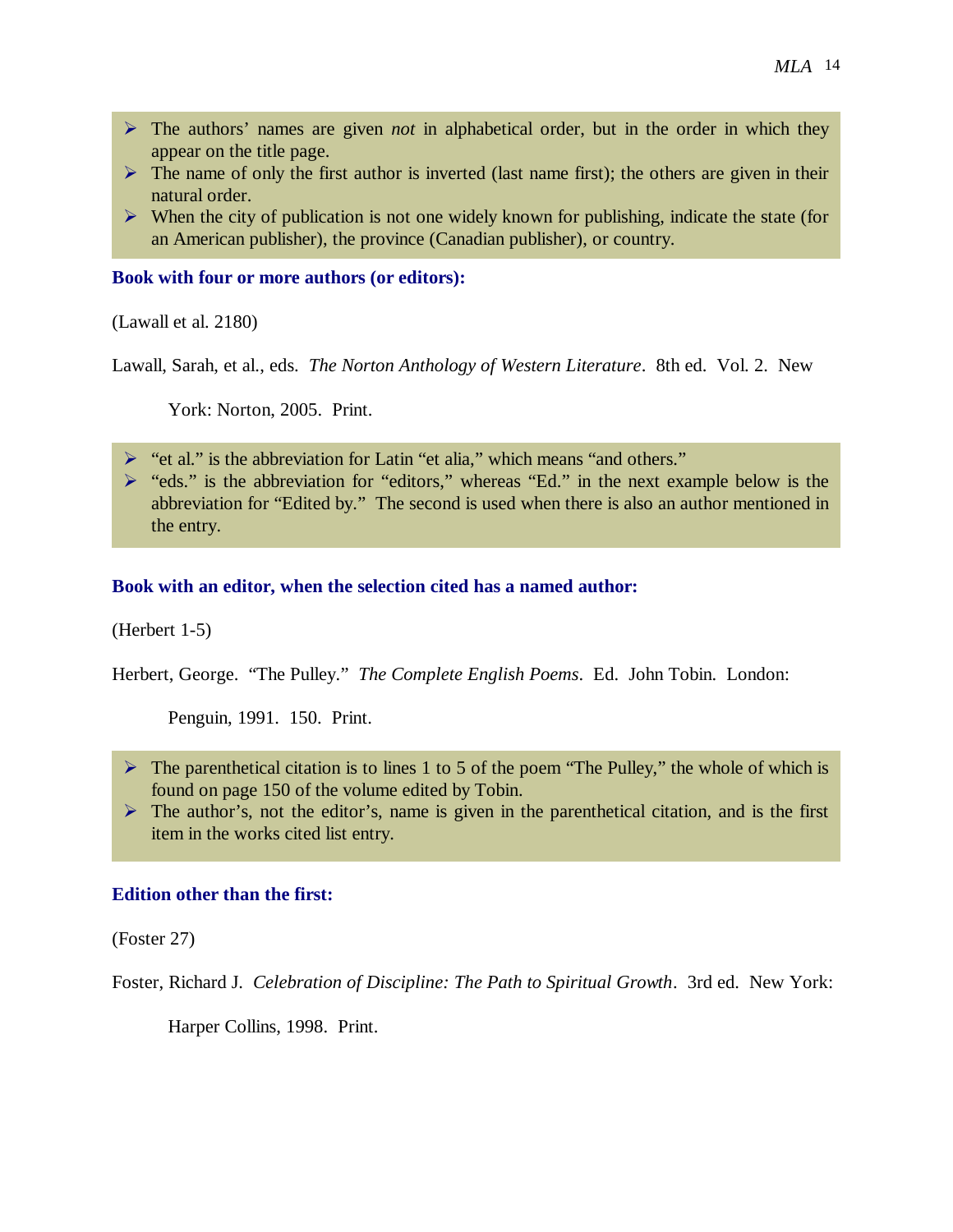- The authors' names are given *not* in alphabetical order, but in the order in which they appear on the title page.
- The name of only the first author is inverted (last name first); the others are given in their natural order.
- When the city of publication is not one widely known for publishing, indicate the state (for an American publisher), the province (Canadian publisher), or country.

### Book with four or more authors (or editors):

(Lawall et al. 2180)

Lawall, Sarah, et al., eds. *The Norton Anthology of Western Literature*. 8th ed. Vol. 2. New York: Norton, 2005. Print.

- "et al." is the abbreviation for Latin "et alia," which means "and others."
- "eds." is the abbreviation for "editors," whereas "Ed." in the next example below is the abbreviation for "Edited by." The second is used when there is also an author mentioned in the entry.

### Book with an editor, when the selection cited has a named author:

(Herbert 1-5)

Herbert, George. "The Pulley." *The Complete English Poems*. Ed. John Tobin. London: Penguin, 1991. 150. Print.

- The parenthetical citation is to lines 1 to 5 of the poem "The Pulley," the whole of which is found on page 150 of the volume edited by Tobin.
- The author's, not the editor's, name is given in the parenthetical citation, and is the first item in the works cited list entry.

### Edition other than the first:

(Foster 27)

Foster, Richard J. *Celebration of Discipline: The Path to Spiritual Growth*. 3rd ed. New York: Harper Collins, 1998. Print.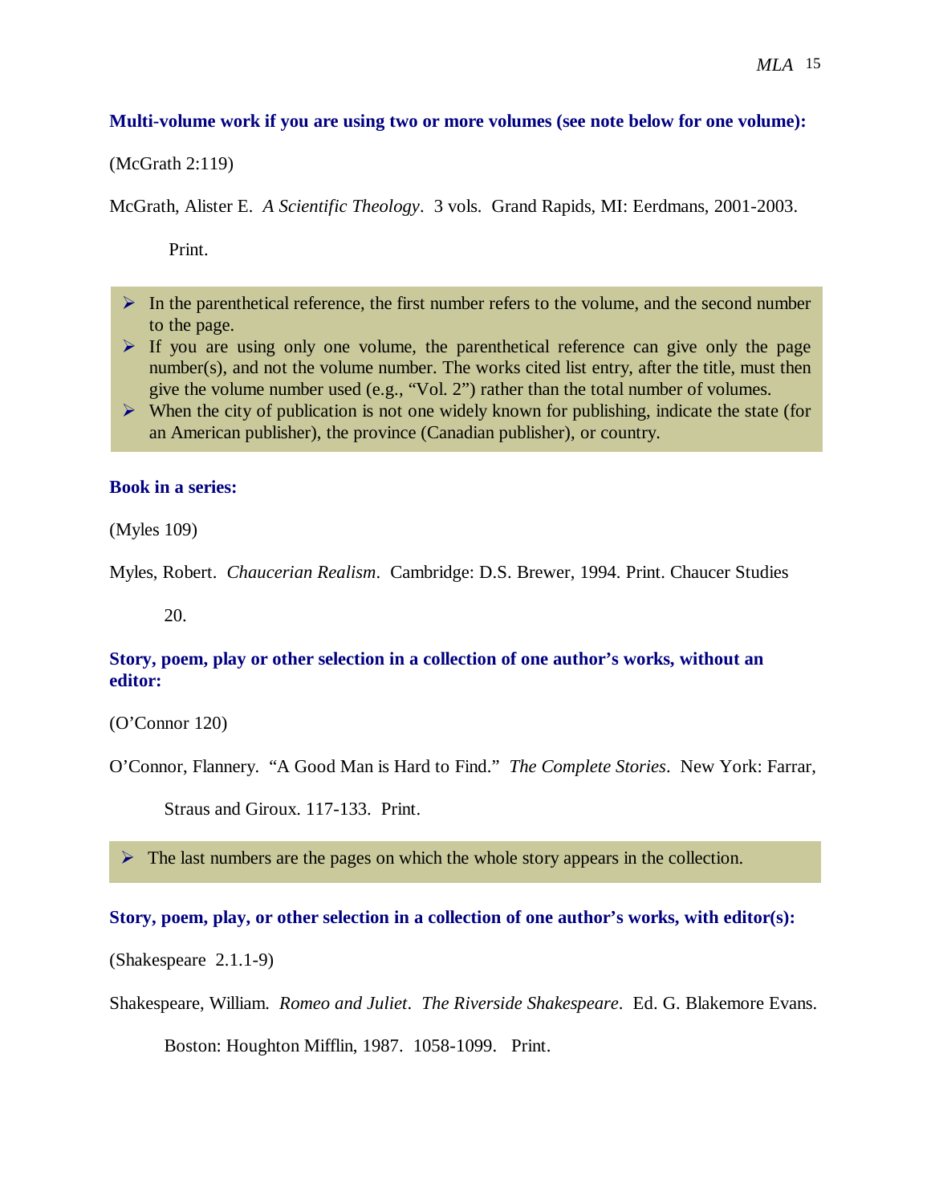**Multi-volume work if you are using two or more volumes (see note below for one volume):**

(McGrath 2:119)

McGrath, Alister E. *A Scientific Theology*. 3 vols. Grand Rapids, MI: Eerdmans, 2001-2003. Print.

- In the parenthetical reference, the first number refers to the volume, and the second number to the page.
- If you are using only one volume, the parenthetical reference can give only the page number(s), and not the volume number. The works cited list entry, after the title, must then give the volume number used (e.g., "Vol. 2") rather than the total number of volumes.
- When the city of publication is not one widely known for publishing, indicate the state (for an American publisher), the province (Canadian publisher), or country.

**Book in a series:**

(Myles 109)

Myles, Robert. *Chaucerian Realism*. Cambridge: D.S. Brewer, 1994. Print. Chaucer Studies 20.

**Story, poem, play or other selection in a collection of one author's works, without an editor:**

(O'Connor 120)

O'Connor, Flannery. "A Good Man is Hard to Find." *The Complete Stories*. New York: Farrar, Straus and Giroux. 117-133. Print.

- The last numbers are the pages on which the whole story appears in the collection.

**Story, poem, play, or other selection in a collection of one author's works, with editor(s):**

(Shakespeare 2.1.1-9)

Shakespeare, William. *Romeo and Juliet*. *The Riverside Shakespeare*. Ed. G. Blakemore Evans. Boston: Houghton Mifflin, 1987. 1058-1099. Print.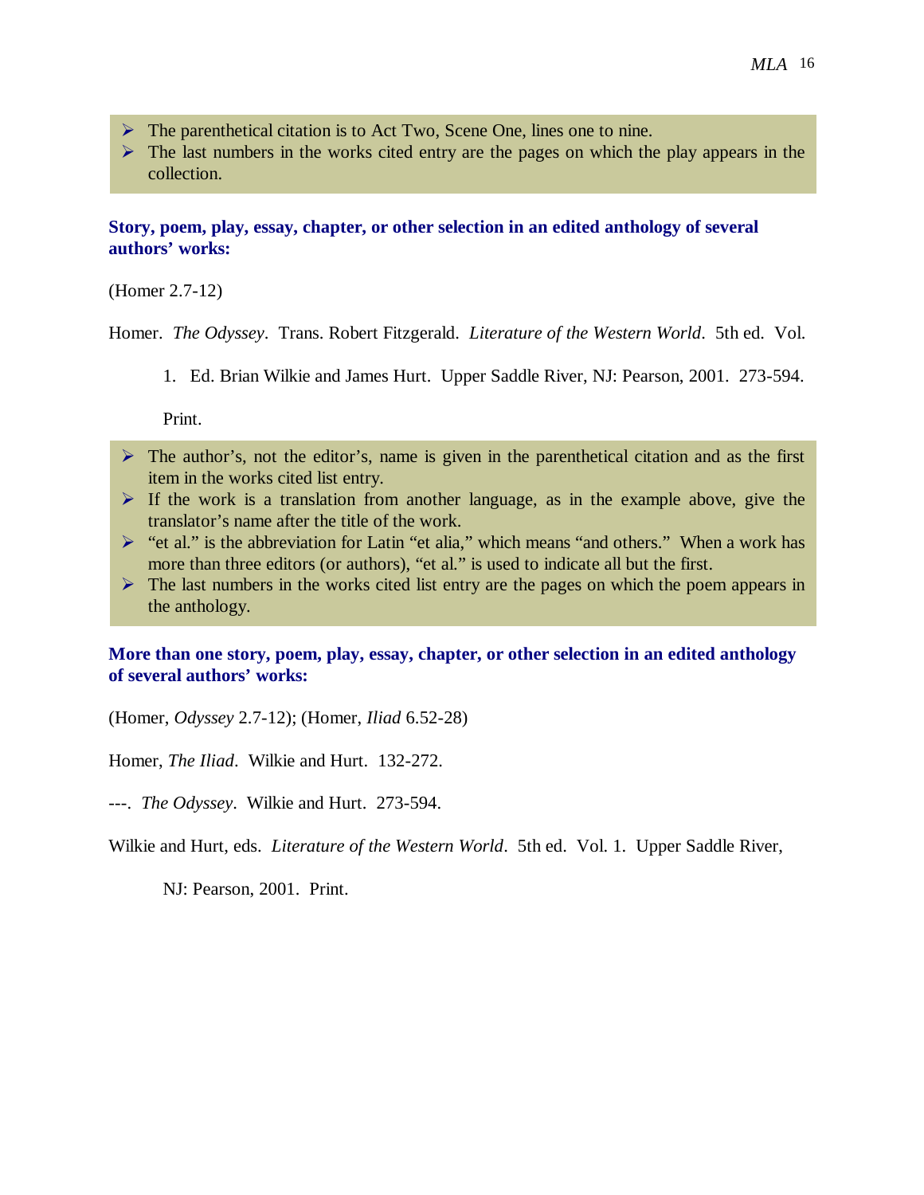- The parenthetical citation is to Act Two, Scene One, lines one to nine.
- The last numbers in the works cited entry are the pages on which the play appears in the collection.

**Story, poem, play, essay, chapter, or other selection in an edited anthology of several authors' works:**

(Homer 2.7-12)

Homer. *The Odyssey*. Trans. Robert Fitzgerald. *Literature of the Western World*. 5th ed. Vol. 1. Ed. Brian Wilkie and James Hurt. Upper Saddle River, NJ: Pearson, 2001. 273-594. Print.

- The author's, not the editor's, name is given in the parenthetical citation and as the first item in the works cited list entry.
- If the work is a translation from another language, as in the example above, give the translator's name after the title of the work.
- "et al." is the abbreviation for Latin "et alia," which means "and others." When a work has more than three editors (or authors), "et al." is used to indicate all but the first.
- The last numbers in the works cited list entry are the pages on which the poem appears in the anthology.

**More than one story, poem, play, essay, chapter, or other selection in an edited anthology of several authors' works:**

(Homer, *Odyssey* 2.7-12); (Homer, *Iliad* 6.52-28)

Homer, *The Iliad*. Wilkie and Hurt. 132-272.

---. *The Odyssey*. Wilkie and Hurt. 273-594.

Wilkie and Hurt, eds. *Literature of the Western World*. 5th ed. Vol. 1. Upper Saddle River, NJ: Pearson, 2001. Print.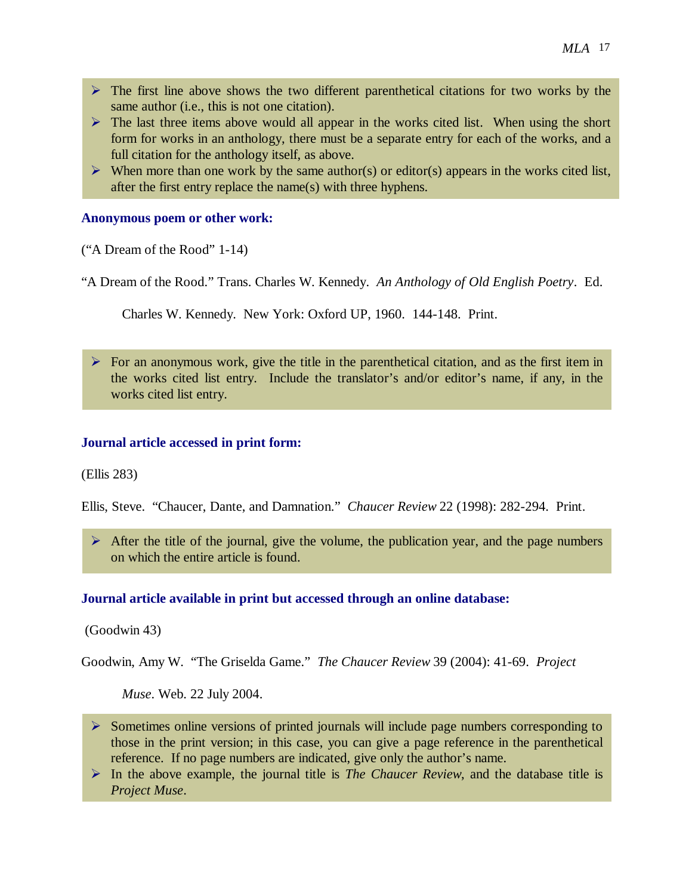- The first line above shows the two different parenthetical citations for two works by the same author (i.e., this is not one citation).
- The last three items above would all appear in the works cited list. When using the short form for works in an anthology, there must be a separate entry for each of the works, and a full citation for the anthology itself, as above.
- When more than one work by the same author(s) or editor(s) appears in the works cited list, after the first entry replace the name(s) with three hyphens.

### Anonymous poem or other work:

("A Dream of the Rood" 1-14)

"A Dream of the Rood." Trans. Charles W. Kennedy. *An Anthology of Old English Poetry*. Ed. Charles W. Kennedy. New York: Oxford UP, 1960. 144-148. Print.

- For an anonymous work, give the title in the parenthetical citation, and as the first item in the works cited list entry. Include the translator's and/or editor's name, if any, in the works cited list entry.

### Journal article accessed in print form:

(Ellis 283)

Ellis, Steve. "Chaucer, Dante, and Damnation." *Chaucer Review* 22 (1998): 282-294. Print.

- After the title of the journal, give the volume, the publication year, and the page numbers on which the entire article is found.

### Journal article available in print but accessed through an online database:

(Goodwin 43)

Goodwin, Amy W. "The Griselda Game." *The Chaucer Review* 39 (2004): 41-69. *Project Muse*. Web. 22 July 2004.

- Sometimes online versions of printed journals will include page numbers corresponding to those in the print version; in this case, you can give a page reference in the parenthetical reference. If no page numbers are indicated, give only the author's name.
- In the above example, the journal title is *The Chaucer Review*, and the database title is *Project Muse*.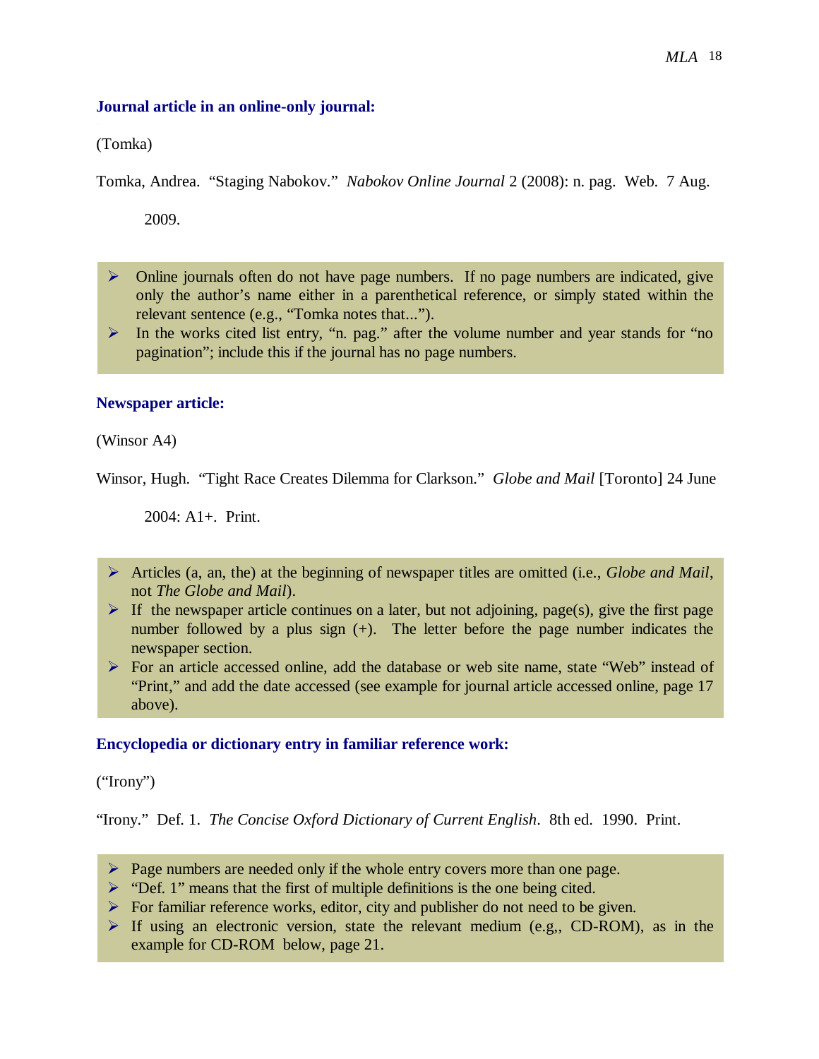**Journal article in an online-only journal:**

(Tomka)

Tomka, Andrea. "Staging Nabokov." *Nabokov Online Journal* 2 (2008): n. pag. Web. 7 Aug. 2009.

- Online journals often do not have page numbers. If no page numbers are indicated, give only the author's name either in a parenthetical reference, or simply stated within the relevant sentence (e.g., "Tomka notes that...").
- In the works cited list entry, "n. pag." after the volume number and year stands for "no pagination"; include this if the journal has no page numbers.

**Newspaper article:**

(Winsor A4)

Winsor, Hugh. "Tight Race Creates Dilemma for Clarkson." *Globe and Mail* [Toronto] 24 June 2004: A1+. Print.

- Articles (a, an, the) at the beginning of newspaper titles are omitted (i.e., *Globe and Mail*, not *The Globe and Mail*).
- If the newspaper article continues on a later, but not adjoining, page(s), give the first page number followed by a plus sign (+). The letter before the page number indicates the newspaper section.
- For an article accessed online, add the database or web site name, state "Web" instead of "Print," and add the date accessed (see example for journal article accessed online, page 17 above).

**Encyclopedia or dictionary entry in familiar reference work:**

("Irony")

"Irony." Def. 1. *The Concise Oxford Dictionary of Current English*. 8th ed. 1990. Print.

- Page numbers are needed only if the whole entry covers more than one page.
- "Def. 1" means that the first of multiple definitions is the one being cited.
- For familiar reference works, editor, city and publisher do not need to be given.
- If using an electronic version, state the relevant medium (e.g,, CD-ROM), as in the example for CD-ROM below, page 21.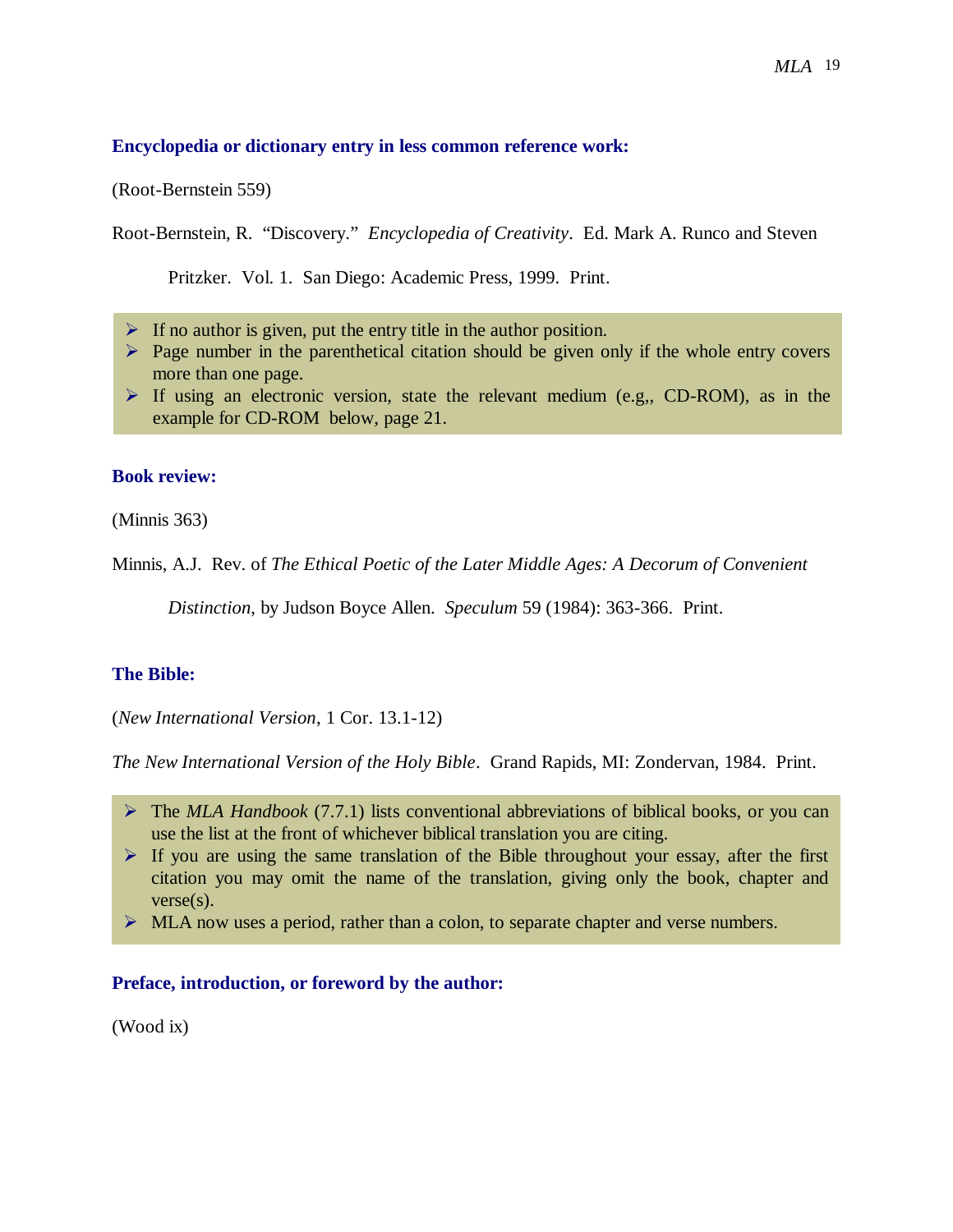**Encyclopedia or dictionary entry in less common reference work:**

(Root-Bernstein 559)

Root-Bernstein, R. "Discovery." *Encyclopedia of Creativity*. Ed. Mark A. Runco and Steven Pritzker. Vol. 1. San Diego: Academic Press, 1999. Print.

- If no author is given, put the entry title in the author position.
- Page number in the parenthetical citation should be given only if the whole entry covers more than one page.
- If using an electronic version, state the relevant medium (e.g,, CD-ROM), as in the example for CD-ROM below, page 21.

**Book review:**

(Minnis 363)

Minnis, A.J. Rev. of *The Ethical Poetic of the Later Middle Ages: A Decorum of Convenient Distinction*, by Judson Boyce Allen. *Speculum* 59 (1984): 363-366. Print.

**The Bible:**

(*New International Version*, 1 Cor. 13.1-12)

*The New International Version of the Holy Bible*. Grand Rapids, MI: Zondervan, 1984. Print.

- The *MLA Handbook* (7.7.1) lists conventional abbreviations of biblical books, or you can use the list at the front of whichever biblical translation you are citing.
- If you are using the same translation of the Bible throughout your essay, after the first citation you may omit the name of the translation, giving only the book, chapter and verse(s).
- MLA now uses a period, rather than a colon, to separate chapter and verse numbers.

**Preface, introduction, or foreword by the author:**

(Wood ix)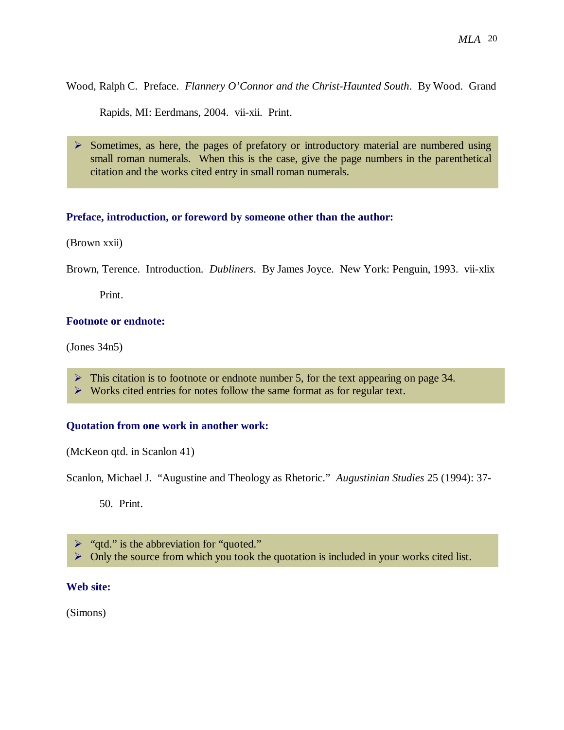Wood, Ralph C. Preface. *Flannery O'Connor and the Christ-Haunted South*. By Wood. Grand Rapids, MI: Eerdmans, 2004. vii-xii. Print.

- Sometimes, as here, the pages of prefatory or introductory material are numbered using small roman numerals. When this is the case, give the page numbers in the parenthetical citation and the works cited entry in small roman numerals.

**Preface, introduction, or foreword by someone other than the author:**

(Brown xxii)

Brown, Terence. Introduction. *Dubliners*. By James Joyce. New York: Penguin, 1993. vii-xlix Print.

**Footnote or endnote:**

(Jones 34n5)

- This citation is to footnote or endnote number 5, for the text appearing on page 34.
- Works cited entries for notes follow the same format as for regular text.

**Quotation from one work in another work:**

(McKeon qtd. in Scanlon 41)

Scanlon, Michael J. "Augustine and Theology as Rhetoric." *Augustinian Studies* 25 (1994): 37-50. Print.

- "qtd." is the abbreviation for "quoted."
- Only the source from which you took the quotation is included in your works cited list.

**Web site:**

(Simons)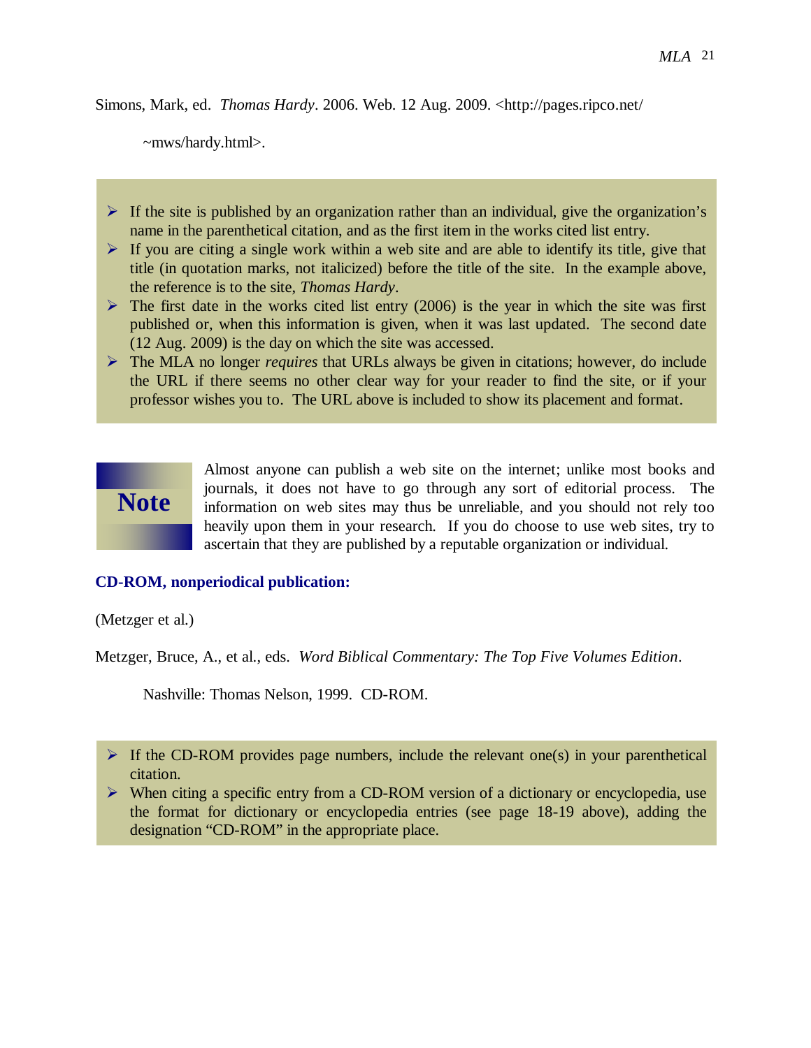Simons, Mark, ed. *Thomas Hardy*. 2006. Web. 12 Aug. 2009. <http://pages.ripco.net/~mws/hardy.html>.

- If the site is published by an organization rather than an individual, give the organization's name in the parenthetical citation, and as the first item in the works cited list entry.
- If you are citing a single work within a web site and are able to identify its title, give that title (in quotation marks, not italicized) before the title of the site. In the example above, the reference is to the site, *Thomas Hardy*.
- The first date in the works cited list entry (2006) is the year in which the site was first published or, when this information is given, when it was last updated. The second date (12 Aug. 2009) is the day on which the site was accessed.
- The MLA no longer *requires* that URLs always be given in citations; however, do include the URL if there seems no other clear way for your reader to find the site, or if your professor wishes you to. The URL above is included to show its placement and format.

**Note**

Almost anyone can publish a web site on the internet; unlike most books and journals, it does not have to go through any sort of editorial process. The information on web sites may thus be unreliable, and you should not rely too heavily upon them in your research. If you do choose to use web sites, try to ascertain that they are published by a reputable organization or individual.

### CD-ROM, nonperiodical publication:

(Metzger et al.)

Metzger, Bruce, A., et al., eds. *Word Biblical Commentary: The Top Five Volumes Edition*. Nashville: Thomas Nelson, 1999. CD-ROM.

- If the CD-ROM provides page numbers, include the relevant one(s) in your parenthetical citation.
- When citing a specific entry from a CD-ROM version of a dictionary or encyclopedia, use the format for dictionary or encyclopedia entries (see page 18-19 above), adding the designation "CD-ROM" in the appropriate place.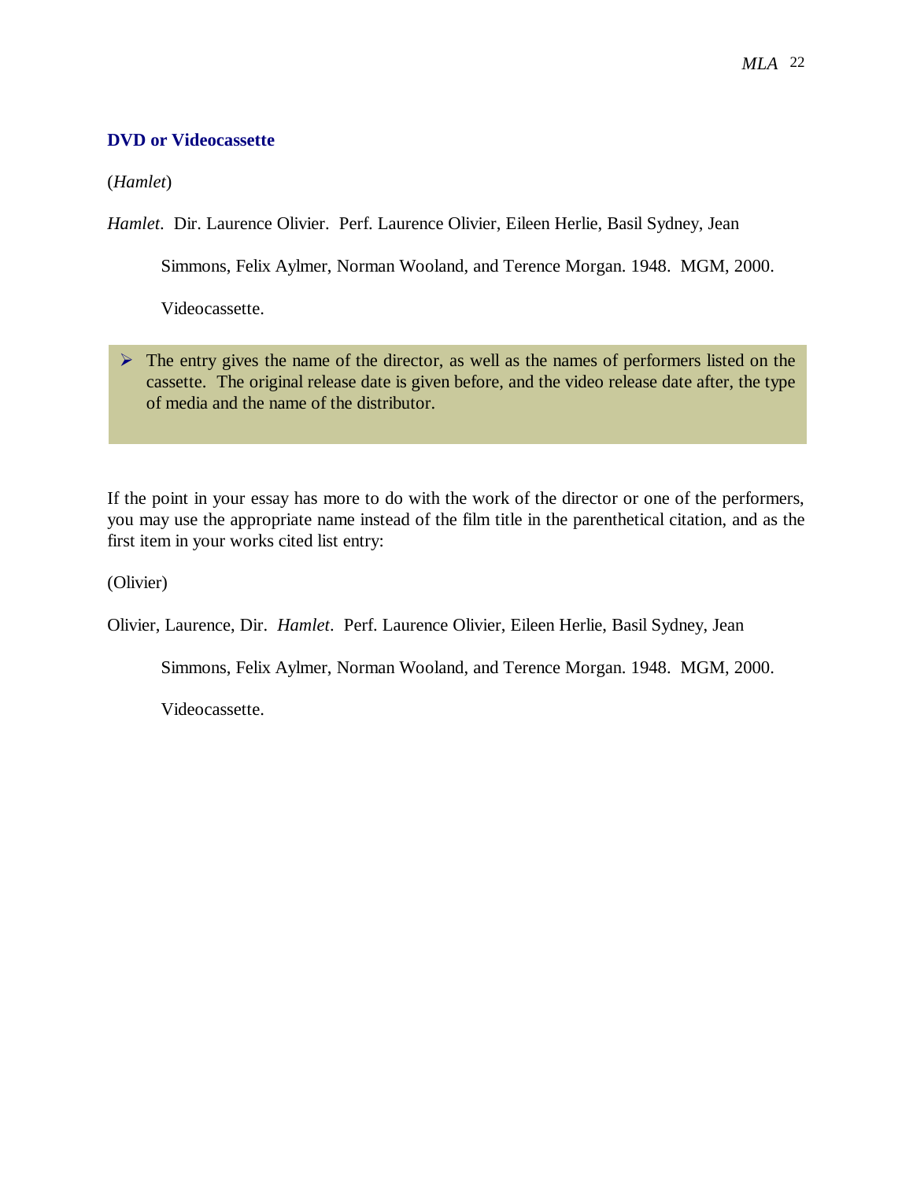### DVD or Videocassette

(*Hamlet*)

*Hamlet*. Dir. Laurence Olivier. Perf. Laurence Olivier, Eileen Herlie, Basil Sydney, Jean Simmons, Felix Aylmer, Norman Wooland, and Terence Morgan. 1948. MGM, 2000. Videocassette.

- The entry gives the name of the director, as well as the names of performers listed on the cassette. The original release date is given before, and the video release date after, the type of media and the name of the distributor.

If the point in your essay has more to do with the work of the director or one of the performers, you may use the appropriate name instead of the film title in the parenthetical citation, and as the first item in your works cited list entry:

(Olivier)

Olivier, Laurence, Dir. *Hamlet*. Perf. Laurence Olivier, Eileen Herlie, Basil Sydney, Jean Simmons, Felix Aylmer, Norman Wooland, and Terence Morgan. 1948. MGM, 2000. Videocassette.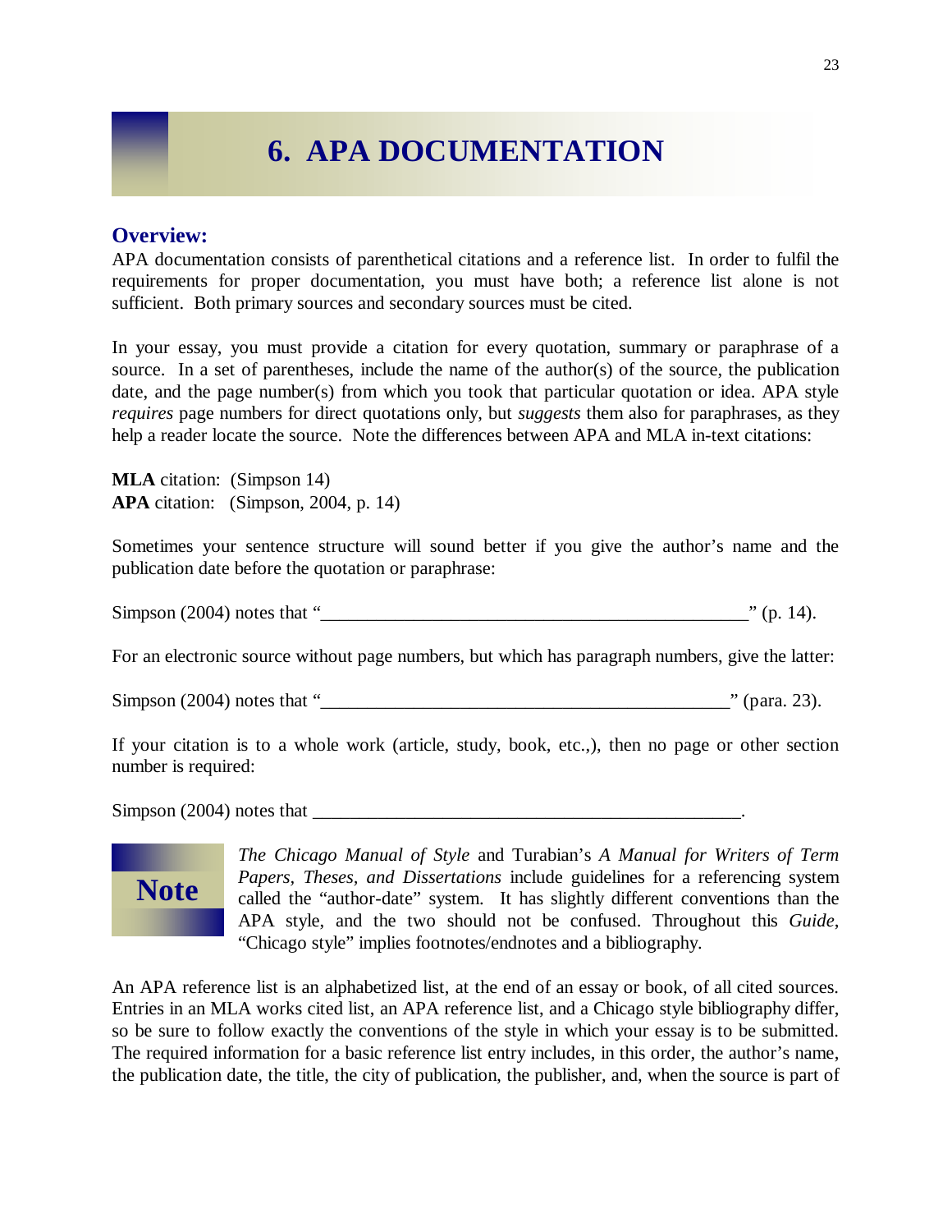# 6. APA DOCUMENTATION

## Overview:

APA documentation consists of parenthetical citations and a reference list. In order to fulfil the requirements for proper documentation, you must have both; a reference list alone is not sufficient. Both primary sources and secondary sources must be cited.

In your essay, you must provide a citation for every quotation, summary or paraphrase of a source. In a set of parentheses, include the name of the author(s) of the source, the publication date, and the page number(s) from which you took that particular quotation or idea. APA style *requires* page numbers for direct quotations only, but *suggests* them also for paraphrases, as they help a reader locate the source. Note the differences between APA and MLA in-text citations:

**MLA** citation: (Simpson 14)
**APA** citation: (Simpson, 2004, p. 14)

Sometimes your sentence structure will sound better if you give the author's name and the publication date before the quotation or paraphrase:

Simpson (2004) notes that "_______________________________________________" (p. 14).

For an electronic source without page numbers, but which has paragraph numbers, give the latter:

Simpson (2004) notes that "_____________________________________________" (para. 23).

If your citation is to a whole work (article, study, book, etc.,), then no page or other section number is required:

Simpson (2004) notes that _______________________________________________.

**Note**

*The Chicago Manual of Style* and Turabian's *A Manual for Writers of Term Papers, Theses, and Dissertations* include guidelines for a referencing system called the "author-date" system. It has slightly different conventions than the APA style, and the two should not be confused. Throughout this *Guide*, "Chicago style" implies footnotes/endnotes and a bibliography.

An APA reference list is an alphabetized list, at the end of an essay or book, of all cited sources. Entries in an MLA works cited list, an APA reference list, and a Chicago style bibliography differ, so be sure to follow exactly the conventions of the style in which your essay is to be submitted. The required information for a basic reference list entry includes, in this order, the author's name, the publication date, the title, the city of publication, the publisher, and, when the source is part of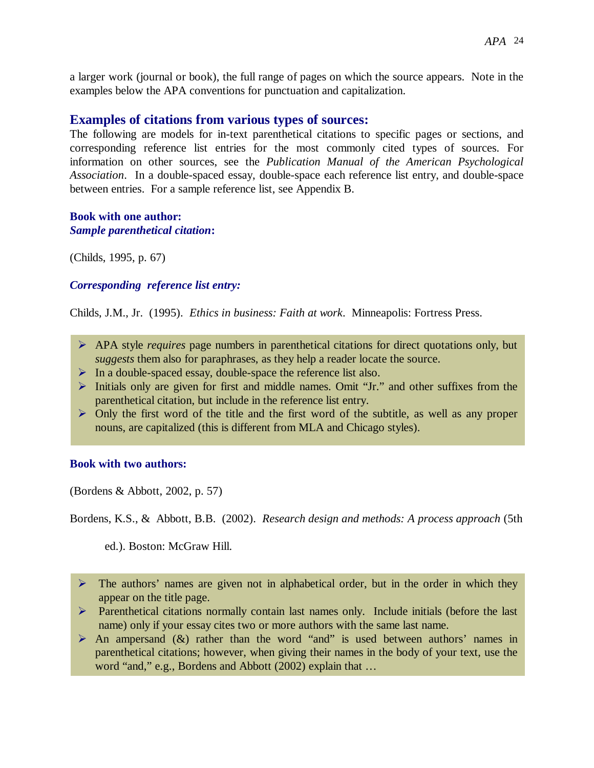a larger work (journal or book), the full range of pages on which the source appears. Note in the examples below the APA conventions for punctuation and capitalization.

## Examples of citations from various types of sources:

The following are models for in-text parenthetical citations to specific pages or sections, and corresponding reference list entries for the most commonly cited types of sources. For information on other sources, see the *Publication Manual of the American Psychological Association*. In a double-spaced essay, double-space each reference list entry, and double-space between entries. For a sample reference list, see Appendix B.

**Book with one author:**
***Sample parenthetical citation*:**

(Childs, 1995, p. 67)

***Corresponding reference list entry:***

Childs, J.M., Jr. (1995). *Ethics in business: Faith at work*. Minneapolis: Fortress Press.

- APA style *requires* page numbers in parenthetical citations for direct quotations only, but *suggests* them also for paraphrases, as they help a reader locate the source.
- In a double-spaced essay, double-space the reference list also.
- Initials only are given for first and middle names. Omit "Jr." and other suffixes from the parenthetical citation, but include in the reference list entry.
- Only the first word of the title and the first word of the subtitle, as well as any proper nouns, are capitalized (this is different from MLA and Chicago styles).

**Book with two authors:**

(Bordens & Abbott, 2002, p. 57)

Bordens, K.S., & Abbott, B.B. (2002). *Research design and methods: A process approach* (5th ed.). Boston: McGraw Hill.

- The authors' names are given not in alphabetical order, but in the order in which they appear on the title page.
- Parenthetical citations normally contain last names only. Include initials (before the last name) only if your essay cites two or more authors with the same last name.
- An ampersand (&) rather than the word "and" is used between authors' names in parenthetical citations; however, when giving their names in the body of your text, use the word "and," e.g., Bordens and Abbott (2002) explain that …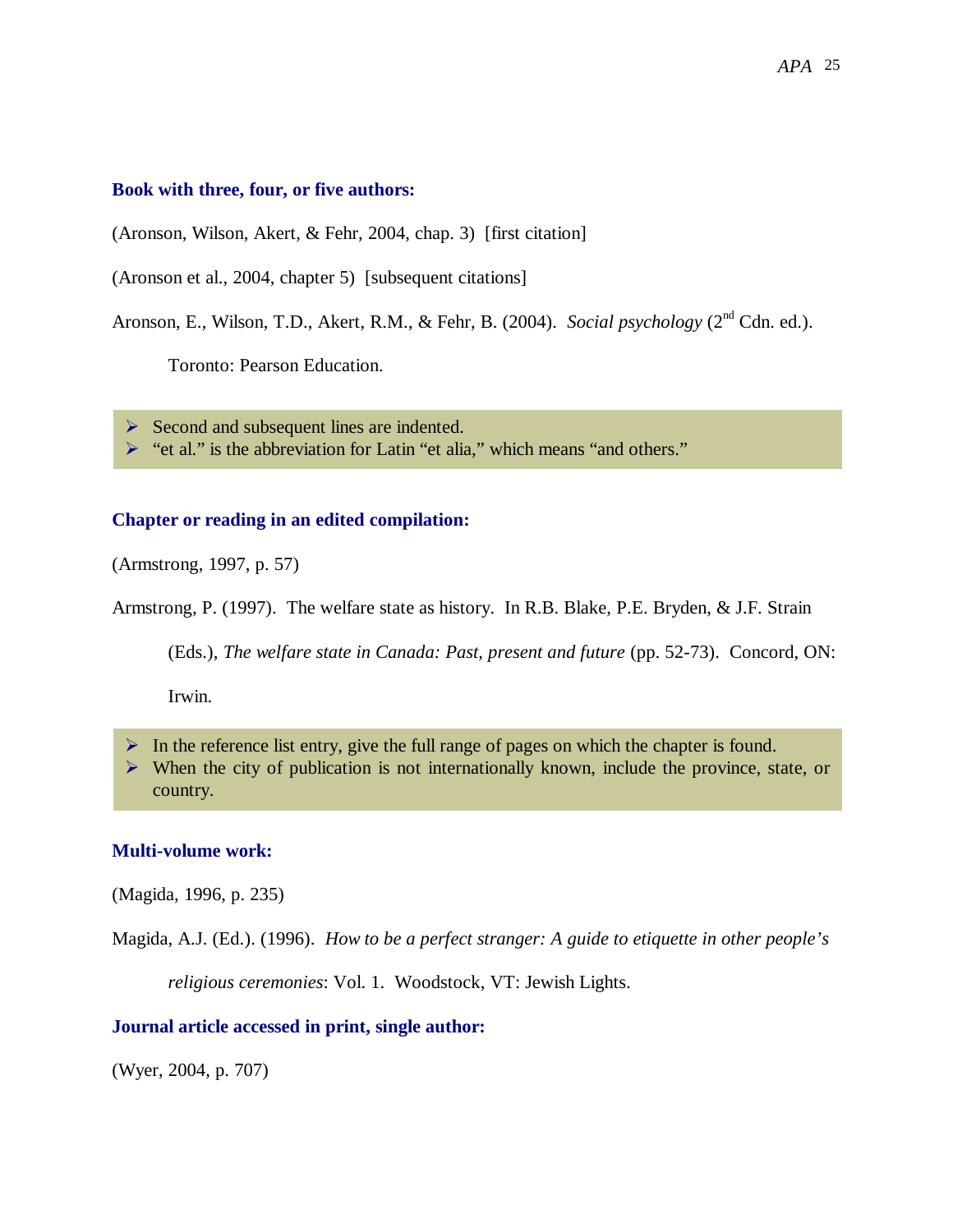### Book with three, four, or five authors:

(Aronson, Wilson, Akert, & Fehr, 2004, chap. 3)  [first citation]

(Aronson et al., 2004, chapter 5)  [subsequent citations]

Aronson, E., Wilson, T.D., Akert, R.M., & Fehr, B. (2004). *Social psychology* (2nd Cdn. ed.). Toronto: Pearson Education.

- Second and subsequent lines are indented.
- "et al." is the abbreviation for Latin "et alia," which means "and others."

### Chapter or reading in an edited compilation:

(Armstrong, 1997, p. 57)

Armstrong, P. (1997). The welfare state as history. In R.B. Blake, P.E. Bryden, & J.F. Strain (Eds.), *The welfare state in Canada: Past, present and future* (pp. 52-73). Concord, ON: Irwin.

- In the reference list entry, give the full range of pages on which the chapter is found.
- When the city of publication is not internationally known, include the province, state, or country.

### Multi-volume work:

(Magida, 1996, p. 235)

Magida, A.J. (Ed.). (1996). *How to be a perfect stranger: A guide to etiquette in other people's religious ceremonies*: Vol. 1. Woodstock, VT: Jewish Lights.

### Journal article accessed in print, single author:

(Wyer, 2004, p. 707)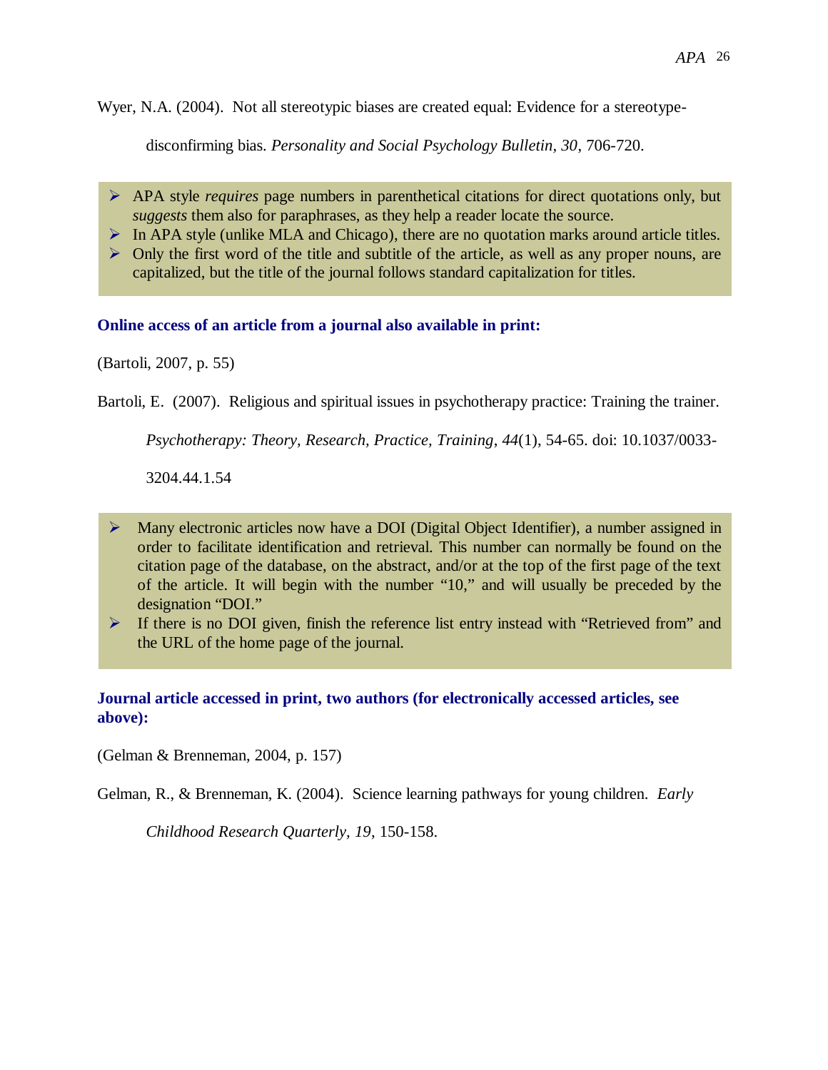Wyer, N.A. (2004). Not all stereotypic biases are created equal: Evidence for a stereotype-disconfirming bias. *Personality and Social Psychology Bulletin, 30*, 706-720.

- APA style *requires* page numbers in parenthetical citations for direct quotations only, but *suggests* them also for paraphrases, as they help a reader locate the source.
- In APA style (unlike MLA and Chicago), there are no quotation marks around article titles.
- Only the first word of the title and subtitle of the article, as well as any proper nouns, are capitalized, but the title of the journal follows standard capitalization for titles.

**Online access of an article from a journal also available in print:**

(Bartoli, 2007, p. 55)

Bartoli, E. (2007). Religious and spiritual issues in psychotherapy practice: Training the trainer. *Psychotherapy: Theory, Research, Practice, Training*, *44*(1), 54-65. doi: 10.1037/0033-3204.44.1.54

- Many electronic articles now have a DOI (Digital Object Identifier), a number assigned in order to facilitate identification and retrieval. This number can normally be found on the citation page of the database, on the abstract, and/or at the top of the first page of the text of the article. It will begin with the number "10," and will usually be preceded by the designation "DOI."
- If there is no DOI given, finish the reference list entry instead with "Retrieved from" and the URL of the home page of the journal.

**Journal article accessed in print, two authors (for electronically accessed articles, see above):**

(Gelman & Brenneman, 2004, p. 157)

Gelman, R., & Brenneman, K. (2004). Science learning pathways for young children. *Early Childhood Research Quarterly, 19*, 150-158.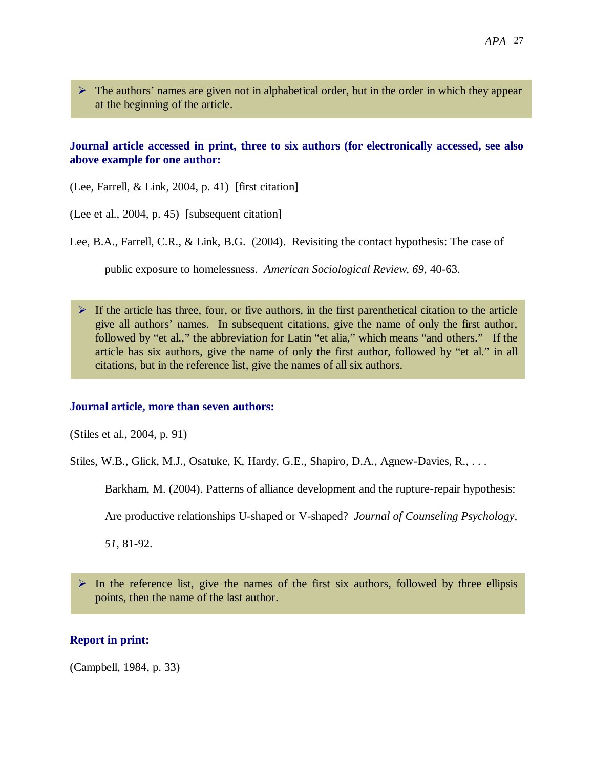- The authors' names are given not in alphabetical order, but in the order in which they appear at the beginning of the article.

**Journal article accessed in print, three to six authors (for electronically accessed, see also above example for one author:**

(Lee, Farrell, & Link, 2004, p. 41) [first citation]

(Lee et al., 2004, p. 45) [subsequent citation]

Lee, B.A., Farrell, C.R., & Link, B.G. (2004). Revisiting the contact hypothesis: The case of public exposure to homelessness. *American Sociological Review, 69*, 40-63.

- If the article has three, four, or five authors, in the first parenthetical citation to the article give all authors' names. In subsequent citations, give the name of only the first author, followed by "et al.," the abbreviation for Latin "et alia," which means "and others." If the article has six authors, give the name of only the first author, followed by "et al." in all citations, but in the reference list, give the names of all six authors.

**Journal article, more than seven authors:**

(Stiles et al., 2004, p. 91)

Stiles, W.B., Glick, M.J., Osatuke, K, Hardy, G.E., Shapiro, D.A., Agnew-Davies, R., . . . Barkham, M. (2004). Patterns of alliance development and the rupture-repair hypothesis: Are productive relationships U-shaped or V-shaped? *Journal of Counseling Psychology, 51*, 81-92.

- In the reference list, give the names of the first six authors, followed by three ellipsis points, then the name of the last author.

**Report in print:**

(Campbell, 1984, p. 33)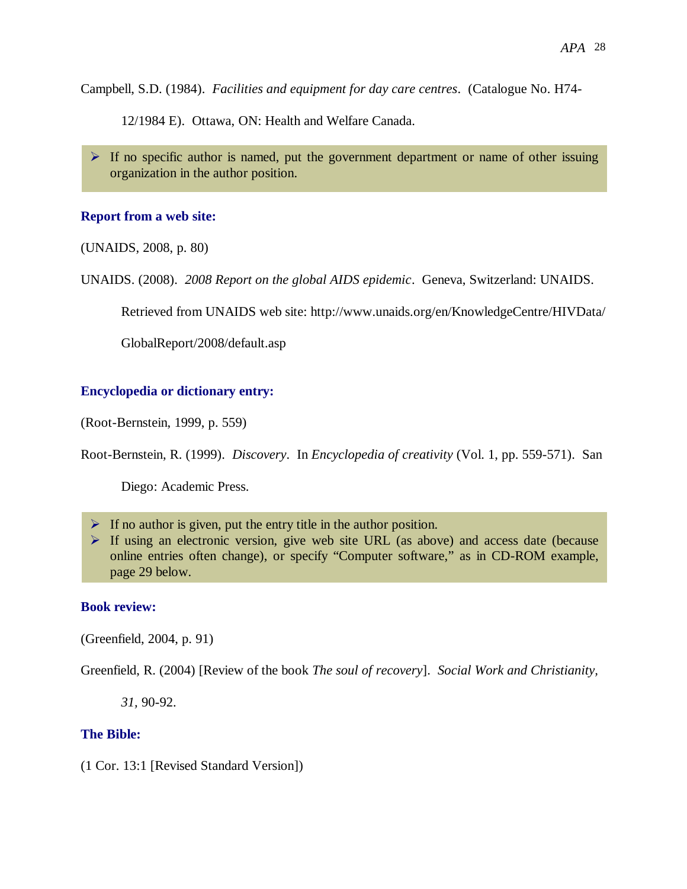Campbell, S.D. (1984). *Facilities and equipment for day care centres*. (Catalogue No. H74-12/1984 E). Ottawa, ON: Health and Welfare Canada.

> ➢ If no specific author is named, put the government department or name of other issuing organization in the author position.

### Report from a web site:

(UNAIDS, 2008, p. 80)

UNAIDS. (2008). *2008 Report on the global AIDS epidemic*. Geneva, Switzerland: UNAIDS. Retrieved from UNAIDS web site: http://www.unaids.org/en/KnowledgeCentre/HIVData/GlobalReport/2008/default.asp

### Encyclopedia or dictionary entry:

(Root-Bernstein, 1999, p. 559)

Root-Bernstein, R. (1999). *Discovery*. In *Encyclopedia of creativity* (Vol. 1, pp. 559-571). San Diego: Academic Press.

> ➢ If no author is given, put the entry title in the author position.
> ➢ If using an electronic version, give web site URL (as above) and access date (because online entries often change), or specify "Computer software," as in CD-ROM example, page 29 below.

### Book review:

(Greenfield, 2004, p. 91)

Greenfield, R. (2004) [Review of the book *The soul of recovery*]. *Social Work and Christianity, 31,* 90-92.

### The Bible:

(1 Cor. 13:1 [Revised Standard Version])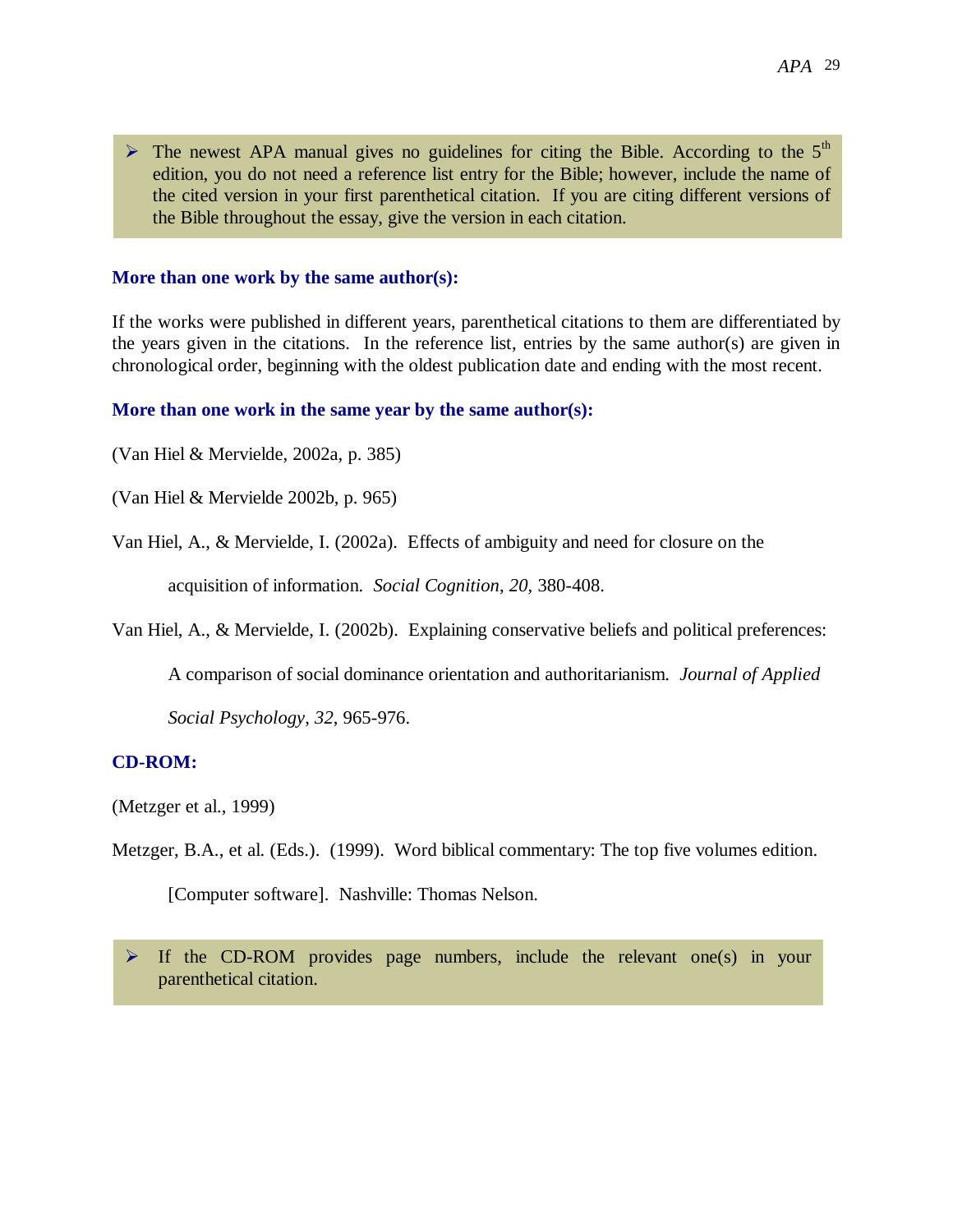- The newest APA manual gives no guidelines for citing the Bible. According to the 5th edition, you do not need a reference list entry for the Bible; however, include the name of the cited version in your first parenthetical citation. If you are citing different versions of the Bible throughout the essay, give the version in each citation.

### More than one work by the same author(s):

If the works were published in different years, parenthetical citations to them are differentiated by the years given in the citations. In the reference list, entries by the same author(s) are given in chronological order, beginning with the oldest publication date and ending with the most recent.

### More than one work in the same year by the same author(s):

(Van Hiel & Mervielde, 2002a, p. 385)

(Van Hiel & Mervielde 2002b, p. 965)

Van Hiel, A., & Mervielde, I. (2002a). Effects of ambiguity and need for closure on the acquisition of information. *Social Cognition*, *20*, 380-408.

Van Hiel, A., & Mervielde, I. (2002b). Explaining conservative beliefs and political preferences: A comparison of social dominance orientation and authoritarianism. *Journal of Applied Social Psychology*, *32*, 965-976.

### CD-ROM:

(Metzger et al., 1999)

Metzger, B.A., et al. (Eds.). (1999). Word biblical commentary: The top five volumes edition. [Computer software]. Nashville: Thomas Nelson.

- If the CD-ROM provides page numbers, include the relevant one(s) in your parenthetical citation.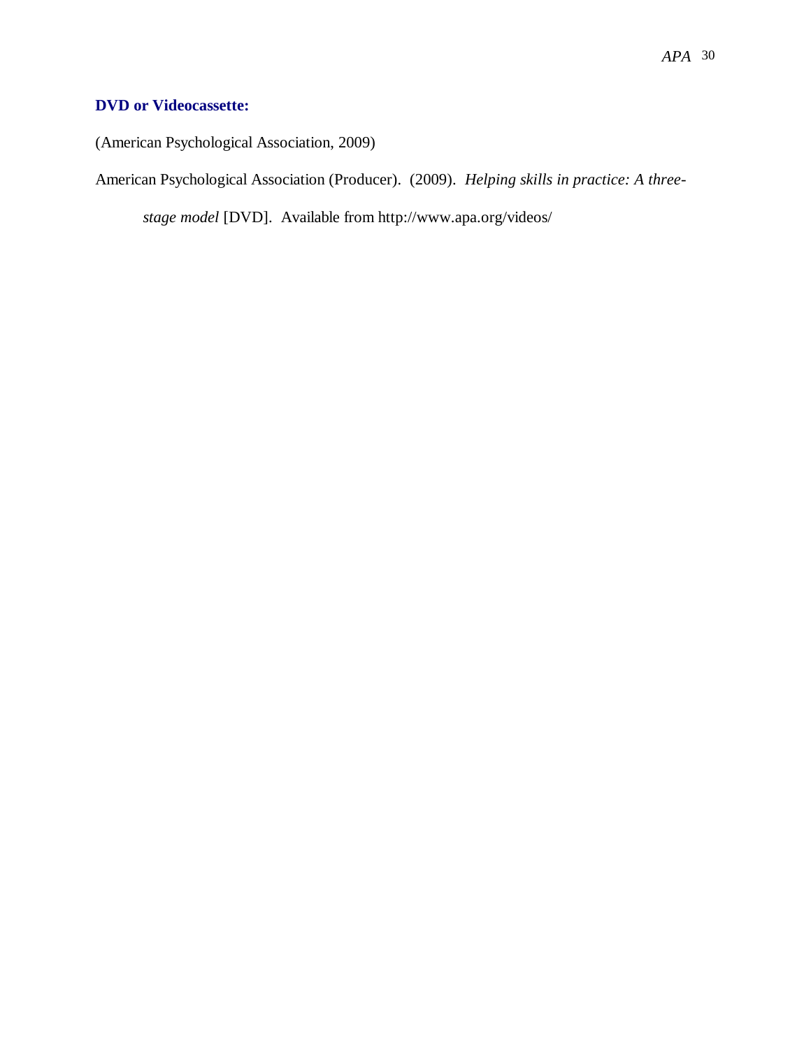### DVD or Videocassette:

(American Psychological Association, 2009)

American Psychological Association (Producer). (2009). *Helping skills in practice: A three-stage model* [DVD]. Available from http://www.apa.org/videos/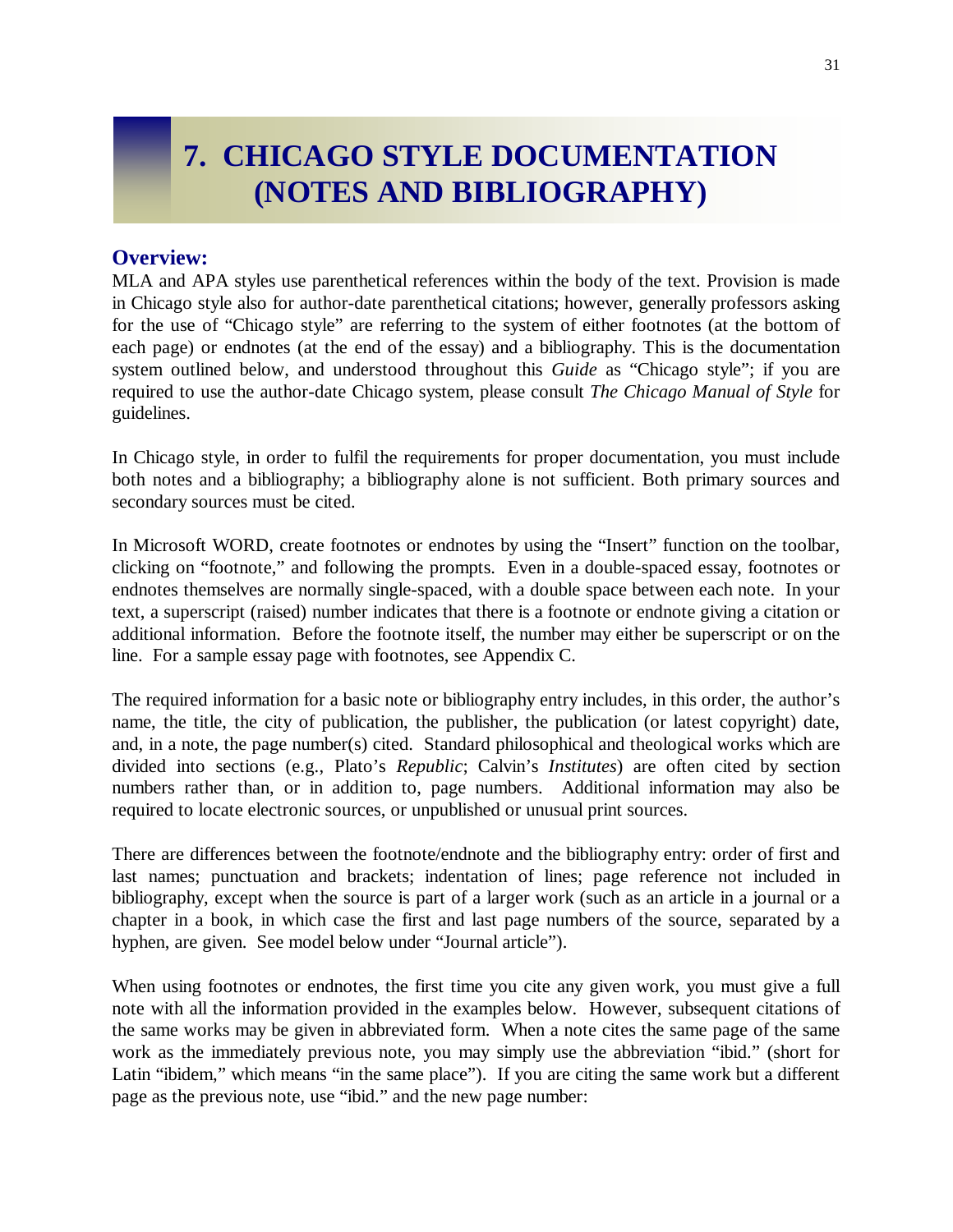# 7. CHICAGO STYLE DOCUMENTATION (NOTES AND BIBLIOGRAPHY)

## Overview:

MLA and APA styles use parenthetical references within the body of the text. Provision is made in Chicago style also for author-date parenthetical citations; however, generally professors asking for the use of "Chicago style" are referring to the system of either footnotes (at the bottom of each page) or endnotes (at the end of the essay) and a bibliography. This is the documentation system outlined below, and understood throughout this *Guide* as "Chicago style"; if you are required to use the author-date Chicago system, please consult *The Chicago Manual of Style* for guidelines.

In Chicago style, in order to fulfil the requirements for proper documentation, you must include both notes and a bibliography; a bibliography alone is not sufficient. Both primary sources and secondary sources must be cited.

In Microsoft WORD, create footnotes or endnotes by using the "Insert" function on the toolbar, clicking on "footnote," and following the prompts. Even in a double-spaced essay, footnotes or endnotes themselves are normally single-spaced, with a double space between each note. In your text, a superscript (raised) number indicates that there is a footnote or endnote giving a citation or additional information. Before the footnote itself, the number may either be superscript or on the line. For a sample essay page with footnotes, see Appendix C.

The required information for a basic note or bibliography entry includes, in this order, the author's name, the title, the city of publication, the publisher, the publication (or latest copyright) date, and, in a note, the page number(s) cited. Standard philosophical and theological works which are divided into sections (e.g., Plato's *Republic*; Calvin's *Institutes*) are often cited by section numbers rather than, or in addition to, page numbers. Additional information may also be required to locate electronic sources, or unpublished or unusual print sources.

There are differences between the footnote/endnote and the bibliography entry: order of first and last names; punctuation and brackets; indentation of lines; page reference not included in bibliography, except when the source is part of a larger work (such as an article in a journal or a chapter in a book, in which case the first and last page numbers of the source, separated by a hyphen, are given. See model below under "Journal article").

When using footnotes or endnotes, the first time you cite any given work, you must give a full note with all the information provided in the examples below. However, subsequent citations of the same works may be given in abbreviated form. When a note cites the same page of the same work as the immediately previous note, you may simply use the abbreviation "ibid." (short for Latin "ibidem," which means "in the same place"). If you are citing the same work but a different page as the previous note, use "ibid." and the new page number: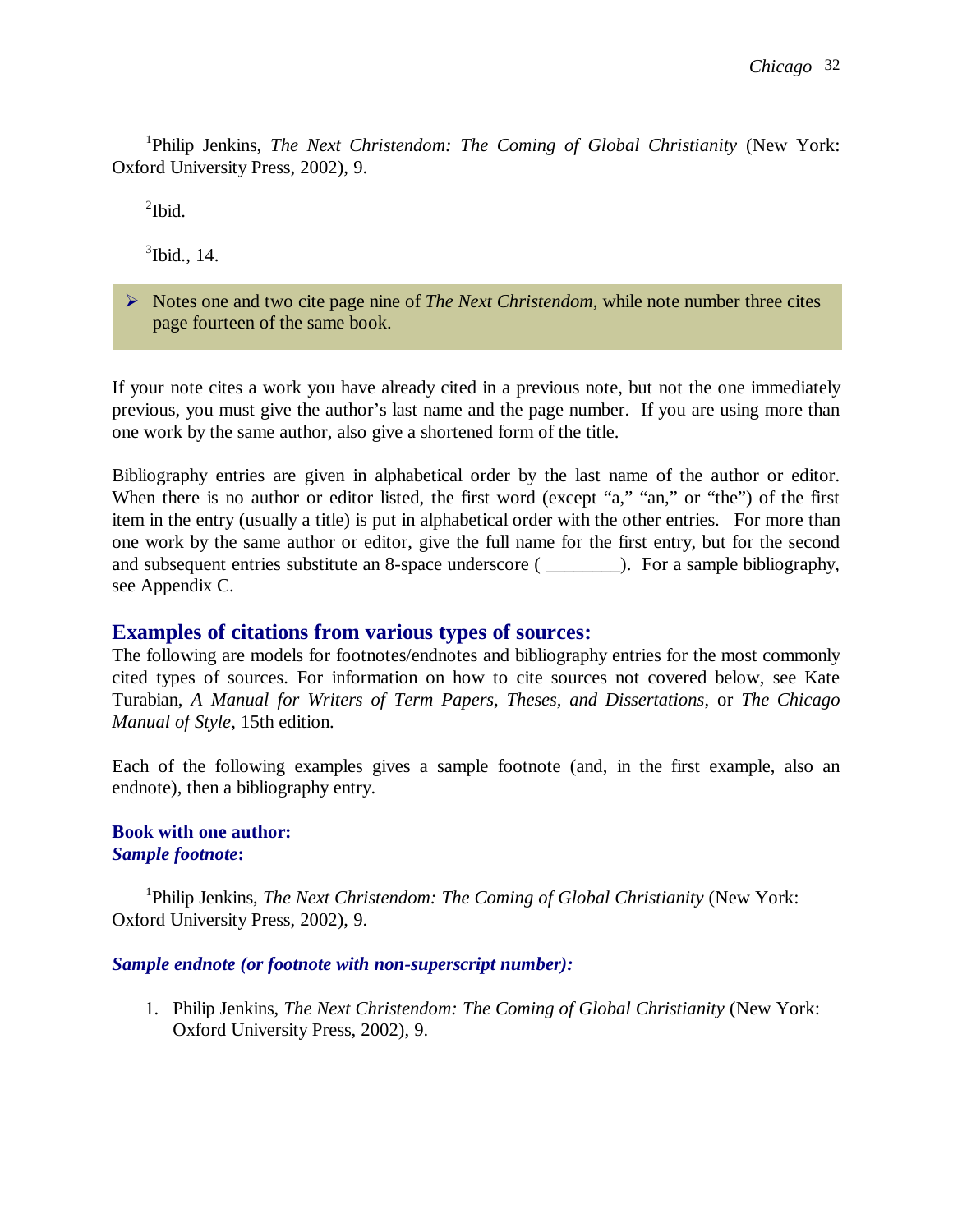[1]Philip Jenkins, *The Next Christendom: The Coming of Global Christianity* (New York: Oxford University Press, 2002), 9.

[2]Ibid.

[3]Ibid., 14.

> Notes one and two cite page nine of *The Next Christendom*, while note number three cites page fourteen of the same book.

If your note cites a work you have already cited in a previous note, but not the one immediately previous, you must give the author's last name and the page number. If you are using more than one work by the same author, also give a shortened form of the title.

Bibliography entries are given in alphabetical order by the last name of the author or editor. When there is no author or editor listed, the first word (except "a," "an," or "the") of the first item in the entry (usually a title) is put in alphabetical order with the other entries. For more than one work by the same author or editor, give the full name for the first entry, but for the second and subsequent entries substitute an 8-space underscore ( ________). For a sample bibliography, see Appendix C.

## Examples of citations from various types of sources:

The following are models for footnotes/endnotes and bibliography entries for the most commonly cited types of sources. For information on how to cite sources not covered below, see Kate Turabian, *A Manual for Writers of Term Papers, Theses, and Dissertations*, or *The Chicago Manual of Style*, 15th edition.

Each of the following examples gives a sample footnote (and, in the first example, also an endnote), then a bibliography entry.

### Book with one author:

***Sample footnote*:**

[1]Philip Jenkins, *The Next Christendom: The Coming of Global Christianity* (New York: Oxford University Press, 2002), 9.

***Sample endnote (or footnote with non-superscript number):***

1. Philip Jenkins, *The Next Christendom: The Coming of Global Christianity* (New York: Oxford University Press, 2002), 9.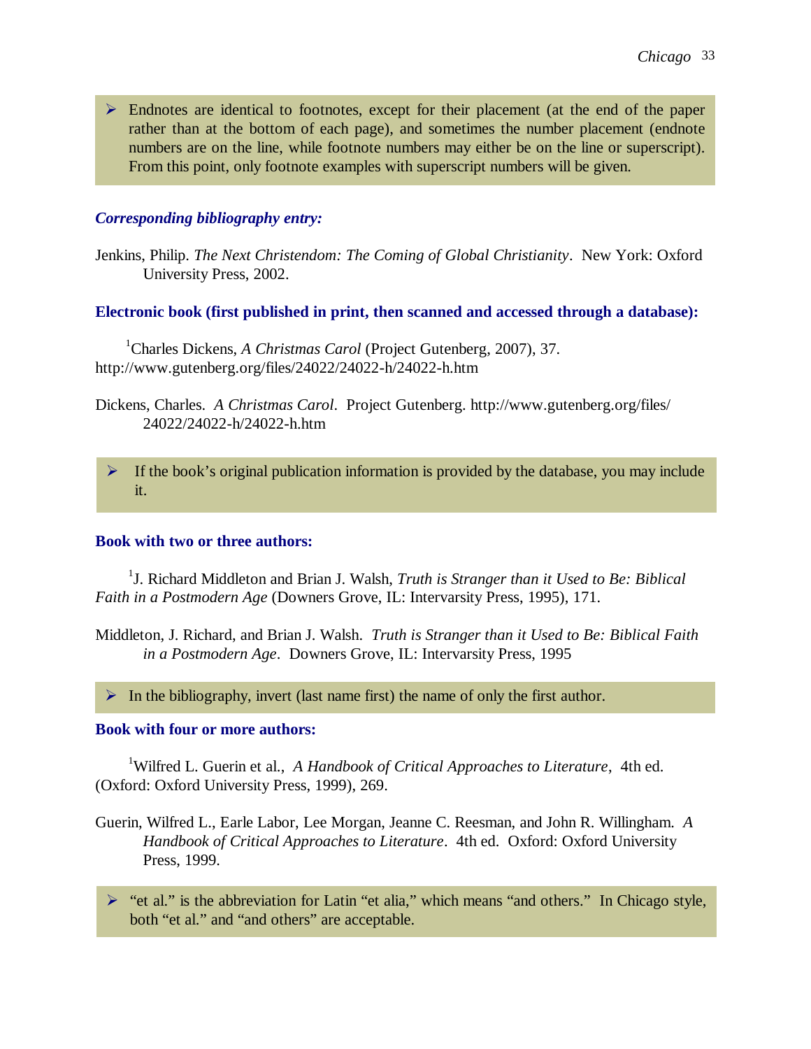- Endnotes are identical to footnotes, except for their placement (at the end of the paper rather than at the bottom of each page), and sometimes the number placement (endnote numbers are on the line, while footnote numbers may either be on the line or superscript). From this point, only footnote examples with superscript numbers will be given.

***Corresponding bibliography entry:***

Jenkins, Philip. *The Next Christendom: The Coming of Global Christianity*. New York: Oxford University Press, 2002.

**Electronic book (first published in print, then scanned and accessed through a database):**

[1]Charles Dickens, *A Christmas Carol* (Project Gutenberg, 2007), 37. http://www.gutenberg.org/files/24022/24022-h/24022-h.htm

Dickens, Charles. *A Christmas Carol*. Project Gutenberg. http://www.gutenberg.org/files/24022/24022-h/24022-h.htm

- If the book's original publication information is provided by the database, you may include it.

**Book with two or three authors:**

[1]J. Richard Middleton and Brian J. Walsh, *Truth is Stranger than it Used to Be: Biblical Faith in a Postmodern Age* (Downers Grove, IL: Intervarsity Press, 1995), 171.

Middleton, J. Richard, and Brian J. Walsh. *Truth is Stranger than it Used to Be: Biblical Faith in a Postmodern Age*. Downers Grove, IL: Intervarsity Press, 1995

- In the bibliography, invert (last name first) the name of only the first author.

**Book with four or more authors:**

[1]Wilfred L. Guerin et al., *A Handbook of Critical Approaches to Literature*, 4th ed. (Oxford: Oxford University Press, 1999), 269.

Guerin, Wilfred L., Earle Labor, Lee Morgan, Jeanne C. Reesman, and John R. Willingham. *A Handbook of Critical Approaches to Literature*. 4th ed. Oxford: Oxford University Press, 1999.

- "et al." is the abbreviation for Latin "et alia," which means "and others." In Chicago style, both "et al." and "and others" are acceptable.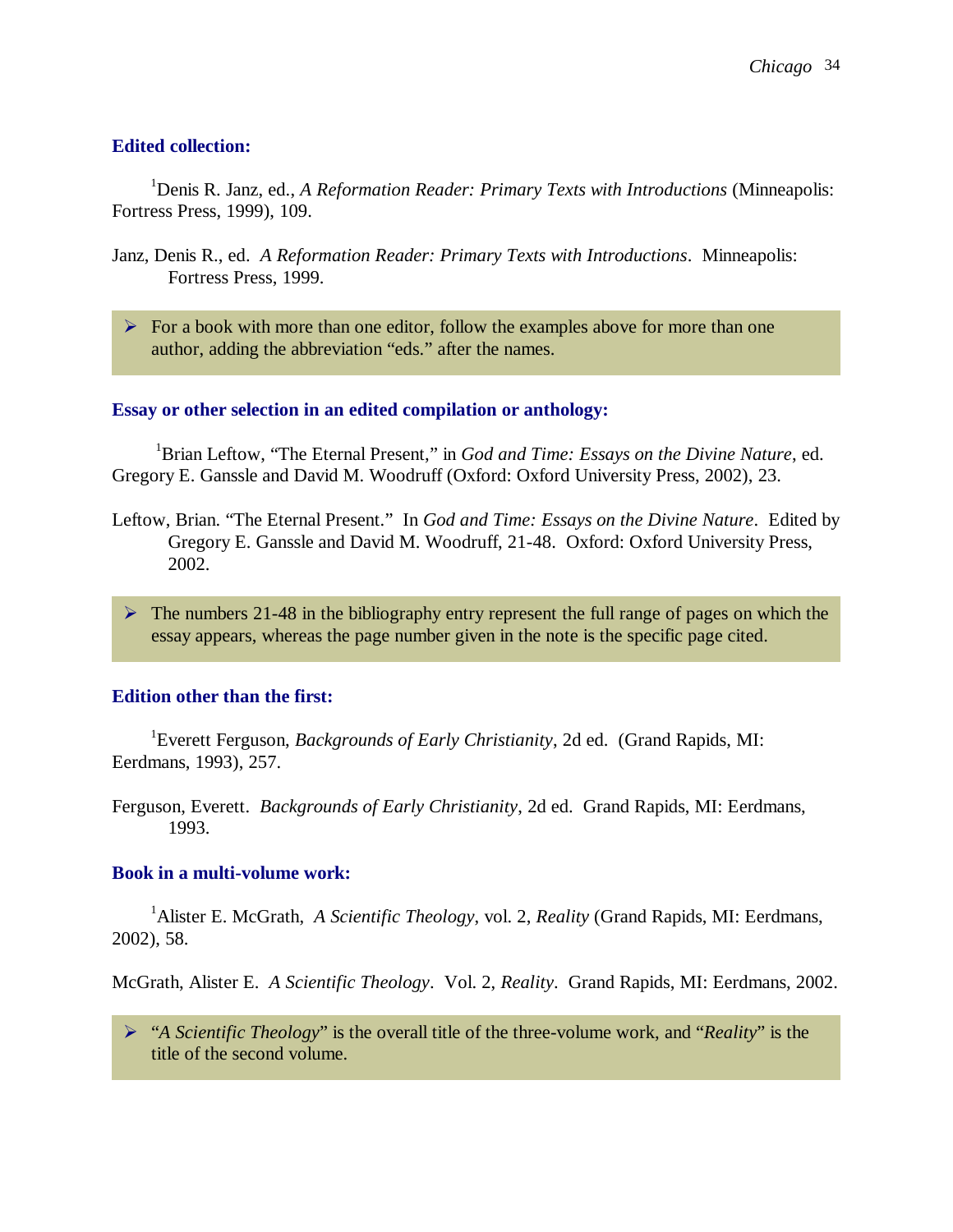### Edited collection:

[1]Denis R. Janz, ed., *A Reformation Reader: Primary Texts with Introductions* (Minneapolis: Fortress Press, 1999), 109.

Janz, Denis R., ed. *A Reformation Reader: Primary Texts with Introductions*. Minneapolis: Fortress Press, 1999.

- For a book with more than one editor, follow the examples above for more than one author, adding the abbreviation "eds." after the names.

### Essay or other selection in an edited compilation or anthology:

[1]Brian Leftow, "The Eternal Present," in *God and Time: Essays on the Divine Nature*, ed. Gregory E. Ganssle and David M. Woodruff (Oxford: Oxford University Press, 2002), 23.

Leftow, Brian. "The Eternal Present." In *God and Time: Essays on the Divine Nature*. Edited by Gregory E. Ganssle and David M. Woodruff, 21-48. Oxford: Oxford University Press, 2002.

- The numbers 21-48 in the bibliography entry represent the full range of pages on which the essay appears, whereas the page number given in the note is the specific page cited.

### Edition other than the first:

[1]Everett Ferguson, *Backgrounds of Early Christianity*, 2d ed. (Grand Rapids, MI: Eerdmans, 1993), 257.

Ferguson, Everett. *Backgrounds of Early Christianity*, 2d ed. Grand Rapids, MI: Eerdmans, 1993.

### Book in a multi-volume work:

[1]Alister E. McGrath, *A Scientific Theology*, vol. 2, *Reality* (Grand Rapids, MI: Eerdmans, 2002), 58.

McGrath, Alister E. *A Scientific Theology*. Vol. 2, *Reality*. Grand Rapids, MI: Eerdmans, 2002.

- "*A Scientific Theology*" is the overall title of the three-volume work, and "*Reality*" is the title of the second volume.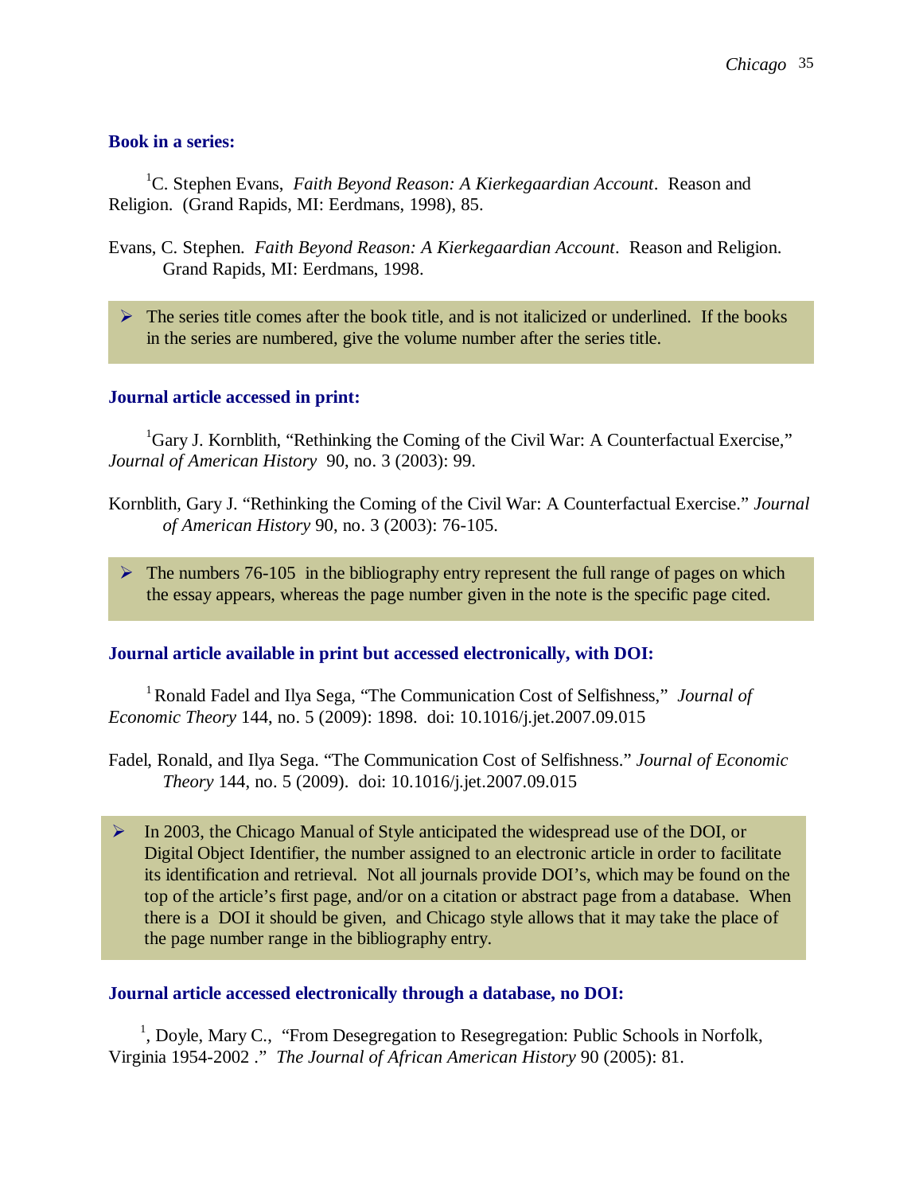### Book in a series:

[1]C. Stephen Evans, *Faith Beyond Reason: A Kierkegaardian Account*. Reason and Religion. (Grand Rapids, MI: Eerdmans, 1998), 85.

Evans, C. Stephen. *Faith Beyond Reason: A Kierkegaardian Account*. Reason and Religion. Grand Rapids, MI: Eerdmans, 1998.

- The series title comes after the book title, and is not italicized or underlined. If the books in the series are numbered, give the volume number after the series title.

### Journal article accessed in print:

[1]Gary J. Kornblith, "Rethinking the Coming of the Civil War: A Counterfactual Exercise," *Journal of American History* 90, no. 3 (2003): 99.

Kornblith, Gary J. "Rethinking the Coming of the Civil War: A Counterfactual Exercise." *Journal of American History* 90, no. 3 (2003): 76-105.

- The numbers 76-105 in the bibliography entry represent the full range of pages on which the essay appears, whereas the page number given in the note is the specific page cited.

### Journal article available in print but accessed electronically, with DOI:

[1] Ronald Fadel and Ilya Sega, "The Communication Cost of Selfishness," *Journal of Economic Theory* 144, no. 5 (2009): 1898. doi: 10.1016/j.jet.2007.09.015

Fadel, Ronald, and Ilya Sega. "The Communication Cost of Selfishness." *Journal of Economic Theory* 144, no. 5 (2009). doi: 10.1016/j.jet.2007.09.015

- In 2003, the Chicago Manual of Style anticipated the widespread use of the DOI, or Digital Object Identifier, the number assigned to an electronic article in order to facilitate its identification and retrieval. Not all journals provide DOI's, which may be found on the top of the article's first page, and/or on a citation or abstract page from a database. When there is a DOI it should be given, and Chicago style allows that it may take the place of the page number range in the bibliography entry.

### Journal article accessed electronically through a database, no DOI:

[1], Doyle, Mary C., "From Desegregation to Resegregation: Public Schools in Norfolk, Virginia 1954-2002 ." *The Journal of African American History* 90 (2005): 81.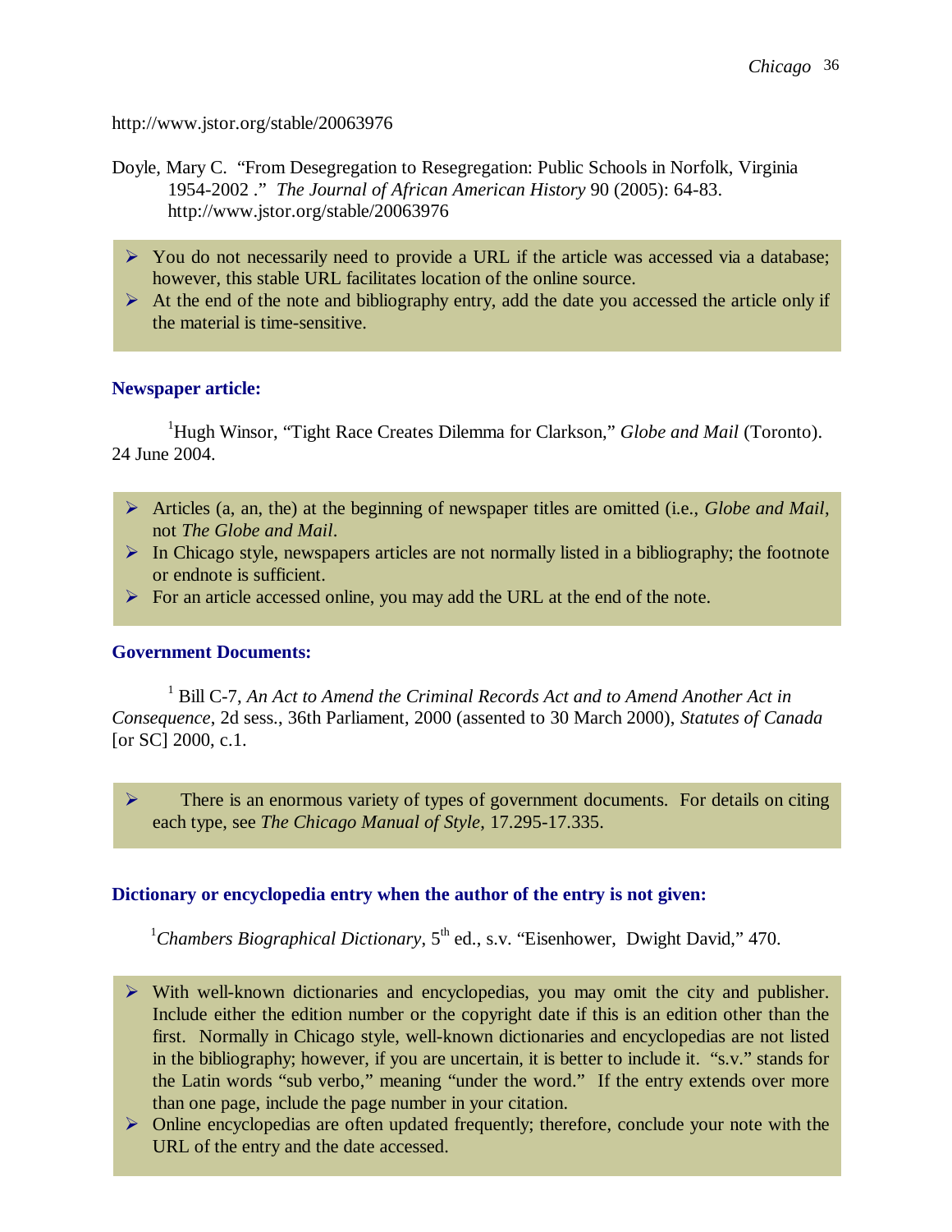http://www.jstor.org/stable/20063976

Doyle, Mary C. "From Desegregation to Resegregation: Public Schools in Norfolk, Virginia 1954-2002 ." *The Journal of African American History* 90 (2005): 64-83. http://www.jstor.org/stable/20063976

- You do not necessarily need to provide a URL if the article was accessed via a database; however, this stable URL facilitates location of the online source.
- At the end of the note and bibliography entry, add the date you accessed the article only if the material is time-sensitive.

### Newspaper article:

[1]Hugh Winsor, "Tight Race Creates Dilemma for Clarkson," *Globe and Mail* (Toronto). 24 June 2004.

- Articles (a, an, the) at the beginning of newspaper titles are omitted (i.e., *Globe and Mail*, not *The Globe and Mail*.
- In Chicago style, newspapers articles are not normally listed in a bibliography; the footnote or endnote is sufficient.
- For an article accessed online, you may add the URL at the end of the note.

### Government Documents:

[1] Bill C-7, *An Act to Amend the Criminal Records Act and to Amend Another Act in Consequence*, 2d sess., 36th Parliament, 2000 (assented to 30 March 2000), *Statutes of Canada* [or SC] 2000, c.1.

- There is an enormous variety of types of government documents. For details on citing each type, see *The Chicago Manual of Style*, 17.295-17.335.

### Dictionary or encyclopedia entry when the author of the entry is not given:

[1]*Chambers Biographical Dictionary*, 5th ed., s.v. "Eisenhower, Dwight David," 470.

- With well-known dictionaries and encyclopedias, you may omit the city and publisher. Include either the edition number or the copyright date if this is an edition other than the first. Normally in Chicago style, well-known dictionaries and encyclopedias are not listed in the bibliography; however, if you are uncertain, it is better to include it. "s.v." stands for the Latin words "sub verbo," meaning "under the word." If the entry extends over more than one page, include the page number in your citation.
- Online encyclopedias are often updated frequently; therefore, conclude your note with the URL of the entry and the date accessed.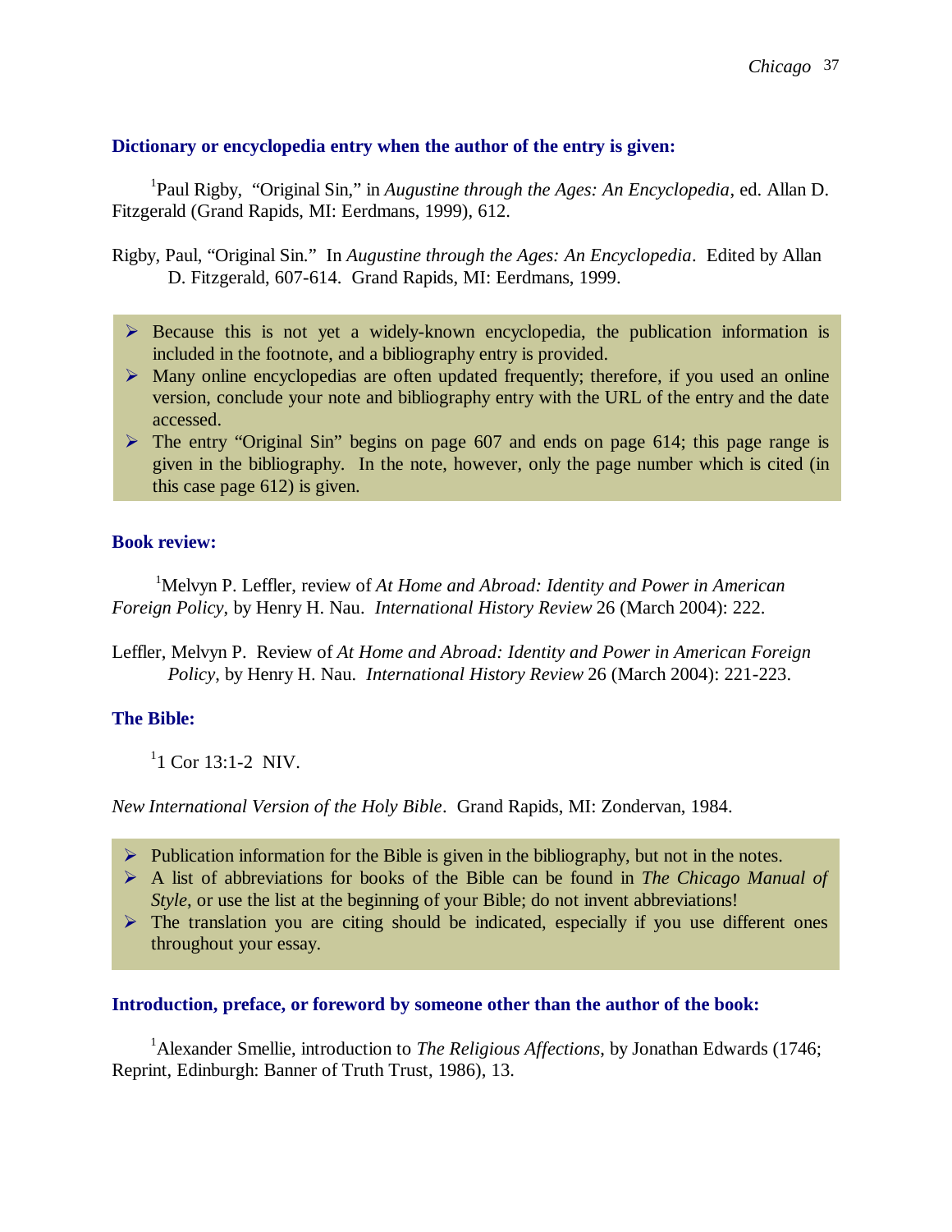### Dictionary or encyclopedia entry when the author of the entry is given:

[1]Paul Rigby, "Original Sin," in *Augustine through the Ages: An Encyclopedia*, ed. Allan D. Fitzgerald (Grand Rapids, MI: Eerdmans, 1999), 612.

Rigby, Paul, "Original Sin." In *Augustine through the Ages: An Encyclopedia*. Edited by Allan D. Fitzgerald, 607-614. Grand Rapids, MI: Eerdmans, 1999.

- Because this is not yet a widely-known encyclopedia, the publication information is included in the footnote, and a bibliography entry is provided.
- Many online encyclopedias are often updated frequently; therefore, if you used an online version, conclude your note and bibliography entry with the URL of the entry and the date accessed.
- The entry "Original Sin" begins on page 607 and ends on page 614; this page range is given in the bibliography. In the note, however, only the page number which is cited (in this case page 612) is given.

### Book review:

[1]Melvyn P. Leffler, review of *At Home and Abroad: Identity and Power in American Foreign Policy*, by Henry H. Nau. *International History Review* 26 (March 2004): 222.

Leffler, Melvyn P. Review of *At Home and Abroad: Identity and Power in American Foreign Policy*, by Henry H. Nau. *International History Review* 26 (March 2004): 221-223.

### The Bible:

[1]1 Cor 13:1-2 NIV.

*New International Version of the Holy Bible*. Grand Rapids, MI: Zondervan, 1984.

- Publication information for the Bible is given in the bibliography, but not in the notes.
- A list of abbreviations for books of the Bible can be found in *The Chicago Manual of Style*, or use the list at the beginning of your Bible; do not invent abbreviations!
- The translation you are citing should be indicated, especially if you use different ones throughout your essay.

### Introduction, preface, or foreword by someone other than the author of the book:

[1]Alexander Smellie, introduction to *The Religious Affections*, by Jonathan Edwards (1746; Reprint, Edinburgh: Banner of Truth Trust, 1986), 13.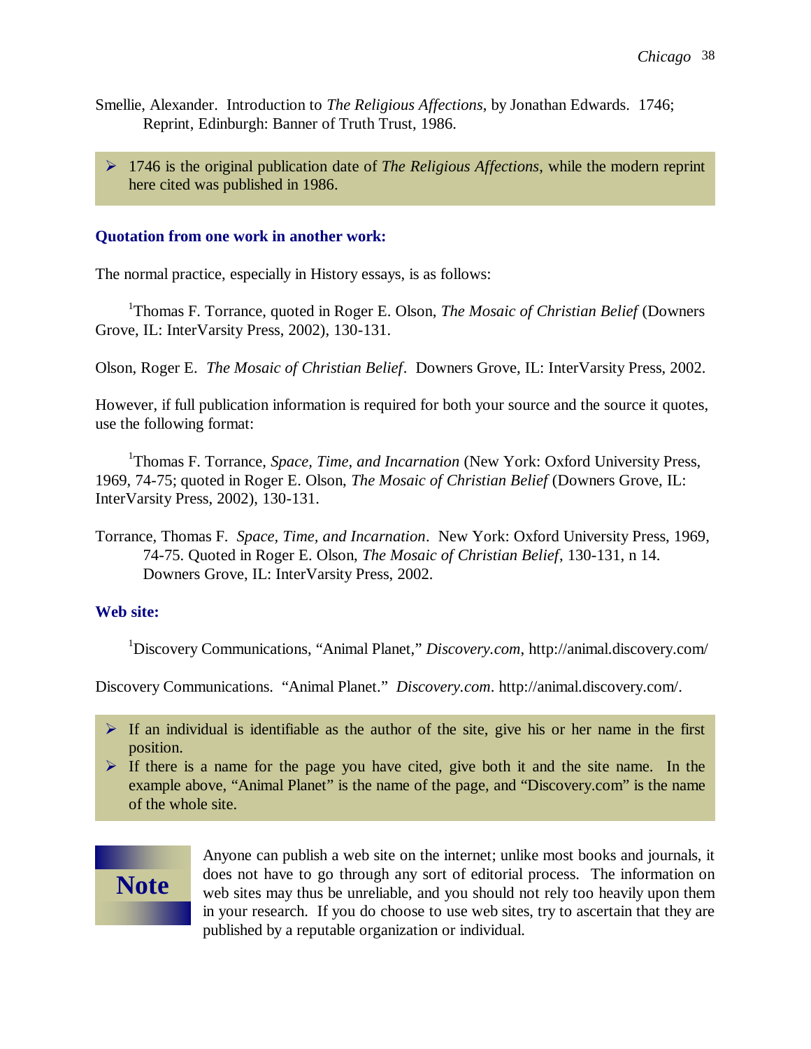Smellie, Alexander. Introduction to *The Religious Affections*, by Jonathan Edwards. 1746; Reprint, Edinburgh: Banner of Truth Trust, 1986.

- 1746 is the original publication date of *The Religious Affections*, while the modern reprint here cited was published in 1986.

### Quotation from one work in another work:

The normal practice, especially in History essays, is as follows:

[1]Thomas F. Torrance, quoted in Roger E. Olson, *The Mosaic of Christian Belief* (Downers Grove, IL: InterVarsity Press, 2002), 130-131.

Olson, Roger E. *The Mosaic of Christian Belief*. Downers Grove, IL: InterVarsity Press, 2002.

However, if full publication information is required for both your source and the source it quotes, use the following format:

[1]Thomas F. Torrance, *Space, Time, and Incarnation* (New York: Oxford University Press, 1969, 74-75; quoted in Roger E. Olson, *The Mosaic of Christian Belief* (Downers Grove, IL: InterVarsity Press, 2002), 130-131.

Torrance, Thomas F. *Space, Time, and Incarnation*. New York: Oxford University Press, 1969, 74-75. Quoted in Roger E. Olson, *The Mosaic of Christian Belief*, 130-131, n 14. Downers Grove, IL: InterVarsity Press, 2002.

### Web site:

[1]Discovery Communications, "Animal Planet," *Discovery.com*, http://animal.discovery.com/

Discovery Communications. "Animal Planet." *Discovery.com*. http://animal.discovery.com/.

- If an individual is identifiable as the author of the site, give his or her name in the first position.
- If there is a name for the page you have cited, give both it and the site name. In the example above, "Animal Planet" is the name of the page, and "Discovery.com" is the name of the whole site.

**Note**

Anyone can publish a web site on the internet; unlike most books and journals, it does not have to go through any sort of editorial process. The information on web sites may thus be unreliable, and you should not rely too heavily upon them in your research. If you do choose to use web sites, try to ascertain that they are published by a reputable organization or individual.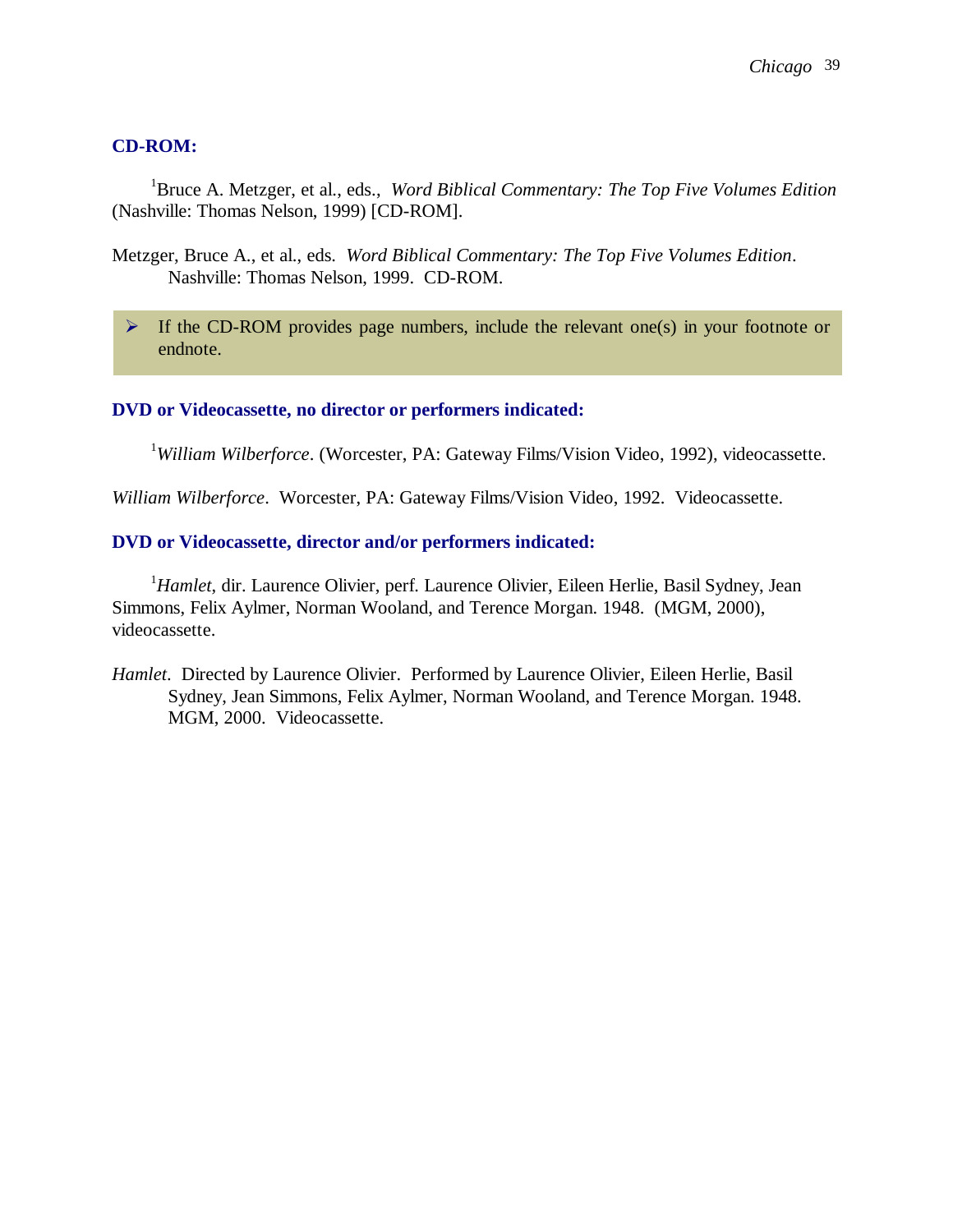### CD-ROM:

[1]Bruce A. Metzger, et al., eds., *Word Biblical Commentary: The Top Five Volumes Edition* (Nashville: Thomas Nelson, 1999) [CD-ROM].

Metzger, Bruce A., et al., eds. *Word Biblical Commentary: The Top Five Volumes Edition*. Nashville: Thomas Nelson, 1999. CD-ROM.

- If the CD-ROM provides page numbers, include the relevant one(s) in your footnote or endnote.

### DVD or Videocassette, no director or performers indicated:

[1]*William Wilberforce*. (Worcester, PA: Gateway Films/Vision Video, 1992), videocassette.

*William Wilberforce*. Worcester, PA: Gateway Films/Vision Video, 1992. Videocassette.

### DVD or Videocassette, director and/or performers indicated:

[1]*Hamlet*, dir. Laurence Olivier, perf. Laurence Olivier, Eileen Herlie, Basil Sydney, Jean Simmons, Felix Aylmer, Norman Wooland, and Terence Morgan. 1948. (MGM, 2000), videocassette.

*Hamlet*. Directed by Laurence Olivier. Performed by Laurence Olivier, Eileen Herlie, Basil Sydney, Jean Simmons, Felix Aylmer, Norman Wooland, and Terence Morgan. 1948. MGM, 2000. Videocassette.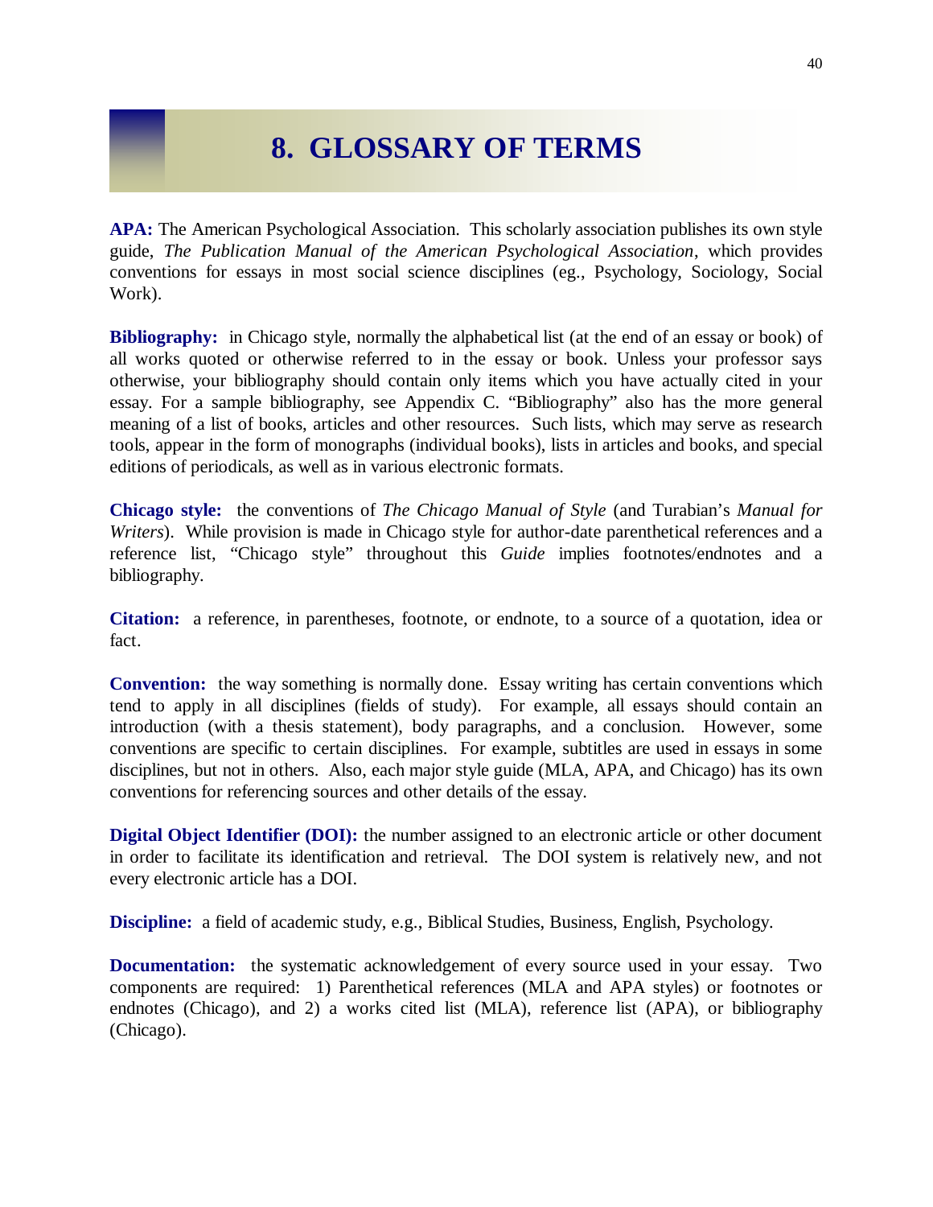# 8. GLOSSARY OF TERMS

**APA:** The American Psychological Association. This scholarly association publishes its own style guide, *The Publication Manual of the American Psychological Association*, which provides conventions for essays in most social science disciplines (eg., Psychology, Sociology, Social Work).

**Bibliography:** in Chicago style, normally the alphabetical list (at the end of an essay or book) of all works quoted or otherwise referred to in the essay or book. Unless your professor says otherwise, your bibliography should contain only items which you have actually cited in your essay. For a sample bibliography, see Appendix C. "Bibliography" also has the more general meaning of a list of books, articles and other resources. Such lists, which may serve as research tools, appear in the form of monographs (individual books), lists in articles and books, and special editions of periodicals, as well as in various electronic formats.

**Chicago style:** the conventions of *The Chicago Manual of Style* (and Turabian's *Manual for Writers*). While provision is made in Chicago style for author-date parenthetical references and a reference list, "Chicago style" throughout this *Guide* implies footnotes/endnotes and a bibliography.

**Citation:** a reference, in parentheses, footnote, or endnote, to a source of a quotation, idea or fact.

**Convention:** the way something is normally done. Essay writing has certain conventions which tend to apply in all disciplines (fields of study). For example, all essays should contain an introduction (with a thesis statement), body paragraphs, and a conclusion. However, some conventions are specific to certain disciplines. For example, subtitles are used in essays in some disciplines, but not in others. Also, each major style guide (MLA, APA, and Chicago) has its own conventions for referencing sources and other details of the essay.

**Digital Object Identifier (DOI):** the number assigned to an electronic article or other document in order to facilitate its identification and retrieval. The DOI system is relatively new, and not every electronic article has a DOI.

**Discipline:** a field of academic study, e.g., Biblical Studies, Business, English, Psychology.

**Documentation:** the systematic acknowledgement of every source used in your essay. Two components are required: 1) Parenthetical references (MLA and APA styles) or footnotes or endnotes (Chicago), and 2) a works cited list (MLA), reference list (APA), or bibliography (Chicago).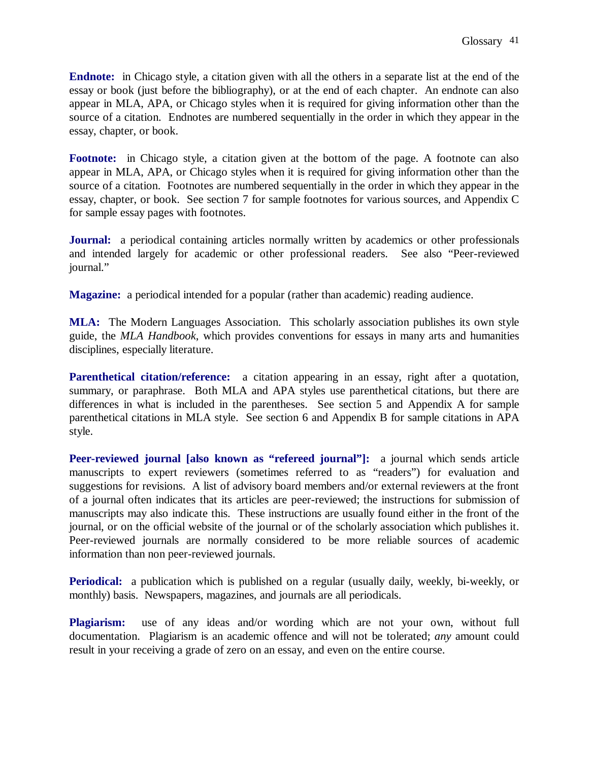**Endnote:** in Chicago style, a citation given with all the others in a separate list at the end of the essay or book (just before the bibliography), or at the end of each chapter. An endnote can also appear in MLA, APA, or Chicago styles when it is required for giving information other than the source of a citation. Endnotes are numbered sequentially in the order in which they appear in the essay, chapter, or book.

**Footnote:** in Chicago style, a citation given at the bottom of the page. A footnote can also appear in MLA, APA, or Chicago styles when it is required for giving information other than the source of a citation. Footnotes are numbered sequentially in the order in which they appear in the essay, chapter, or book. See section 7 for sample footnotes for various sources, and Appendix C for sample essay pages with footnotes.

**Journal:** a periodical containing articles normally written by academics or other professionals and intended largely for academic or other professional readers. See also "Peer-reviewed journal."

**Magazine:** a periodical intended for a popular (rather than academic) reading audience.

**MLA:** The Modern Languages Association. This scholarly association publishes its own style guide, the *MLA Handbook*, which provides conventions for essays in many arts and humanities disciplines, especially literature.

**Parenthetical citation/reference:** a citation appearing in an essay, right after a quotation, summary, or paraphrase. Both MLA and APA styles use parenthetical citations, but there are differences in what is included in the parentheses. See section 5 and Appendix A for sample parenthetical citations in MLA style. See section 6 and Appendix B for sample citations in APA style.

**Peer-reviewed journal [also known as "refereed journal"]:** a journal which sends article manuscripts to expert reviewers (sometimes referred to as "readers") for evaluation and suggestions for revisions. A list of advisory board members and/or external reviewers at the front of a journal often indicates that its articles are peer-reviewed; the instructions for submission of manuscripts may also indicate this. These instructions are usually found either in the front of the journal, or on the official website of the journal or of the scholarly association which publishes it. Peer-reviewed journals are normally considered to be more reliable sources of academic information than non peer-reviewed journals.

**Periodical:** a publication which is published on a regular (usually daily, weekly, bi-weekly, or monthly) basis. Newspapers, magazines, and journals are all periodicals.

**Plagiarism:** use of any ideas and/or wording which are not your own, without full documentation. Plagiarism is an academic offence and will not be tolerated; *any* amount could result in your receiving a grade of zero on an essay, and even on the entire course.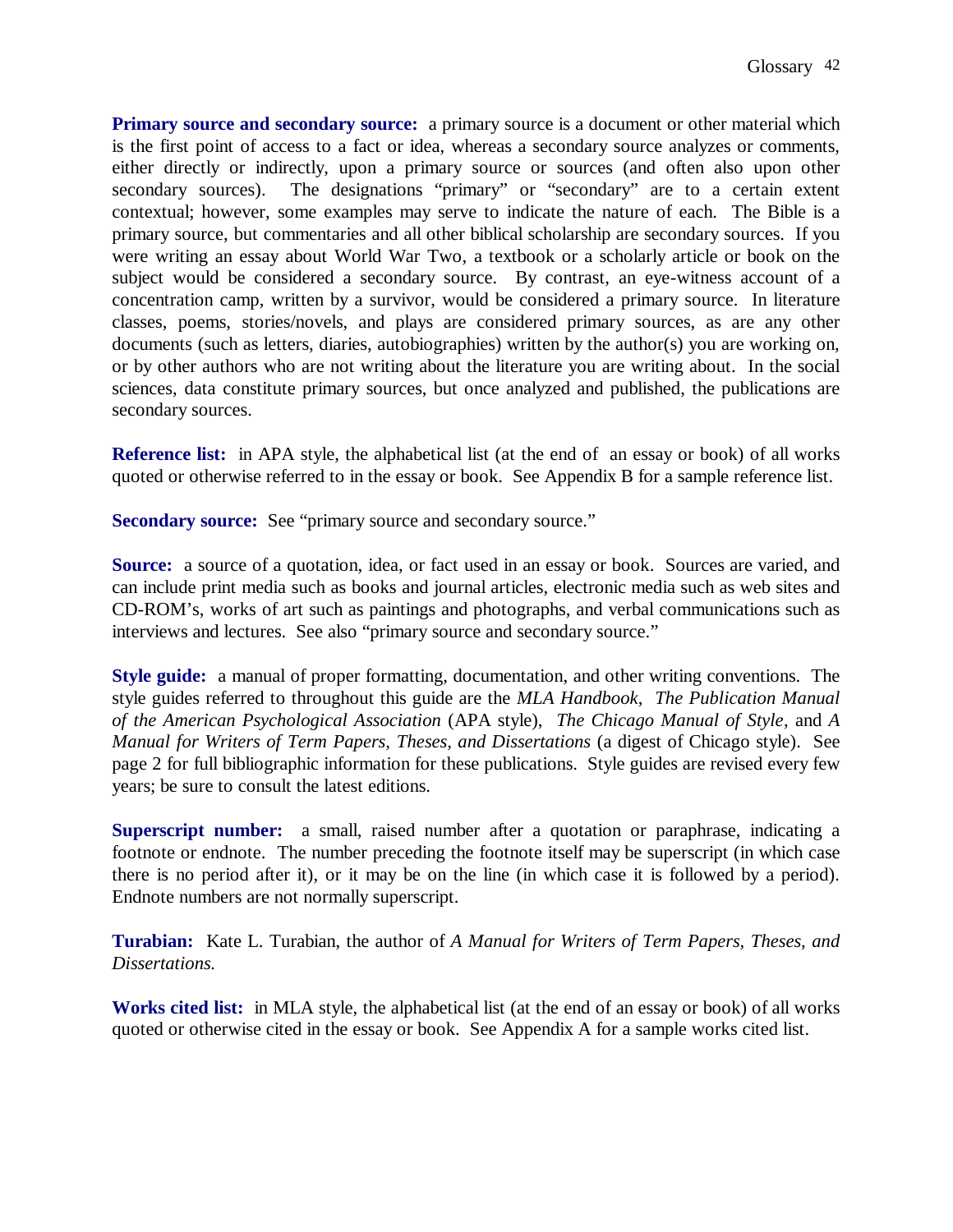**Primary source and secondary source:** a primary source is a document or other material which is the first point of access to a fact or idea, whereas a secondary source analyzes or comments, either directly or indirectly, upon a primary source or sources (and often also upon other secondary sources). The designations "primary" or "secondary" are to a certain extent contextual; however, some examples may serve to indicate the nature of each. The Bible is a primary source, but commentaries and all other biblical scholarship are secondary sources. If you were writing an essay about World War Two, a textbook or a scholarly article or book on the subject would be considered a secondary source. By contrast, an eye-witness account of a concentration camp, written by a survivor, would be considered a primary source. In literature classes, poems, stories/novels, and plays are considered primary sources, as are any other documents (such as letters, diaries, autobiographies) written by the author(s) you are working on, or by other authors who are not writing about the literature you are writing about. In the social sciences, data constitute primary sources, but once analyzed and published, the publications are secondary sources.

**Reference list:** in APA style, the alphabetical list (at the end of an essay or book) of all works quoted or otherwise referred to in the essay or book. See Appendix B for a sample reference list.

**Secondary source:** See "primary source and secondary source."

**Source:** a source of a quotation, idea, or fact used in an essay or book. Sources are varied, and can include print media such as books and journal articles, electronic media such as web sites and CD-ROM's, works of art such as paintings and photographs, and verbal communications such as interviews and lectures. See also "primary source and secondary source."

**Style guide:** a manual of proper formatting, documentation, and other writing conventions. The style guides referred to throughout this guide are the *MLA Handbook*, *The Publication Manual of the American Psychological Association* (APA style), *The Chicago Manual of Style*, and *A Manual for Writers of Term Papers, Theses, and Dissertations* (a digest of Chicago style). See page 2 for full bibliographic information for these publications. Style guides are revised every few years; be sure to consult the latest editions.

**Superscript number:** a small, raised number after a quotation or paraphrase, indicating a footnote or endnote. The number preceding the footnote itself may be superscript (in which case there is no period after it), or it may be on the line (in which case it is followed by a period). Endnote numbers are not normally superscript.

**Turabian:** Kate L. Turabian, the author of *A Manual for Writers of Term Papers, Theses, and Dissertations.*

**Works cited list:** in MLA style, the alphabetical list (at the end of an essay or book) of all works quoted or otherwise cited in the essay or book. See Appendix A for a sample works cited list.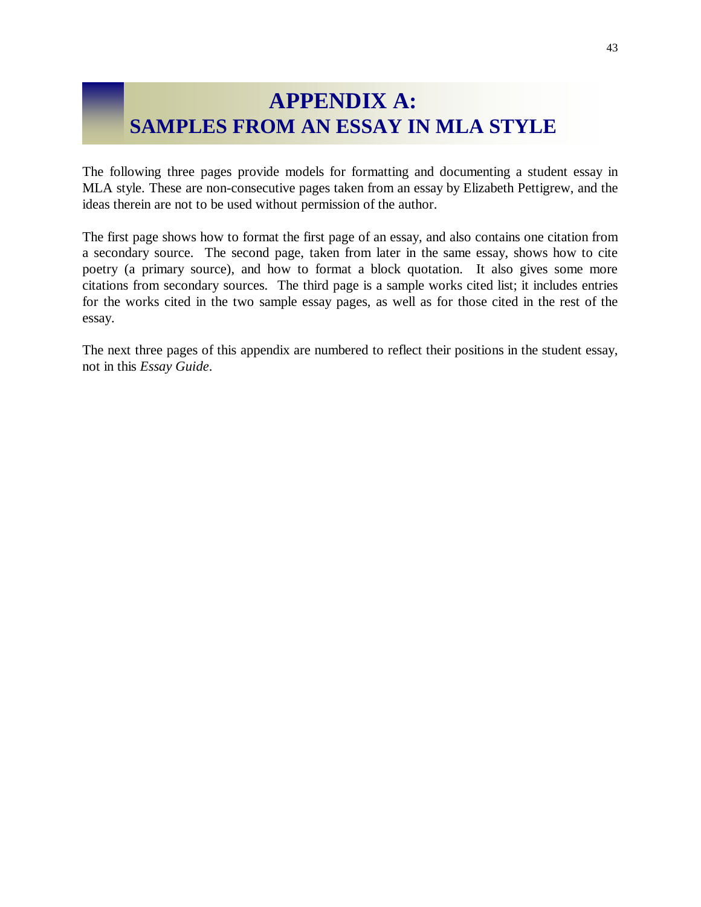# APPENDIX A: SAMPLES FROM AN ESSAY IN MLA STYLE

The following three pages provide models for formatting and documenting a student essay in MLA style. These are non-consecutive pages taken from an essay by Elizabeth Pettigrew, and the ideas therein are not to be used without permission of the author.

The first page shows how to format the first page of an essay, and also contains one citation from a secondary source. The second page, taken from later in the same essay, shows how to cite poetry (a primary source), and how to format a block quotation. It also gives some more citations from secondary sources. The third page is a sample works cited list; it includes entries for the works cited in the two sample essay pages, as well as for those cited in the rest of the essay.

The next three pages of this appendix are numbered to reflect their positions in the student essay, not in this *Essay Guide*.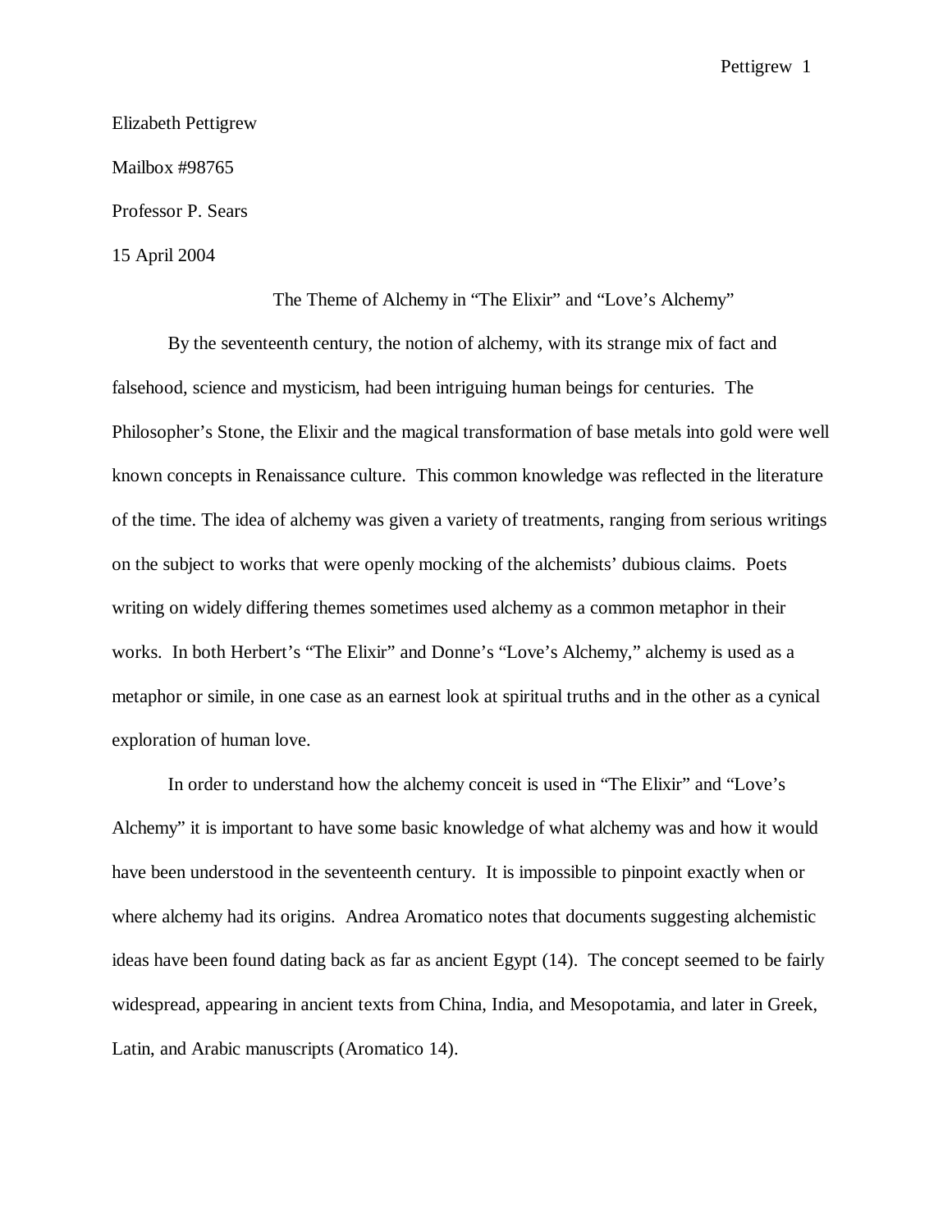Elizabeth Pettigrew

Mailbox #98765

Professor P. Sears

15 April 2004

The Theme of Alchemy in "The Elixir" and "Love's Alchemy"

By the seventeenth century, the notion of alchemy, with its strange mix of fact and falsehood, science and mysticism, had been intriguing human beings for centuries. The Philosopher's Stone, the Elixir and the magical transformation of base metals into gold were well known concepts in Renaissance culture. This common knowledge was reflected in the literature of the time. The idea of alchemy was given a variety of treatments, ranging from serious writings on the subject to works that were openly mocking of the alchemists' dubious claims. Poets writing on widely differing themes sometimes used alchemy as a common metaphor in their works. In both Herbert's "The Elixir" and Donne's "Love's Alchemy," alchemy is used as a metaphor or simile, in one case as an earnest look at spiritual truths and in the other as a cynical exploration of human love.

In order to understand how the alchemy conceit is used in "The Elixir" and "Love's Alchemy" it is important to have some basic knowledge of what alchemy was and how it would have been understood in the seventeenth century. It is impossible to pinpoint exactly when or where alchemy had its origins. Andrea Aromatico notes that documents suggesting alchemistic ideas have been found dating back as far as ancient Egypt (14). The concept seemed to be fairly widespread, appearing in ancient texts from China, India, and Mesopotamia, and later in Greek, Latin, and Arabic manuscripts (Aromatico 14).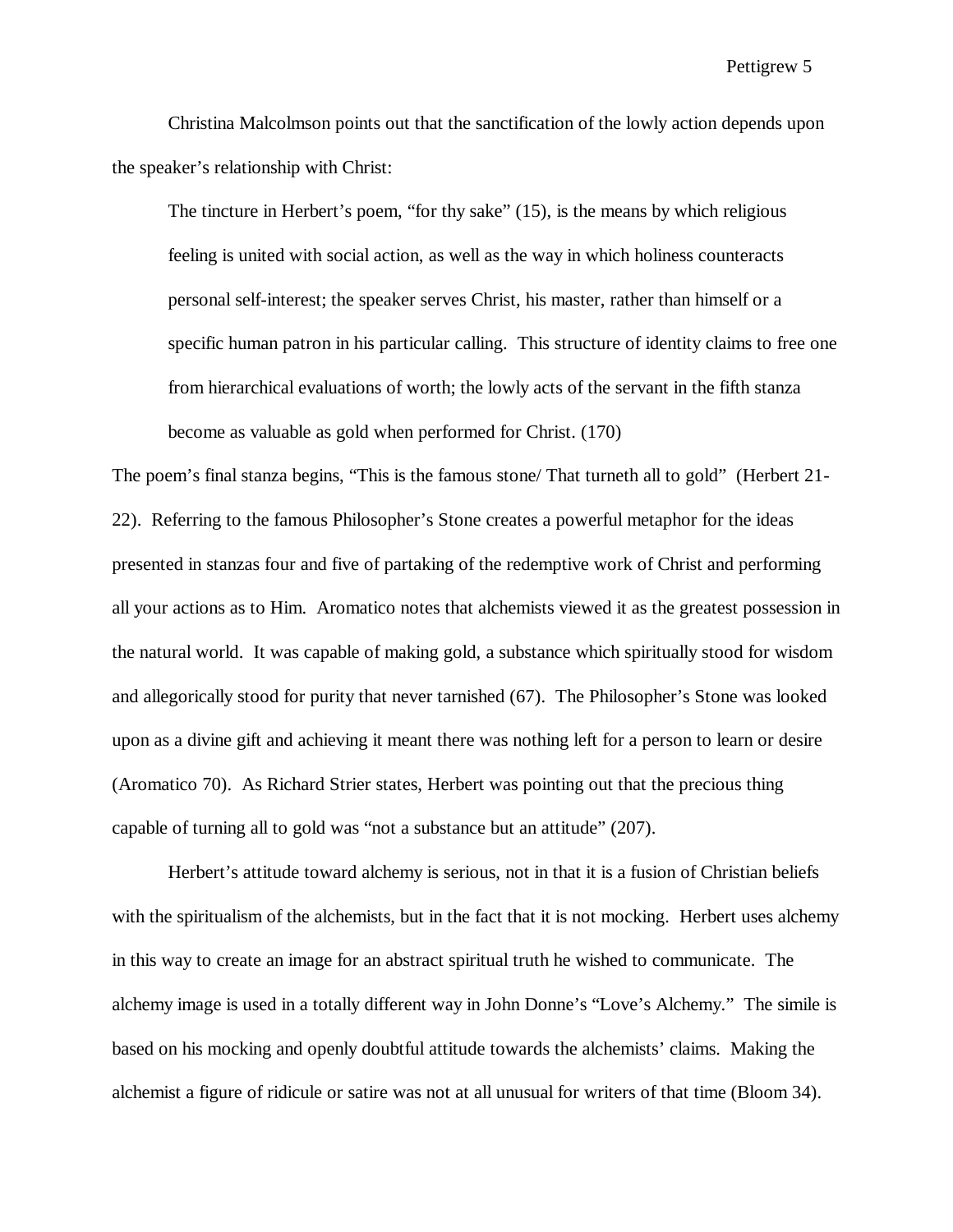Christina Malcolmson points out that the sanctification of the lowly action depends upon the speaker's relationship with Christ:

> The tincture in Herbert's poem, "for thy sake" (15), is the means by which religious feeling is united with social action, as well as the way in which holiness counteracts personal self-interest; the speaker serves Christ, his master, rather than himself or a specific human patron in his particular calling. This structure of identity claims to free one from hierarchical evaluations of worth; the lowly acts of the servant in the fifth stanza become as valuable as gold when performed for Christ. (170)

The poem's final stanza begins, "This is the famous stone/ That turneth all to gold" (Herbert 21-22). Referring to the famous Philosopher's Stone creates a powerful metaphor for the ideas presented in stanzas four and five of partaking of the redemptive work of Christ and performing all your actions as to Him. Aromatico notes that alchemists viewed it as the greatest possession in the natural world. It was capable of making gold, a substance which spiritually stood for wisdom and allegorically stood for purity that never tarnished (67). The Philosopher's Stone was looked upon as a divine gift and achieving it meant there was nothing left for a person to learn or desire (Aromatico 70). As Richard Strier states, Herbert was pointing out that the precious thing capable of turning all to gold was "not a substance but an attitude" (207).

Herbert's attitude toward alchemy is serious, not in that it is a fusion of Christian beliefs with the spiritualism of the alchemists, but in the fact that it is not mocking. Herbert uses alchemy in this way to create an image for an abstract spiritual truth he wished to communicate. The alchemy image is used in a totally different way in John Donne's "Love's Alchemy." The simile is based on his mocking and openly doubtful attitude towards the alchemists' claims. Making the alchemist a figure of ridicule or satire was not at all unusual for writers of that time (Bloom 34).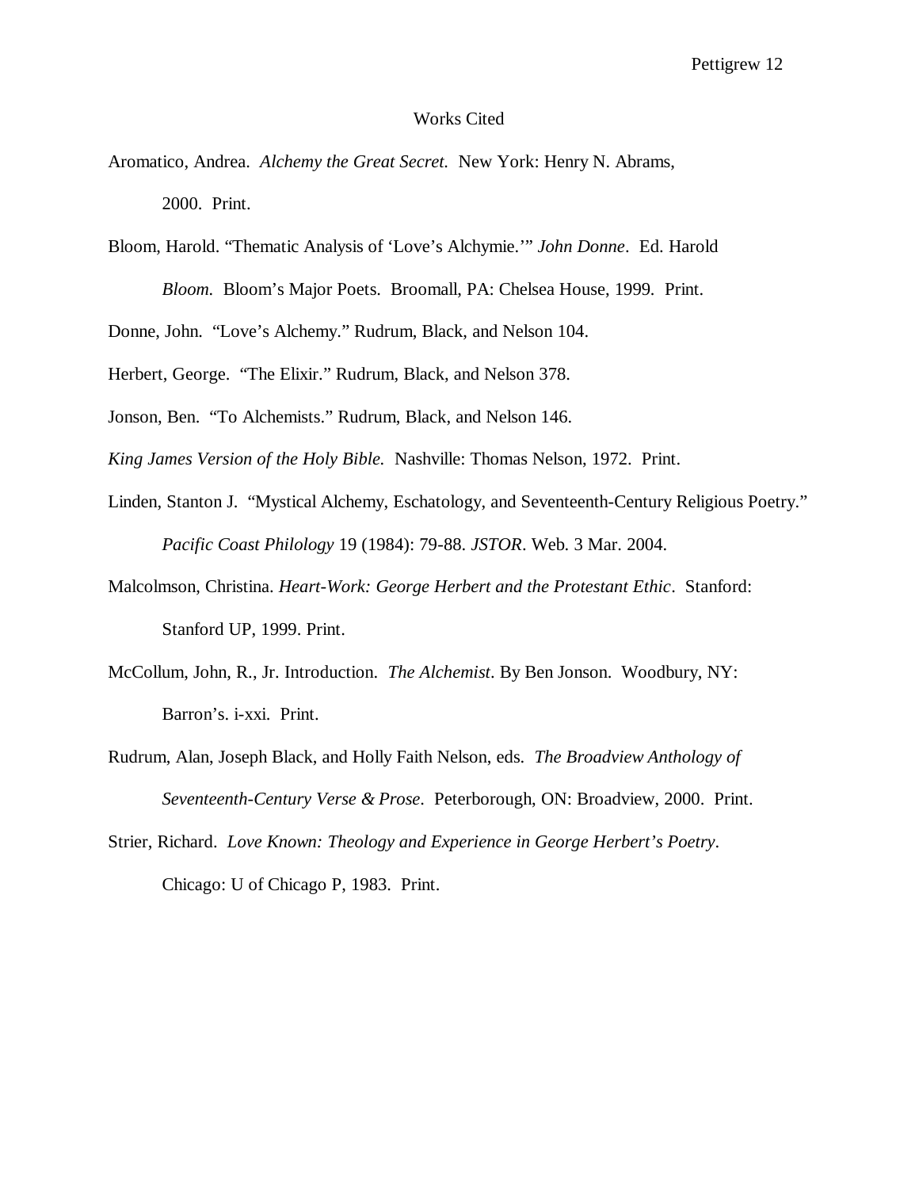# Works Cited

Aromatico, Andrea. *Alchemy the Great Secret.* New York: Henry N. Abrams, 2000. Print.

Bloom, Harold. "Thematic Analysis of 'Love's Alchymie.'" *John Donne*. Ed. Harold *Bloom.* Bloom's Major Poets. Broomall, PA: Chelsea House, 1999. Print.

Donne, John. "Love's Alchemy." Rudrum, Black, and Nelson 104.

Herbert, George. "The Elixir." Rudrum, Black, and Nelson 378.

Jonson, Ben. "To Alchemists." Rudrum, Black, and Nelson 146.

*King James Version of the Holy Bible.* Nashville: Thomas Nelson, 1972. Print.

Linden, Stanton J. "Mystical Alchemy, Eschatology, and Seventeenth-Century Religious Poetry." *Pacific Coast Philology* 19 (1984): 79-88. *JSTOR*. Web. 3 Mar. 2004.

Malcolmson, Christina. *Heart-Work: George Herbert and the Protestant Ethic*. Stanford: Stanford UP, 1999. Print.

McCollum, John, R., Jr. Introduction. *The Alchemist*. By Ben Jonson. Woodbury, NY: Barron's. i-xxi. Print.

Rudrum, Alan, Joseph Black, and Holly Faith Nelson, eds. *The Broadview Anthology of Seventeenth-Century Verse & Prose*. Peterborough, ON: Broadview, 2000. Print.

Strier, Richard. *Love Known: Theology and Experience in George Herbert's Poetry*. Chicago: U of Chicago P, 1983. Print.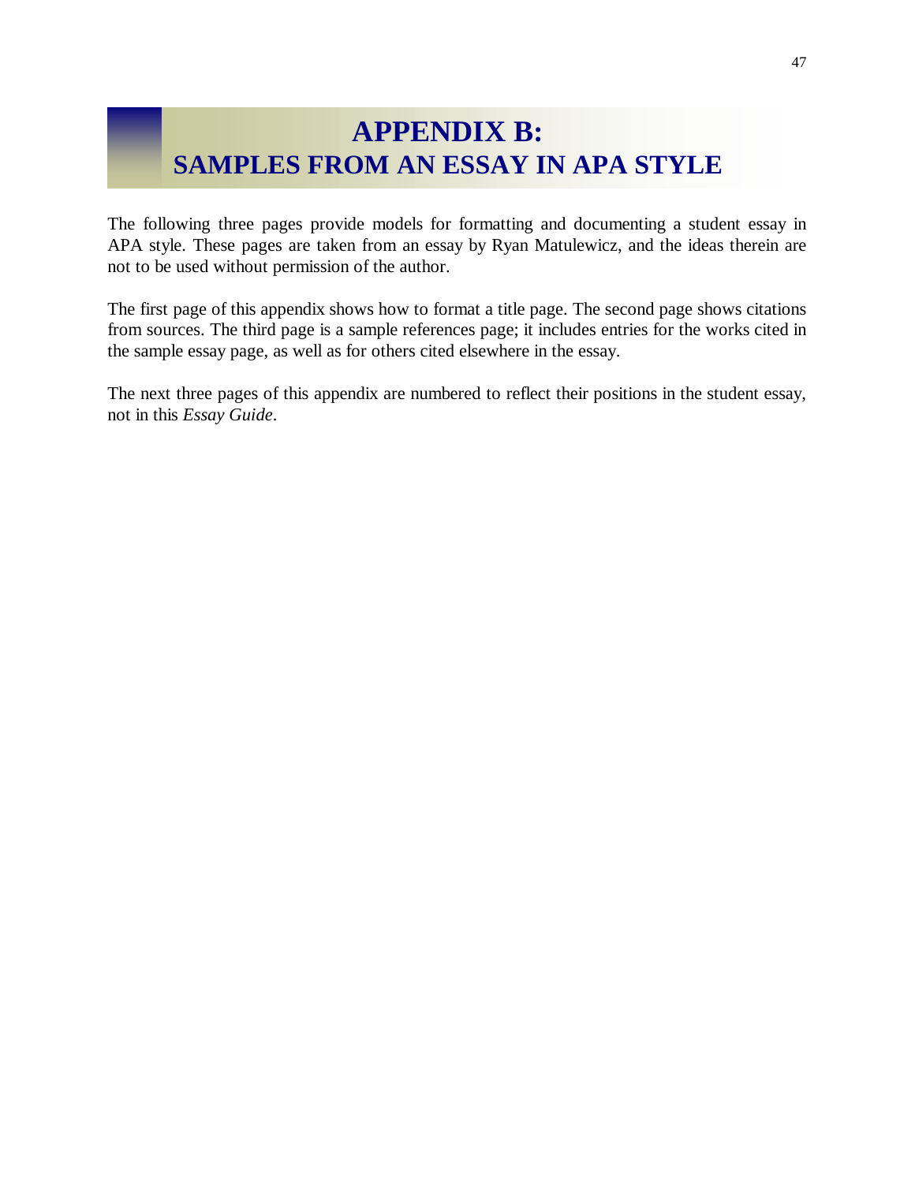# APPENDIX B: SAMPLES FROM AN ESSAY IN APA STYLE

The following three pages provide models for formatting and documenting a student essay in APA style. These pages are taken from an essay by Ryan Matulewicz, and the ideas therein are not to be used without permission of the author.

The first page of this appendix shows how to format a title page. The second page shows citations from sources. The third page is a sample references page; it includes entries for the works cited in the sample essay page, as well as for others cited elsewhere in the essay.

The next three pages of this appendix are numbered to reflect their positions in the student essay, not in this *Essay Guide*.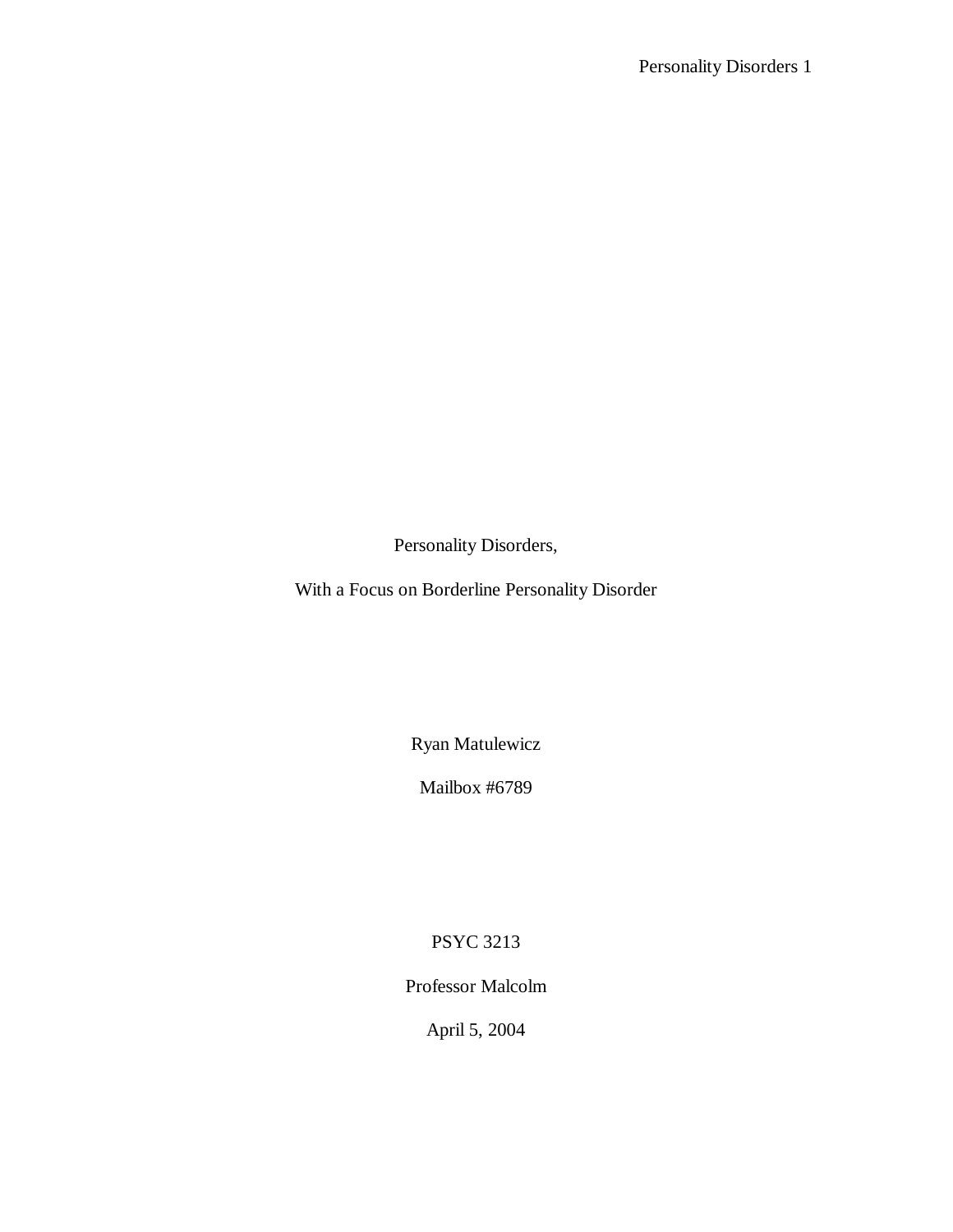Personality Disorders,

With a Focus on Borderline Personality Disorder

Ryan Matulewicz

Mailbox #6789

PSYC 3213

Professor Malcolm

April 5, 2004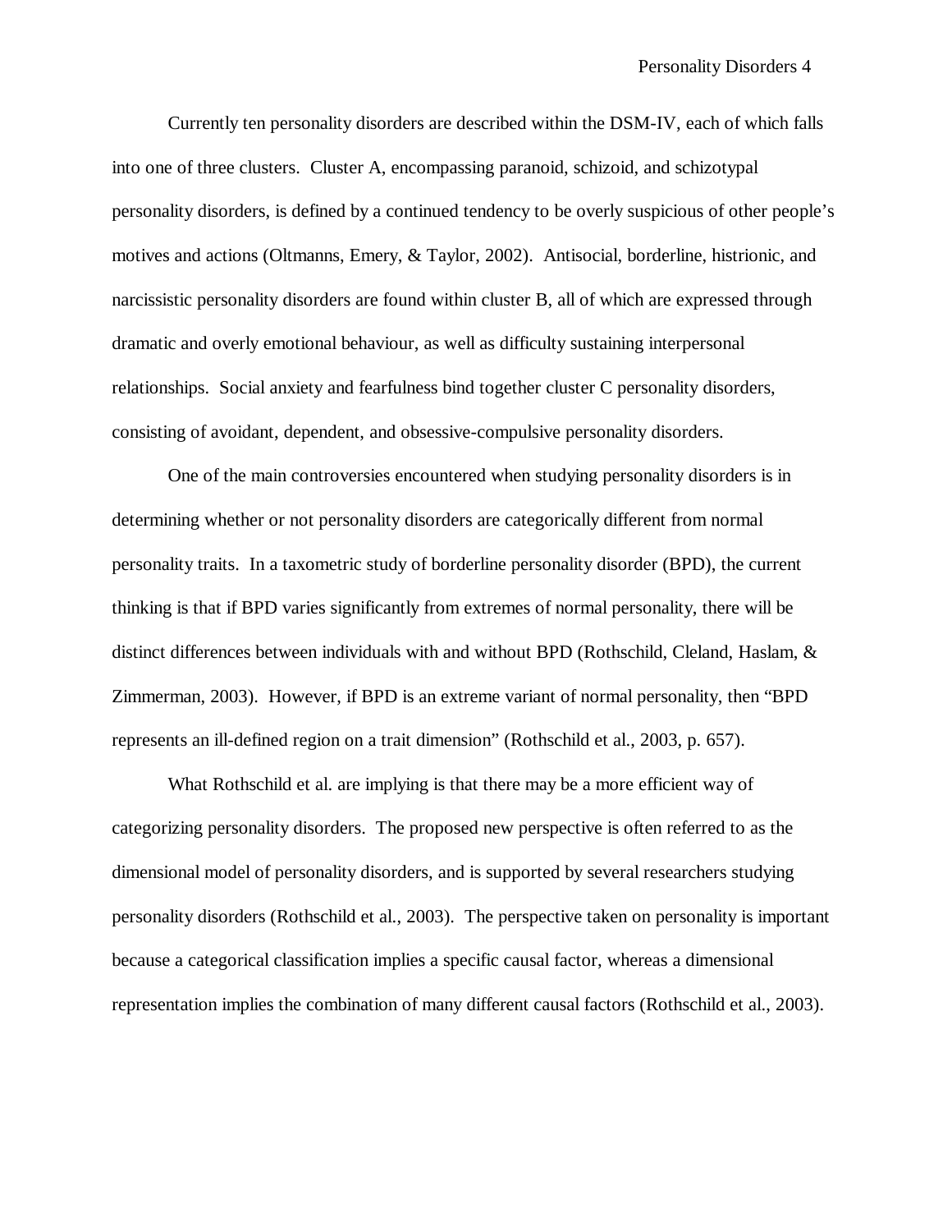Currently ten personality disorders are described within the DSM-IV, each of which falls into one of three clusters. Cluster A, encompassing paranoid, schizoid, and schizotypal personality disorders, is defined by a continued tendency to be overly suspicious of other people's motives and actions (Oltmanns, Emery, & Taylor, 2002). Antisocial, borderline, histrionic, and narcissistic personality disorders are found within cluster B, all of which are expressed through dramatic and overly emotional behaviour, as well as difficulty sustaining interpersonal relationships. Social anxiety and fearfulness bind together cluster C personality disorders, consisting of avoidant, dependent, and obsessive-compulsive personality disorders.

One of the main controversies encountered when studying personality disorders is in determining whether or not personality disorders are categorically different from normal personality traits. In a taxometric study of borderline personality disorder (BPD), the current thinking is that if BPD varies significantly from extremes of normal personality, there will be distinct differences between individuals with and without BPD (Rothschild, Cleland, Haslam, & Zimmerman, 2003). However, if BPD is an extreme variant of normal personality, then "BPD represents an ill-defined region on a trait dimension" (Rothschild et al., 2003, p. 657).

What Rothschild et al. are implying is that there may be a more efficient way of categorizing personality disorders. The proposed new perspective is often referred to as the dimensional model of personality disorders, and is supported by several researchers studying personality disorders (Rothschild et al., 2003). The perspective taken on personality is important because a categorical classification implies a specific causal factor, whereas a dimensional representation implies the combination of many different causal factors (Rothschild et al., 2003).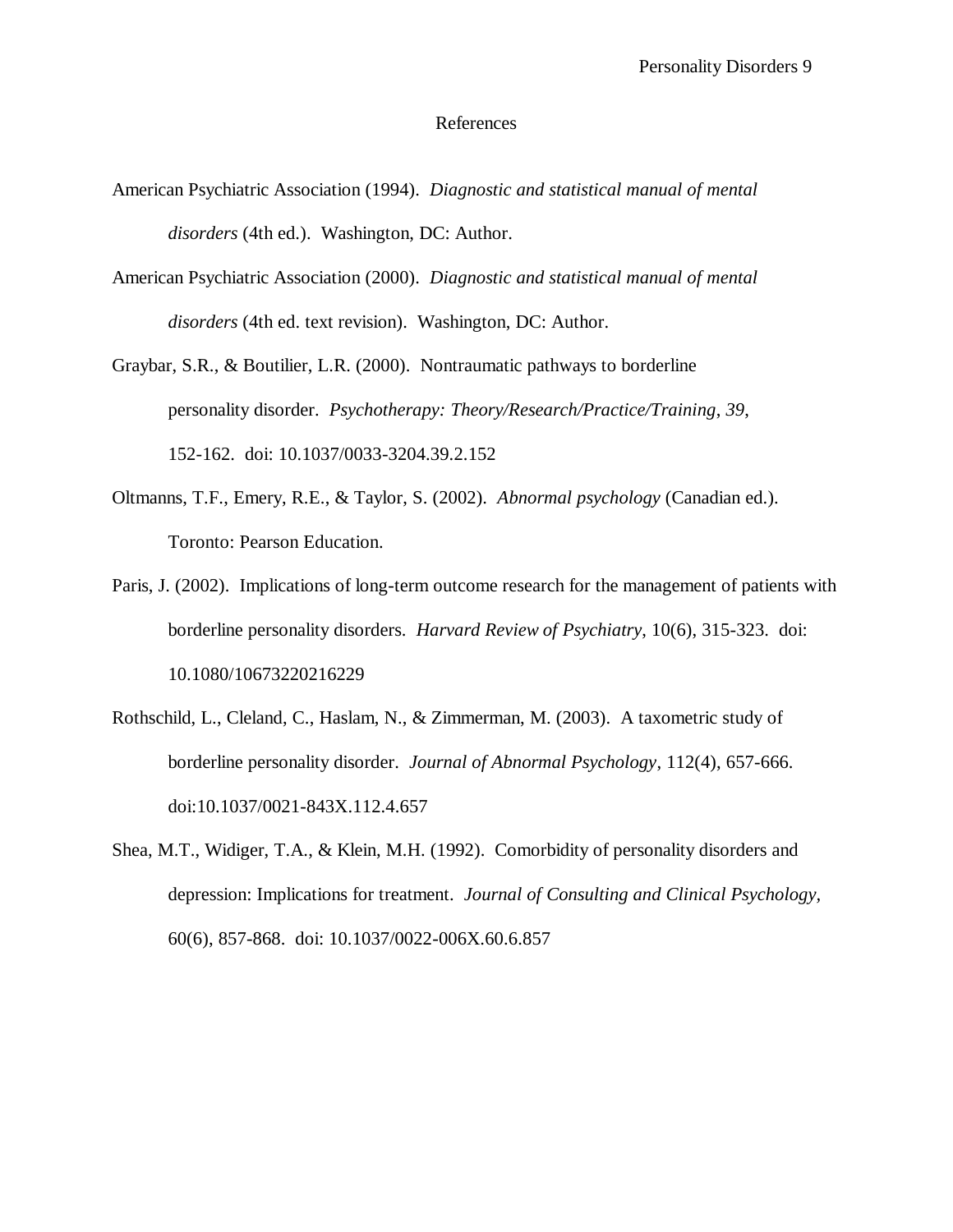# References

American Psychiatric Association (1994). *Diagnostic and statistical manual of mental disorders* (4th ed.). Washington, DC: Author.

American Psychiatric Association (2000). *Diagnostic and statistical manual of mental disorders* (4th ed. text revision). Washington, DC: Author.

Graybar, S.R., & Boutilier, L.R. (2000). Nontraumatic pathways to borderline personality disorder. *Psychotherapy: Theory/Research/Practice/Training*, *39*, 152-162. doi: 10.1037/0033-3204.39.2.152

Oltmanns, T.F., Emery, R.E., & Taylor, S. (2002). *Abnormal psychology* (Canadian ed.). Toronto: Pearson Education.

Paris, J. (2002). Implications of long-term outcome research for the management of patients with borderline personality disorders. *Harvard Review of Psychiatry*, 10(6), 315-323. doi: 10.1080/10673220216229

Rothschild, L., Cleland, C., Haslam, N., & Zimmerman, M. (2003). A taxometric study of borderline personality disorder. *Journal of Abnormal Psychology*, 112(4), 657-666. doi:10.1037/0021-843X.112.4.657

Shea, M.T., Widiger, T.A., & Klein, M.H. (1992). Comorbidity of personality disorders and depression: Implications for treatment. *Journal of Consulting and Clinical Psychology*, 60(6), 857-868. doi: 10.1037/0022-006X.60.6.857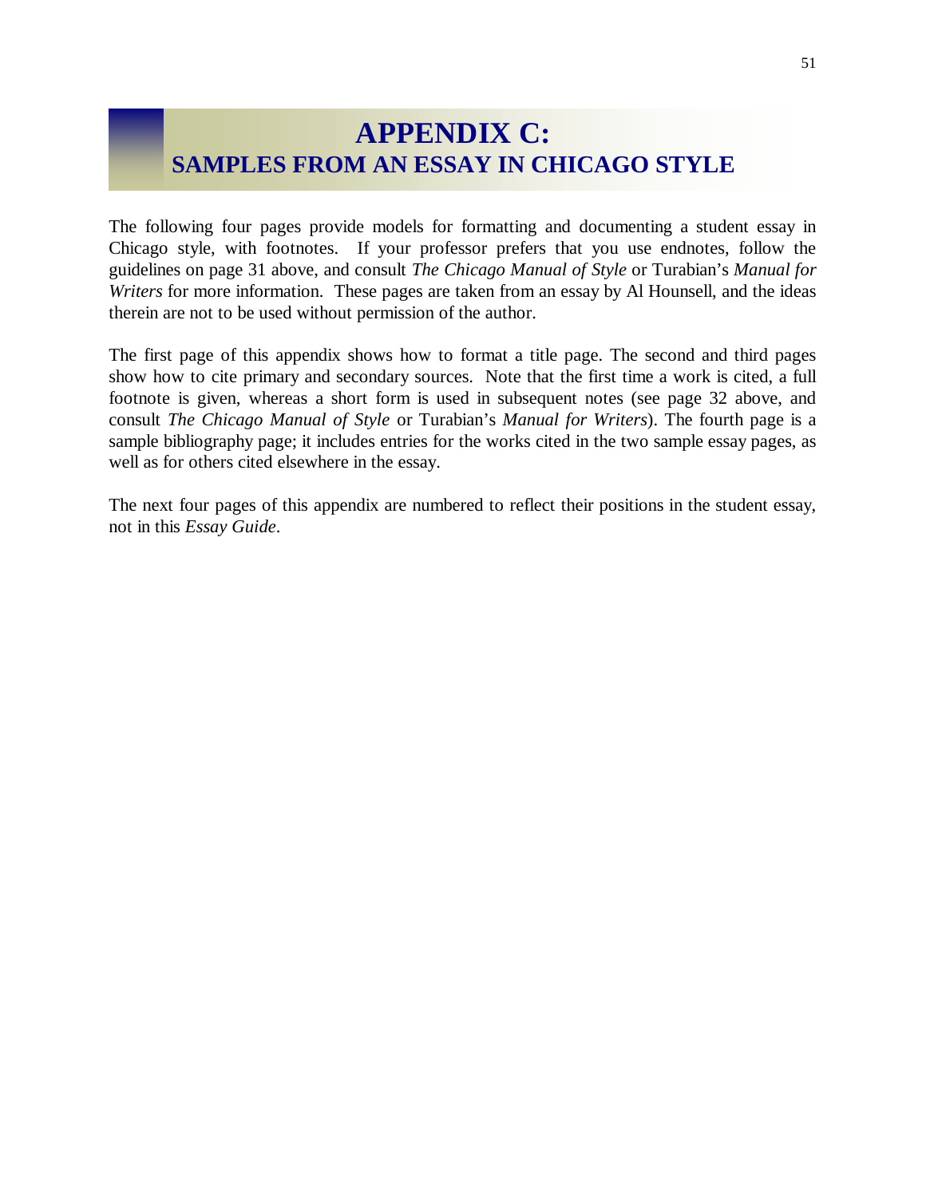# APPENDIX C:
## SAMPLES FROM AN ESSAY IN CHICAGO STYLE

The following four pages provide models for formatting and documenting a student essay in Chicago style, with footnotes. If your professor prefers that you use endnotes, follow the guidelines on page 31 above, and consult *The Chicago Manual of Style* or Turabian's *Manual for Writers* for more information. These pages are taken from an essay by Al Hounsell, and the ideas therein are not to be used without permission of the author.

The first page of this appendix shows how to format a title page. The second and third pages show how to cite primary and secondary sources. Note that the first time a work is cited, a full footnote is given, whereas a short form is used in subsequent notes (see page 32 above, and consult *The Chicago Manual of Style* or Turabian's *Manual for Writers*). The fourth page is a sample bibliography page; it includes entries for the works cited in the two sample essay pages, as well as for others cited elsewhere in the essay.

The next four pages of this appendix are numbered to reflect their positions in the student essay, not in this *Essay Guide*.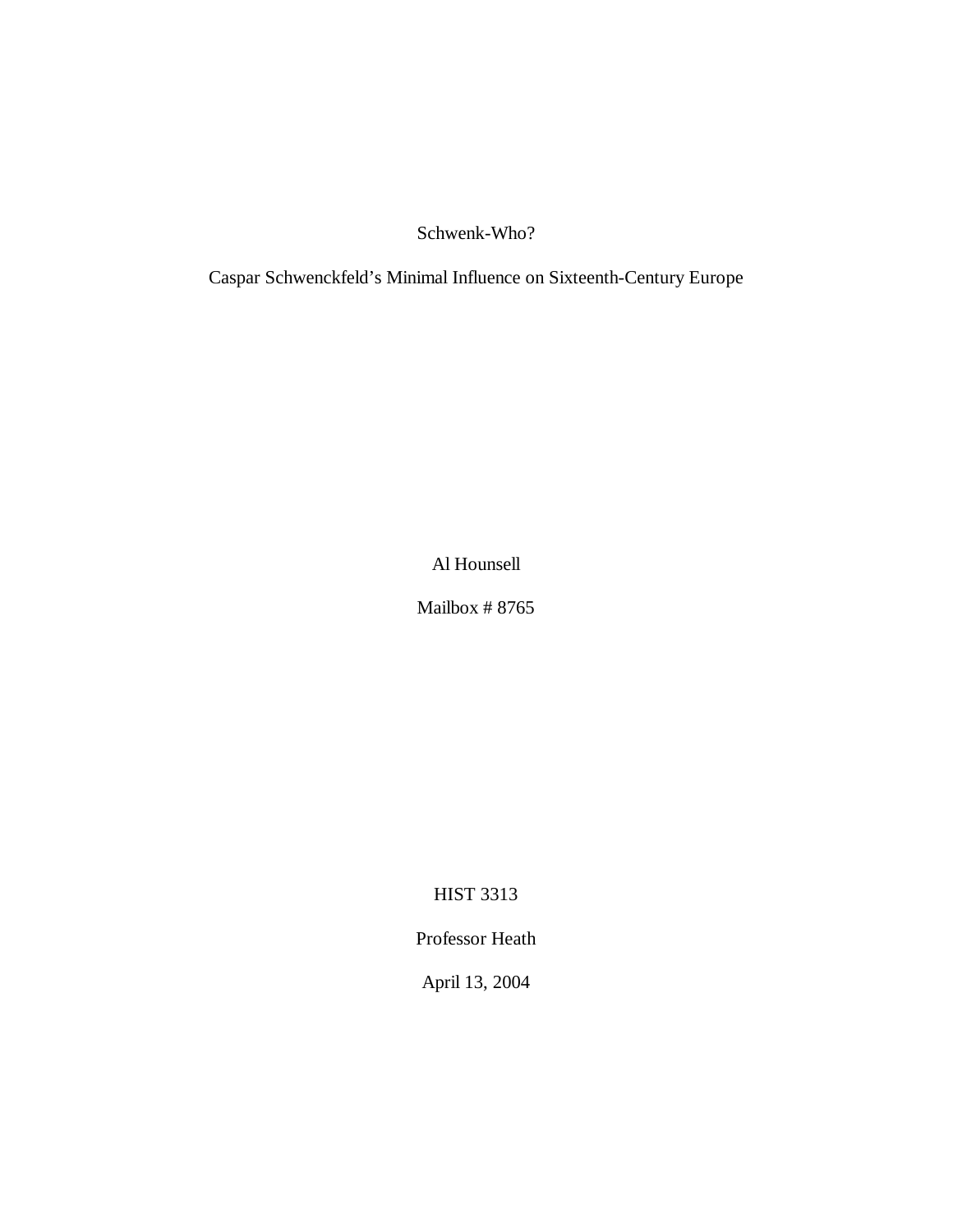# Schwenk-Who?

## Caspar Schwenckfeld's Minimal Influence on Sixteenth-Century Europe

Al Hounsell

Mailbox # 8765

HIST 3313

Professor Heath

April 13, 2004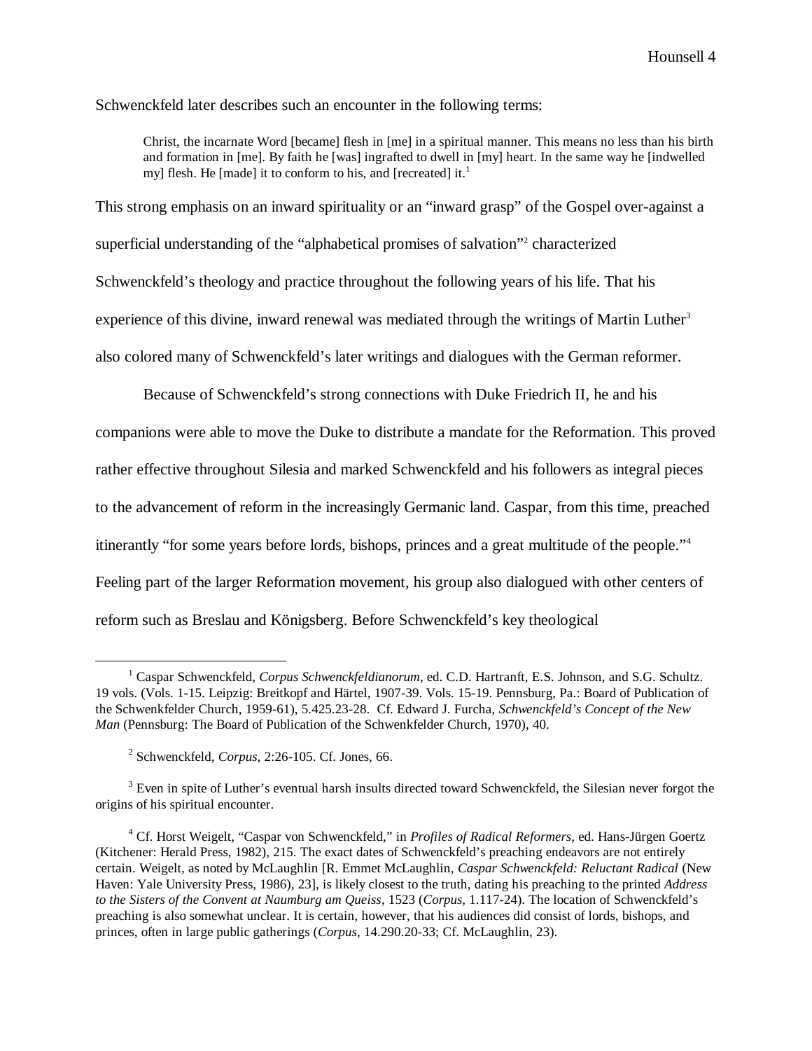Schwenckfeld later describes such an encounter in the following terms:

> Christ, the incarnate Word [became] flesh in [me] in a spiritual manner. This means no less than his birth and formation in [me]. By faith he [was] ingrafted to dwell in [my] heart. In the same way he [indwelled my] flesh. He [made] it to conform to his, and [recreated] it.[1]

This strong emphasis on an inward spirituality or an "inward grasp" of the Gospel over-against a superficial understanding of the "alphabetical promises of salvation"[2] characterized Schwenckfeld's theology and practice throughout the following years of his life. That his experience of this divine, inward renewal was mediated through the writings of Martin Luther[3] also colored many of Schwenckfeld's later writings and dialogues with the German reformer.

Because of Schwenckfeld's strong connections with Duke Friedrich II, he and his companions were able to move the Duke to distribute a mandate for the Reformation. This proved rather effective throughout Silesia and marked Schwenckfeld and his followers as integral pieces to the advancement of reform in the increasingly Germanic land. Caspar, from this time, preached itinerantly "for some years before lords, bishops, princes and a great multitude of the people."[4] Feeling part of the larger Reformation movement, his group also dialogued with other centers of reform such as Breslau and Königsberg. Before Schwenckfeld's key theological

---

[1] Caspar Schwenckfeld, *Corpus Schwenckfeldianorum*, ed. C.D. Hartranft, E.S. Johnson, and S.G. Schultz. 19 vols. (Vols. 1-15. Leipzig: Breitkopf and Härtel, 1907-39. Vols. 15-19. Pennsburg, Pa.: Board of Publication of the Schwenkfelder Church, 1959-61), 5.425.23-28. Cf. Edward J. Furcha, *Schwenckfeld's Concept of the New Man* (Pennsburg: The Board of Publication of the Schwenkfelder Church, 1970), 40.

[2] Schwenckfeld, *Corpus*, 2:26-105. Cf. Jones, 66.

[3] Even in spite of Luther's eventual harsh insults directed toward Schwenckfeld, the Silesian never forgot the origins of his spiritual encounter.

[4] Cf. Horst Weigelt, "Caspar von Schwenckfeld," in *Profiles of Radical Reformers*, ed. Hans-Jürgen Goertz (Kitchener: Herald Press, 1982), 215. The exact dates of Schwenckfeld's preaching endeavors are not entirely certain. Weigelt, as noted by McLaughlin [R. Emmet McLaughlin, *Caspar Schwenckfeld: Reluctant Radical* (New Haven: Yale University Press, 1986), 23], is likely closest to the truth, dating his preaching to the printed *Address to the Sisters of the Convent at Naumburg am Queiss*, 1523 (*Corpus*, 1.117-24). The location of Schwenckfeld's preaching is also somewhat unclear. It is certain, however, that his audiences did consist of lords, bishops, and princes, often in large public gatherings (*Corpus*, 14.290.20-33; Cf. McLaughlin, 23).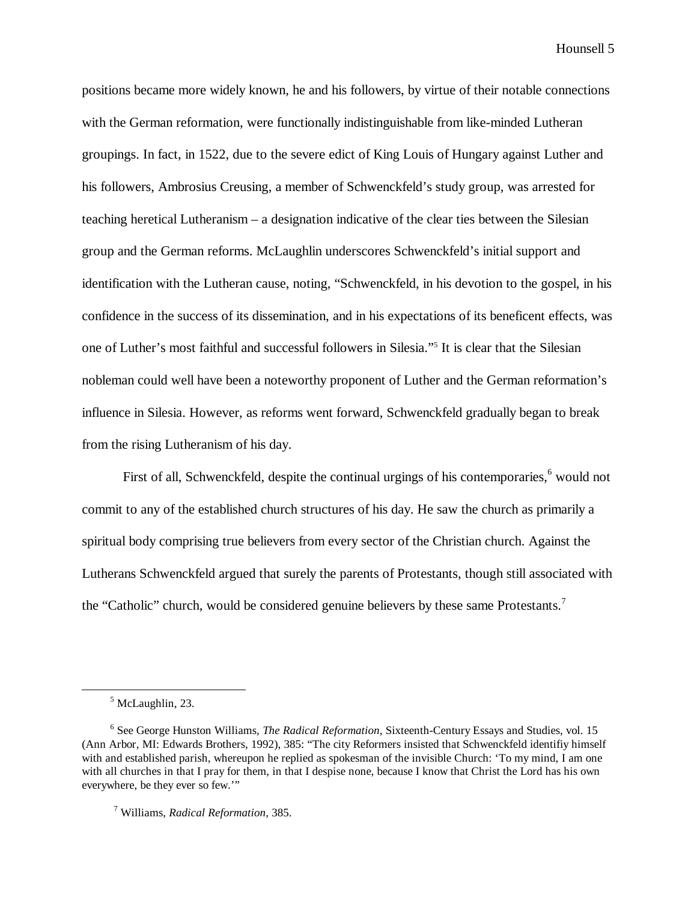positions became more widely known, he and his followers, by virtue of their notable connections with the German reformation, were functionally indistinguishable from like-minded Lutheran groupings. In fact, in 1522, due to the severe edict of King Louis of Hungary against Luther and his followers, Ambrosius Creusing, a member of Schwenckfeld's study group, was arrested for teaching heretical Lutheranism – a designation indicative of the clear ties between the Silesian group and the German reforms. McLaughlin underscores Schwenckfeld's initial support and identification with the Lutheran cause, noting, "Schwenckfeld, in his devotion to the gospel, in his confidence in the success of its dissemination, and in his expectations of its beneficent effects, was one of Luther's most faithful and successful followers in Silesia."[5] It is clear that the Silesian nobleman could well have been a noteworthy proponent of Luther and the German reformation's influence in Silesia. However, as reforms went forward, Schwenckfeld gradually began to break from the rising Lutheranism of his day.

First of all, Schwenckfeld, despite the continual urgings of his contemporaries,[6] would not commit to any of the established church structures of his day. He saw the church as primarily a spiritual body comprising true believers from every sector of the Christian church. Against the Lutherans Schwenckfeld argued that surely the parents of Protestants, though still associated with the "Catholic" church, would be considered genuine believers by these same Protestants.[7]

---

[5] McLaughlin, 23.

[6] See George Hunston Williams, *The Radical Reformation*, Sixteenth-Century Essays and Studies, vol. 15 (Ann Arbor, MI: Edwards Brothers, 1992), 385: "The city Reformers insisted that Schwenckfeld identifiy himself with and established parish, whereupon he replied as spokesman of the invisible Church: 'To my mind, I am one with all churches in that I pray for them, in that I despise none, because I know that Christ the Lord has his own everywhere, be they ever so few.'"

[7] Williams, *Radical Reformation*, 385.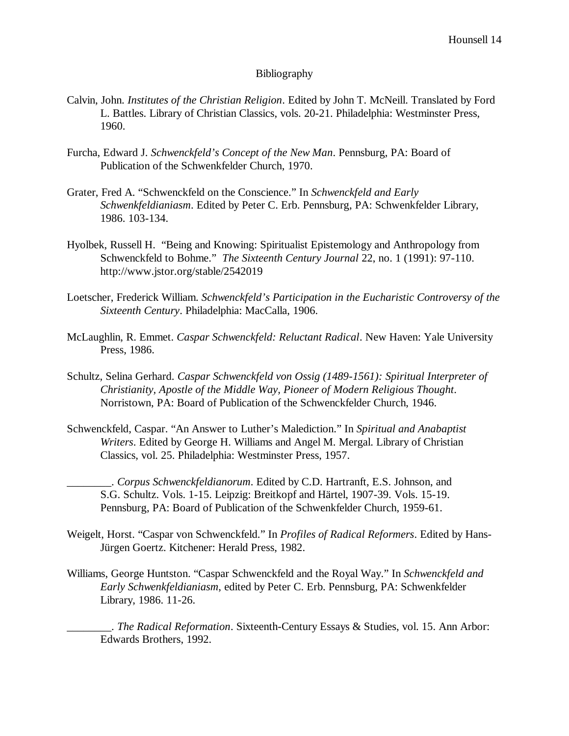# Bibliography

Calvin, John. *Institutes of the Christian Religion*. Edited by John T. McNeill. Translated by Ford L. Battles. Library of Christian Classics, vols. 20-21. Philadelphia: Westminster Press, 1960.

Furcha, Edward J. *Schwenckfeld's Concept of the New Man*. Pennsburg, PA: Board of Publication of the Schwenkfelder Church, 1970.

Grater, Fred A. "Schwenckfeld on the Conscience." In *Schwenckfeld and Early Schwenkfeldianiasm*. Edited by Peter C. Erb. Pennsburg, PA: Schwenkfelder Library, 1986. 103-134.

Hyolbek, Russell H. "Being and Knowing: Spiritualist Epistemology and Anthropology from Schwenckfeld to Bohme." *The Sixteenth Century Journal* 22, no. 1 (1991): 97-110. http://www.jstor.org/stable/2542019

Loetscher, Frederick William. *Schwenckfeld's Participation in the Eucharistic Controversy of the Sixteenth Century*. Philadelphia: MacCalla, 1906.

McLaughlin, R. Emmet. *Caspar Schwenckfeld: Reluctant Radical*. New Haven: Yale University Press, 1986.

Schultz, Selina Gerhard. *Caspar Schwenckfeld von Ossig (1489-1561): Spiritual Interpreter of Christianity, Apostle of the Middle Way, Pioneer of Modern Religious Thought*. Norristown, PA: Board of Publication of the Schwenckfelder Church, 1946.

Schwenckfeld, Caspar. "An Answer to Luther's Malediction." In *Spiritual and Anabaptist Writers*. Edited by George H. Williams and Angel M. Mergal. Library of Christian Classics, vol. 25. Philadelphia: Westminster Press, 1957.

________. *Corpus Schwenckfeldianorum*. Edited by C.D. Hartranft, E.S. Johnson, and S.G. Schultz. Vols. 1-15. Leipzig: Breitkopf and Härtel, 1907-39. Vols. 15-19. Pennsburg, PA: Board of Publication of the Schwenkfelder Church, 1959-61.

Weigelt, Horst. "Caspar von Schwenckfeld." In *Profiles of Radical Reformers*. Edited by Hans-Jürgen Goertz. Kitchener: Herald Press, 1982.

Williams, George Huntston. "Caspar Schwenckfeld and the Royal Way." In *Schwenckfeld and Early Schwenkfeldianiasm*, edited by Peter C. Erb. Pennsburg, PA: Schwenkfelder Library, 1986. 11-26.

________. *The Radical Reformation*. Sixteenth-Century Essays & Studies, vol. 15. Ann Arbor: Edwards Brothers, 1992.